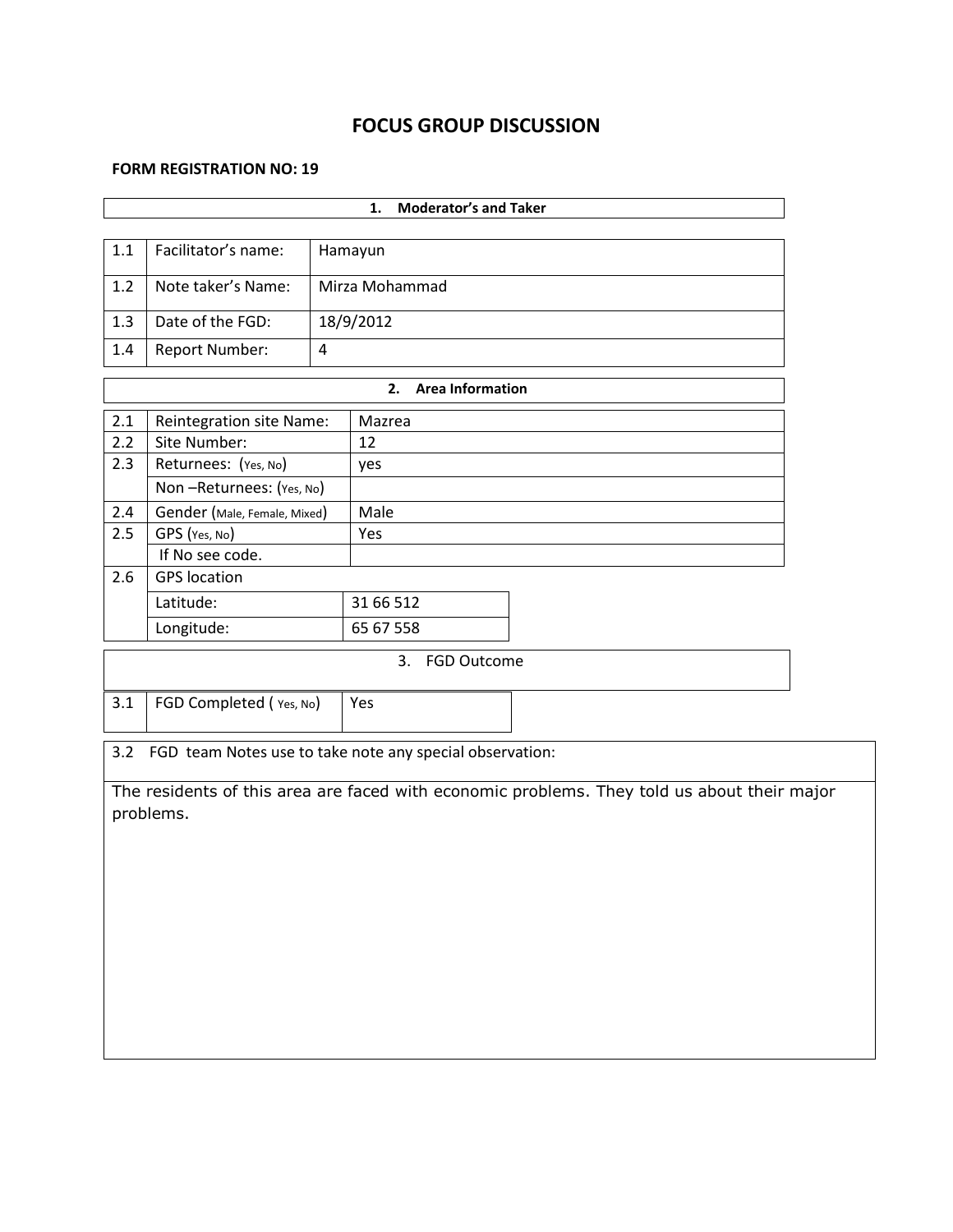# FOCUS GROUP DISCUSSION

**FORM REGISTRATION NO: 19**

| **1. Moderator's and Taker** | | |
|---|---|---|
| 1.1 | Facilitator's name: | Hamayun |
| 1.2 | Note taker's Name: | Mirza Mohammad |
| 1.3 | Date of the FGD: | 18/9/2012 |
| 1.4 | Report Number: | 4 |

| **2. Area Information** | | |
|---|---|---|
| 2.1 | Reintegration site Name: | Mazrea |
| 2.2 | Site Number: | 12 |
| 2.3 | Returnees: (Yes, No) | yes |
| | Non –Returnees: (Yes, No) | |
| 2.4 | Gender (Male, Female, Mixed) | Male |
| 2.5 | GPS (Yes, No) | Yes |
| | If No see code. | |
| 2.6 | GPS location | |
| | Latitude: | 31 66 512 |
| | Longitude: | 65 67 558 |

| 3. FGD Outcome | | |
|---|---|---|
| 3.1 | FGD Completed ( Yes, No) | Yes |

3.2 FGD team Notes use to take note any special observation:

The residents of this area are faced with economic problems. They told us about their major problems.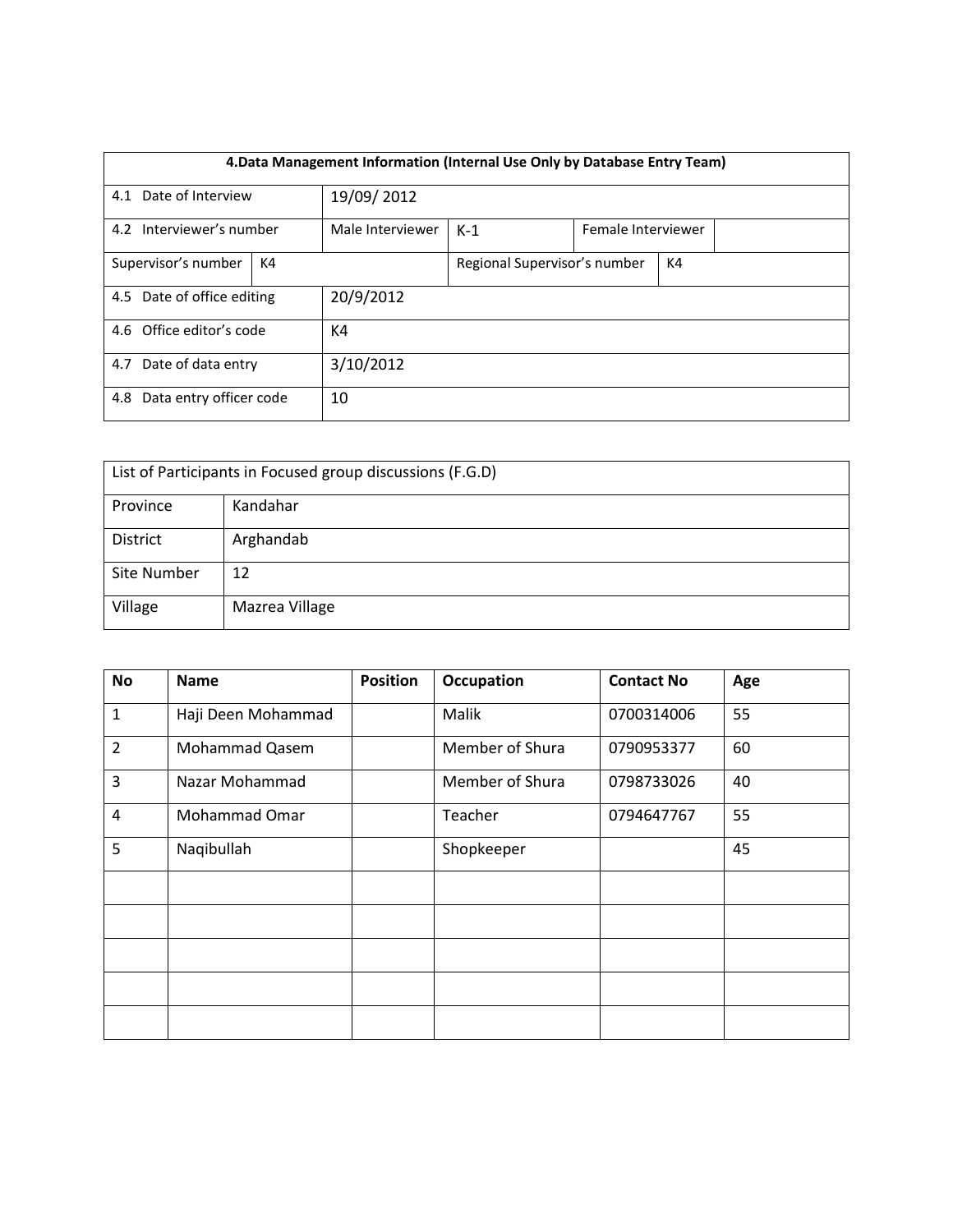| 4.Data Management Information (Internal Use Only by Database Entry Team) | | | | | |
|---|---|---|---|---|---|
| 4.1 Date of Interview | | 19/09/ 2012 | | | |
| 4.2 Interviewer's number | | Male Interviewer | K-1 | Female Interviewer | |
| Supervisor's number | K4 | | Regional Supervisor's number | | K4 |
| 4.5 Date of office editing | | 20/9/2012 | | | |
| 4.6 Office editor's code | | K4 | | | |
| 4.7 Date of data entry | | 3/10/2012 | | | |
| 4.8 Data entry officer code | | 10 | | | |

| List of Participants in Focused group discussions (F.G.D) | |
|---|---|
| Province | Kandahar |
| District | Arghandab |
| Site Number | 12 |
| Village | Mazrea Village |

| No | Name | Position | Occupation | Contact No | Age |
|---|---|---|---|---|---|
| 1 | Haji Deen Mohammad | | Malik | 0700314006 | 55 |
| 2 | Mohammad Qasem | | Member of Shura | 0790953377 | 60 |
| 3 | Nazar Mohammad | | Member of Shura | 0798733026 | 40 |
| 4 | Mohammad Omar | | Teacher | 0794647767 | 55 |
| 5 | Naqibullah | | Shopkeeper | | 45 |
| | | | | | |
| | | | | | |
| | | | | | |
| | | | | | |
| | | | | | |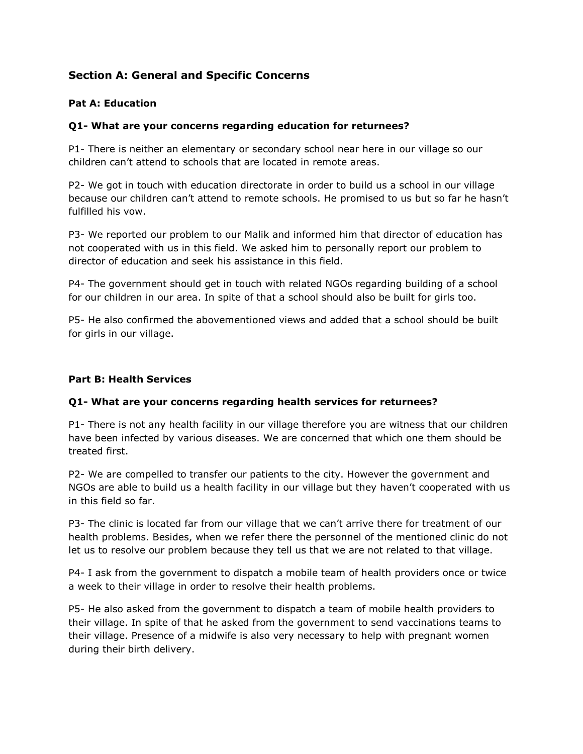## Section A: General and Specific Concerns

### Pat A: Education

#### Q1- What are your concerns regarding education for returnees?

P1- There is neither an elementary or secondary school near here in our village so our children can't attend to schools that are located in remote areas.

P2- We got in touch with education directorate in order to build us a school in our village because our children can't attend to remote schools. He promised to us but so far he hasn't fulfilled his vow.

P3- We reported our problem to our Malik and informed him that director of education has not cooperated with us in this field. We asked him to personally report our problem to director of education and seek his assistance in this field.

P4- The government should get in touch with related NGOs regarding building of a school for our children in our area. In spite of that a school should also be built for girls too.

P5- He also confirmed the abovementioned views and added that a school should be built for girls in our village.

### Part B: Health Services

#### Q1- What are your concerns regarding health services for returnees?

P1- There is not any health facility in our village therefore you are witness that our children have been infected by various diseases. We are concerned that which one them should be treated first.

P2- We are compelled to transfer our patients to the city. However the government and NGOs are able to build us a health facility in our village but they haven't cooperated with us in this field so far.

P3- The clinic is located far from our village that we can't arrive there for treatment of our health problems. Besides, when we refer there the personnel of the mentioned clinic do not let us to resolve our problem because they tell us that we are not related to that village.

P4- I ask from the government to dispatch a mobile team of health providers once or twice a week to their village in order to resolve their health problems.

P5- He also asked from the government to dispatch a team of mobile health providers to their village. In spite of that he asked from the government to send vaccinations teams to their village. Presence of a midwife is also very necessary to help with pregnant women during their birth delivery.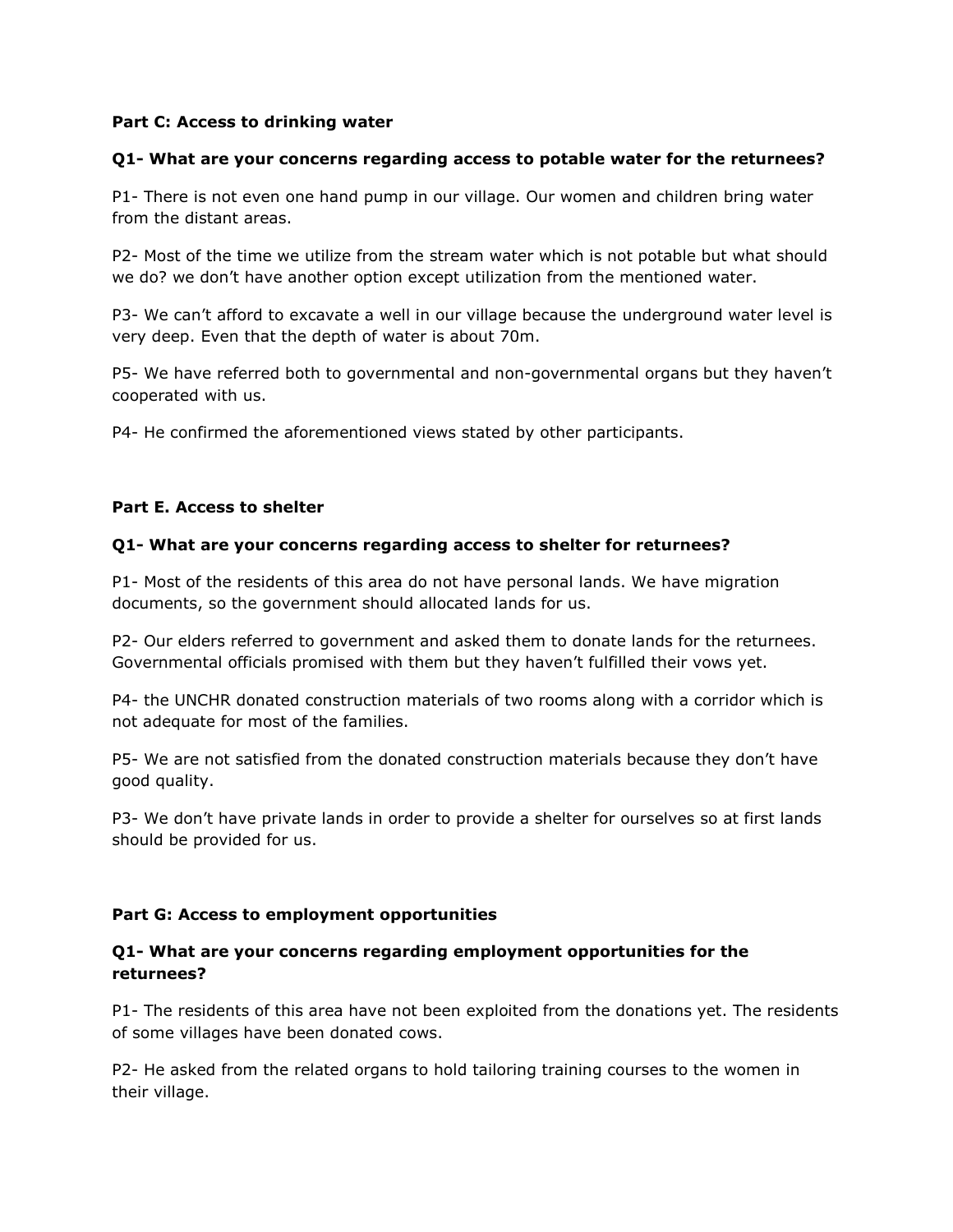**Part C: Access to drinking water**

**Q1- What are your concerns regarding access to potable water for the returnees?**

P1- There is not even one hand pump in our village. Our women and children bring water from the distant areas.

P2- Most of the time we utilize from the stream water which is not potable but what should we do? we don't have another option except utilization from the mentioned water.

P3- We can't afford to excavate a well in our village because the underground water level is very deep. Even that the depth of water is about 70m.

P5- We have referred both to governmental and non-governmental organs but they haven't cooperated with us.

P4- He confirmed the aforementioned views stated by other participants.

**Part E. Access to shelter**

**Q1- What are your concerns regarding access to shelter for returnees?**

P1- Most of the residents of this area do not have personal lands. We have migration documents, so the government should allocated lands for us.

P2- Our elders referred to government and asked them to donate lands for the returnees. Governmental officials promised with them but they haven't fulfilled their vows yet.

P4- the UNCHR donated construction materials of two rooms along with a corridor which is not adequate for most of the families.

P5- We are not satisfied from the donated construction materials because they don't have good quality.

P3- We don't have private lands in order to provide a shelter for ourselves so at first lands should be provided for us.

**Part G: Access to employment opportunities**

**Q1- What are your concerns regarding employment opportunities for the returnees?**

P1- The residents of this area have not been exploited from the donations yet. The residents of some villages have been donated cows.

P2- He asked from the related organs to hold tailoring training courses to the women in their village.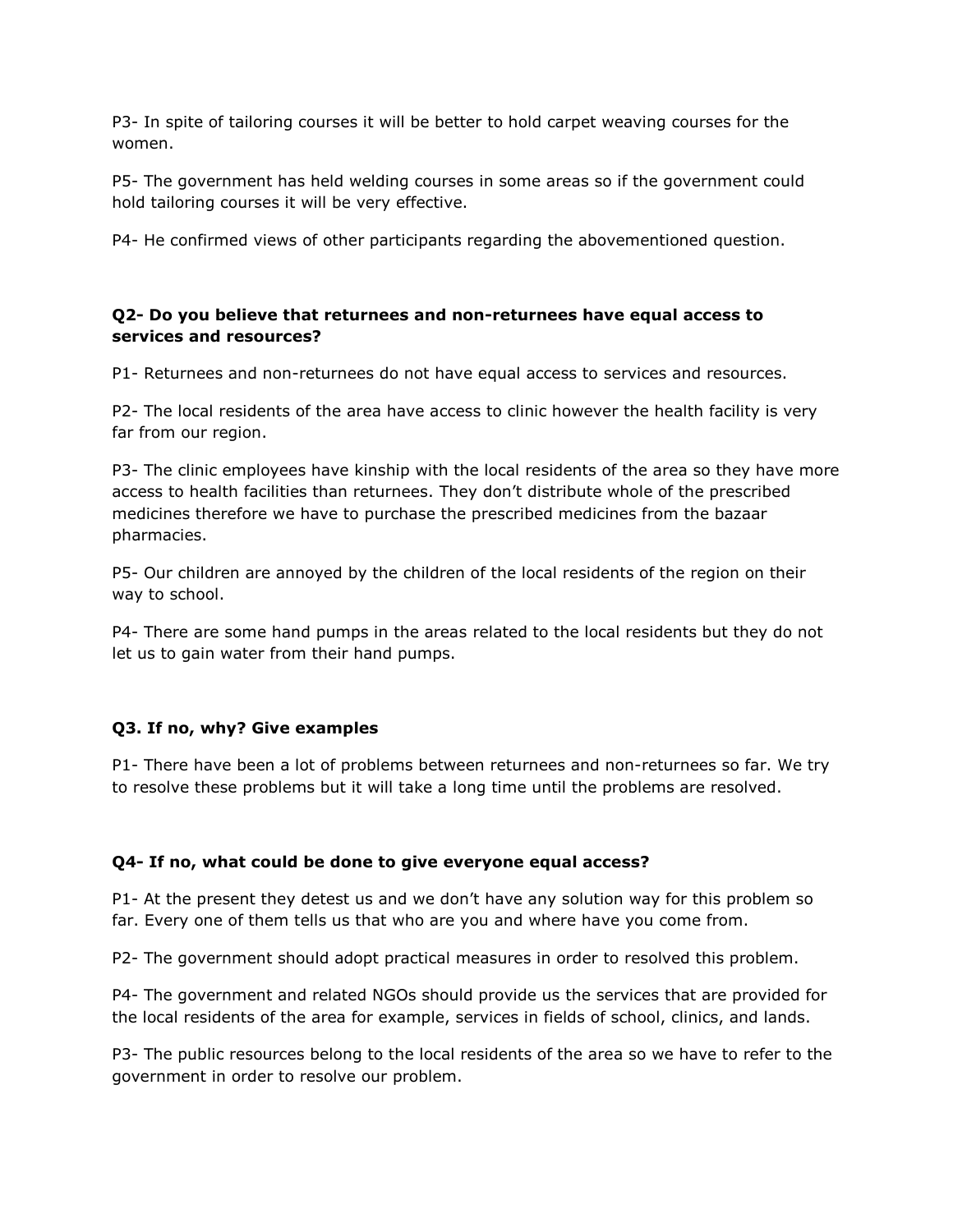P3- In spite of tailoring courses it will be better to hold carpet weaving courses for the women.

P5- The government has held welding courses in some areas so if the government could hold tailoring courses it will be very effective.

P4- He confirmed views of other participants regarding the abovementioned question.

**Q2- Do you believe that returnees and non-returnees have equal access to services and resources?**

P1- Returnees and non-returnees do not have equal access to services and resources.

P2- The local residents of the area have access to clinic however the health facility is very far from our region.

P3- The clinic employees have kinship with the local residents of the area so they have more access to health facilities than returnees. They don't distribute whole of the prescribed medicines therefore we have to purchase the prescribed medicines from the bazaar pharmacies.

P5- Our children are annoyed by the children of the local residents of the region on their way to school.

P4- There are some hand pumps in the areas related to the local residents but they do not let us to gain water from their hand pumps.

**Q3. If no, why? Give examples**

P1- There have been a lot of problems between returnees and non-returnees so far. We try to resolve these problems but it will take a long time until the problems are resolved.

**Q4- If no, what could be done to give everyone equal access?**

P1- At the present they detest us and we don't have any solution way for this problem so far. Every one of them tells us that who are you and where have you come from.

P2- The government should adopt practical measures in order to resolved this problem.

P4- The government and related NGOs should provide us the services that are provided for the local residents of the area for example, services in fields of school, clinics, and lands.

P3- The public resources belong to the local residents of the area so we have to refer to the government in order to resolve our problem.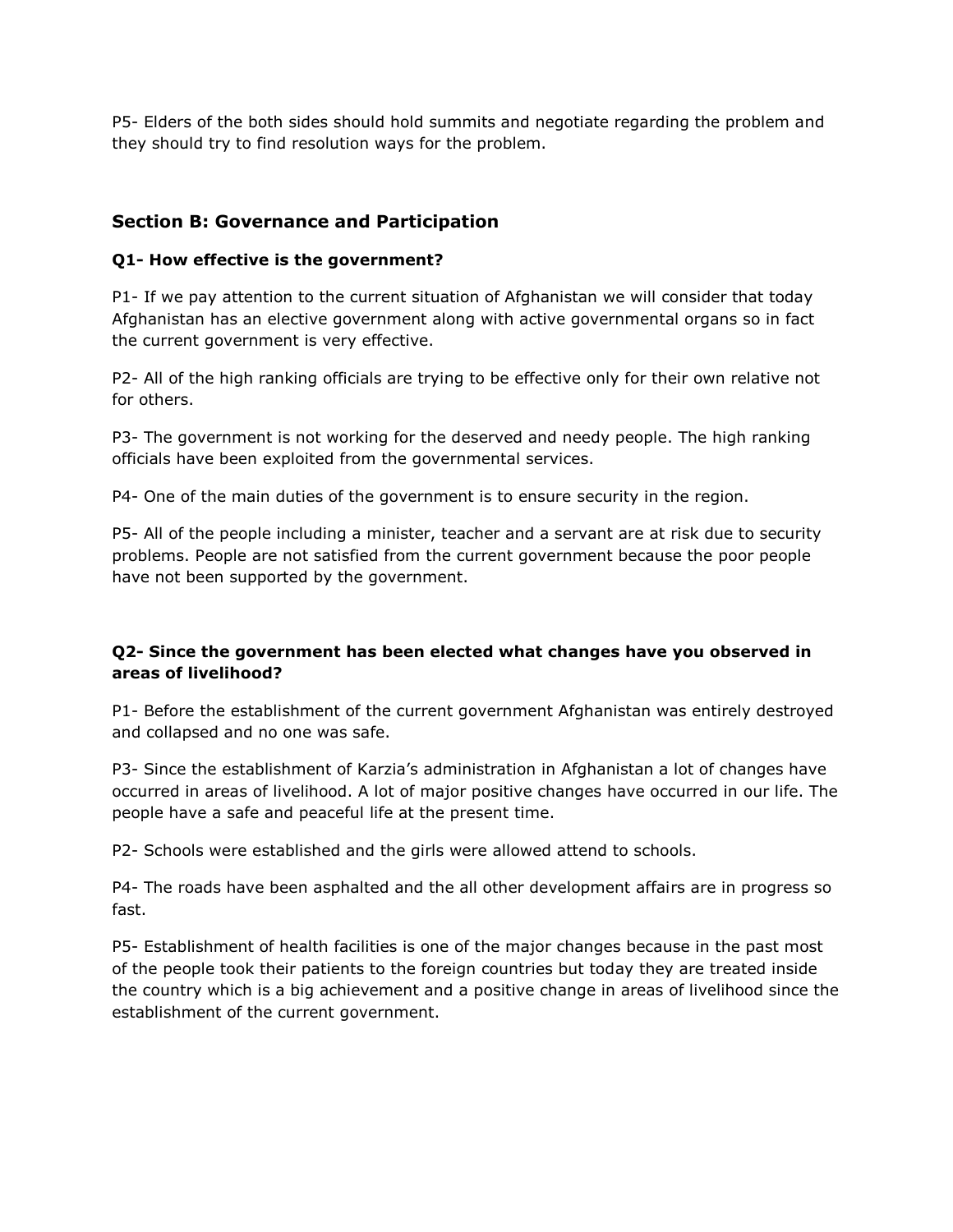P5- Elders of the both sides should hold summits and negotiate regarding the problem and they should try to find resolution ways for the problem.

## Section B: Governance and Participation

### Q1- How effective is the government?

P1- If we pay attention to the current situation of Afghanistan we will consider that today Afghanistan has an elective government along with active governmental organs so in fact the current government is very effective.

P2- All of the high ranking officials are trying to be effective only for their own relative not for others.

P3- The government is not working for the deserved and needy people. The high ranking officials have been exploited from the governmental services.

P4- One of the main duties of the government is to ensure security in the region.

P5- All of the people including a minister, teacher and a servant are at risk due to security problems. People are not satisfied from the current government because the poor people have not been supported by the government.

### Q2- Since the government has been elected what changes have you observed in areas of livelihood?

P1- Before the establishment of the current government Afghanistan was entirely destroyed and collapsed and no one was safe.

P3- Since the establishment of Karzia's administration in Afghanistan a lot of changes have occurred in areas of livelihood. A lot of major positive changes have occurred in our life. The people have a safe and peaceful life at the present time.

P2- Schools were established and the girls were allowed attend to schools.

P4- The roads have been asphalted and the all other development affairs are in progress so fast.

P5- Establishment of health facilities is one of the major changes because in the past most of the people took their patients to the foreign countries but today they are treated inside the country which is a big achievement and a positive change in areas of livelihood since the establishment of the current government.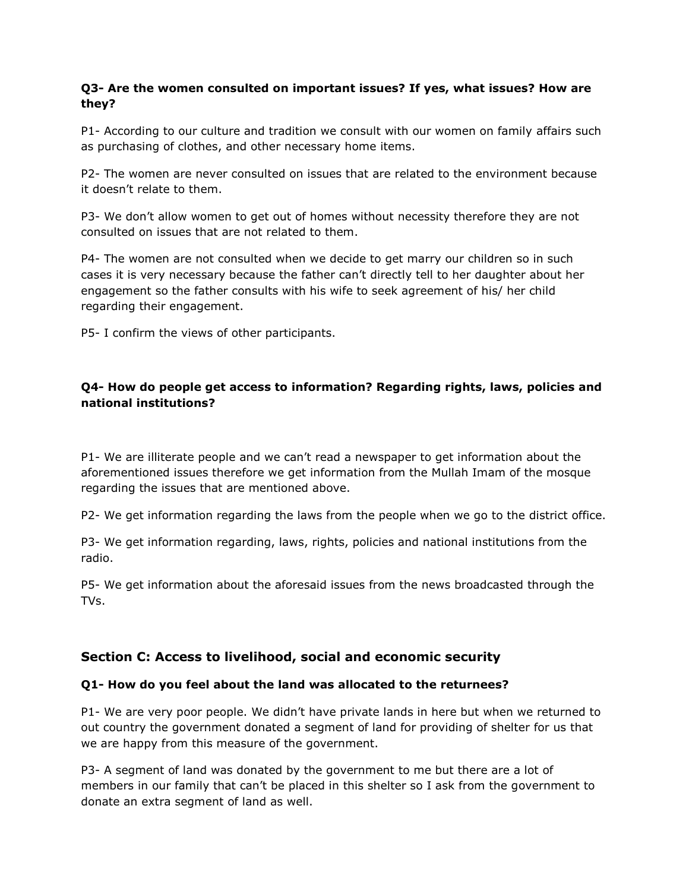**Q3- Are the women consulted on important issues? If yes, what issues? How are they?**

P1- According to our culture and tradition we consult with our women on family affairs such as purchasing of clothes, and other necessary home items.

P2- The women are never consulted on issues that are related to the environment because it doesn't relate to them.

P3- We don't allow women to get out of homes without necessity therefore they are not consulted on issues that are not related to them.

P4- The women are not consulted when we decide to get marry our children so in such cases it is very necessary because the father can't directly tell to her daughter about her engagement so the father consults with his wife to seek agreement of his/ her child regarding their engagement.

P5- I confirm the views of other participants.

**Q4- How do people get access to information? Regarding rights, laws, policies and national institutions?**

P1- We are illiterate people and we can't read a newspaper to get information about the aforementioned issues therefore we get information from the Mullah Imam of the mosque regarding the issues that are mentioned above.

P2- We get information regarding the laws from the people when we go to the district office.

P3- We get information regarding, laws, rights, policies and national institutions from the radio.

P5- We get information about the aforesaid issues from the news broadcasted through the TVs.

## Section C: Access to livelihood, social and economic security

**Q1- How do you feel about the land was allocated to the returnees?**

P1- We are very poor people. We didn't have private lands in here but when we returned to out country the government donated a segment of land for providing of shelter for us that we are happy from this measure of the government.

P3- A segment of land was donated by the government to me but there are a lot of members in our family that can't be placed in this shelter so I ask from the government to donate an extra segment of land as well.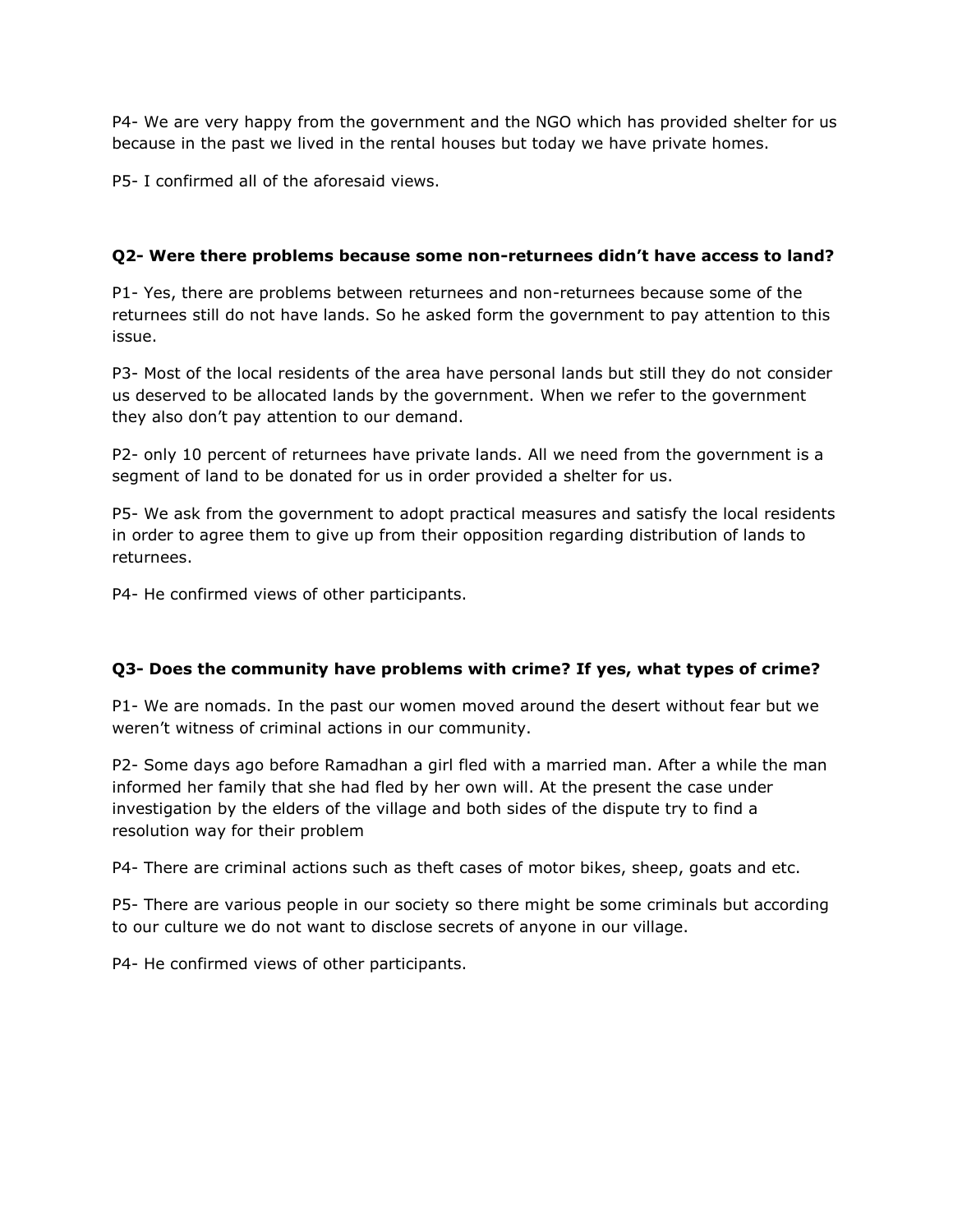P4- We are very happy from the government and the NGO which has provided shelter for us because in the past we lived in the rental houses but today we have private homes.

P5- I confirmed all of the aforesaid views.

**Q2- Were there problems because some non-returnees didn't have access to land?**

P1- Yes, there are problems between returnees and non-returnees because some of the returnees still do not have lands. So he asked form the government to pay attention to this issue.

P3- Most of the local residents of the area have personal lands but still they do not consider us deserved to be allocated lands by the government. When we refer to the government they also don't pay attention to our demand.

P2- only 10 percent of returnees have private lands. All we need from the government is a segment of land to be donated for us in order provided a shelter for us.

P5- We ask from the government to adopt practical measures and satisfy the local residents in order to agree them to give up from their opposition regarding distribution of lands to returnees.

P4- He confirmed views of other participants.

**Q3- Does the community have problems with crime? If yes, what types of crime?**

P1- We are nomads. In the past our women moved around the desert without fear but we weren't witness of criminal actions in our community.

P2- Some days ago before Ramadhan a girl fled with a married man. After a while the man informed her family that she had fled by her own will. At the present the case under investigation by the elders of the village and both sides of the dispute try to find a resolution way for their problem

P4- There are criminal actions such as theft cases of motor bikes, sheep, goats and etc.

P5- There are various people in our society so there might be some criminals but according to our culture we do not want to disclose secrets of anyone in our village.

P4- He confirmed views of other participants.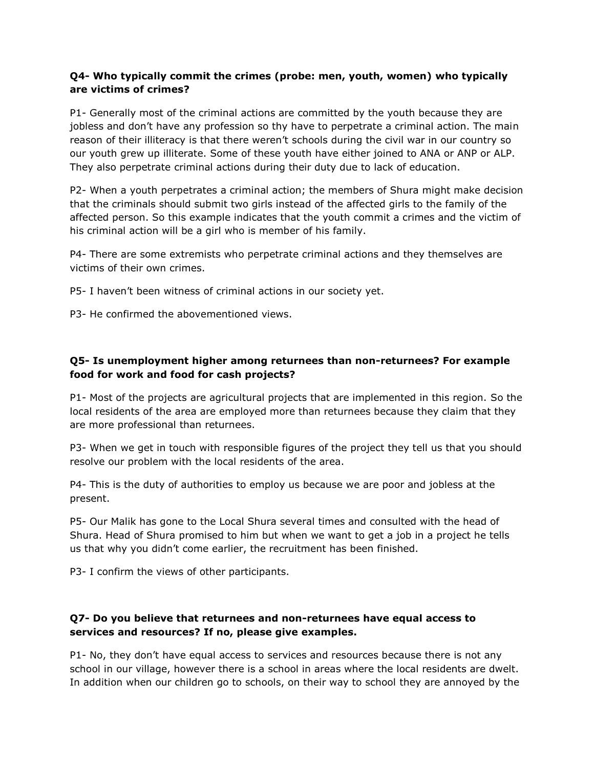**Q4- Who typically commit the crimes (probe: men, youth, women) who typically are victims of crimes?**

P1- Generally most of the criminal actions are committed by the youth because they are jobless and don't have any profession so thy have to perpetrate a criminal action. The main reason of their illiteracy is that there weren't schools during the civil war in our country so our youth grew up illiterate. Some of these youth have either joined to ANA or ANP or ALP. They also perpetrate criminal actions during their duty due to lack of education.

P2- When a youth perpetrates a criminal action; the members of Shura might make decision that the criminals should submit two girls instead of the affected girls to the family of the affected person. So this example indicates that the youth commit a crimes and the victim of his criminal action will be a girl who is member of his family.

P4- There are some extremists who perpetrate criminal actions and they themselves are victims of their own crimes.

P5- I haven't been witness of criminal actions in our society yet.

P3- He confirmed the abovementioned views.

**Q5- Is unemployment higher among returnees than non-returnees? For example food for work and food for cash projects?**

P1- Most of the projects are agricultural projects that are implemented in this region. So the local residents of the area are employed more than returnees because they claim that they are more professional than returnees.

P3- When we get in touch with responsible figures of the project they tell us that you should resolve our problem with the local residents of the area.

P4- This is the duty of authorities to employ us because we are poor and jobless at the present.

P5- Our Malik has gone to the Local Shura several times and consulted with the head of Shura. Head of Shura promised to him but when we want to get a job in a project he tells us that why you didn't come earlier, the recruitment has been finished.

P3- I confirm the views of other participants.

**Q7- Do you believe that returnees and non-returnees have equal access to services and resources? If no, please give examples.**

P1- No, they don't have equal access to services and resources because there is not any school in our village, however there is a school in areas where the local residents are dwelt. In addition when our children go to schools, on their way to school they are annoyed by the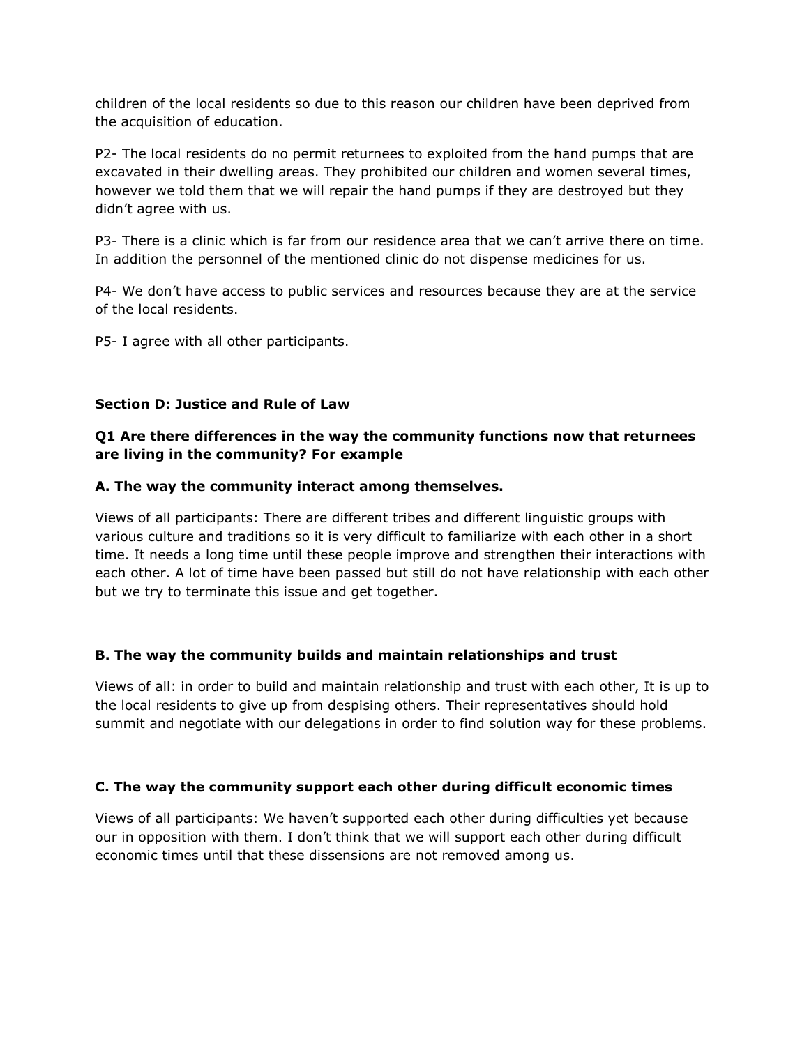children of the local residents so due to this reason our children have been deprived from the acquisition of education.

P2- The local residents do no permit returnees to exploited from the hand pumps that are excavated in their dwelling areas. They prohibited our children and women several times, however we told them that we will repair the hand pumps if they are destroyed but they didn't agree with us.

P3- There is a clinic which is far from our residence area that we can't arrive there on time. In addition the personnel of the mentioned clinic do not dispense medicines for us.

P4- We don't have access to public services and resources because they are at the service of the local residents.

P5- I agree with all other participants.

**Section D: Justice and Rule of Law**

**Q1 Are there differences in the way the community functions now that returnees are living in the community? For example**

**A. The way the community interact among themselves.**

Views of all participants: There are different tribes and different linguistic groups with various culture and traditions so it is very difficult to familiarize with each other in a short time. It needs a long time until these people improve and strengthen their interactions with each other. A lot of time have been passed but still do not have relationship with each other but we try to terminate this issue and get together.

**B. The way the community builds and maintain relationships and trust**

Views of all: in order to build and maintain relationship and trust with each other, It is up to the local residents to give up from despising others. Their representatives should hold summit and negotiate with our delegations in order to find solution way for these problems.

**C. The way the community support each other during difficult economic times**

Views of all participants: We haven't supported each other during difficulties yet because our in opposition with them. I don't think that we will support each other during difficult economic times until that these dissensions are not removed among us.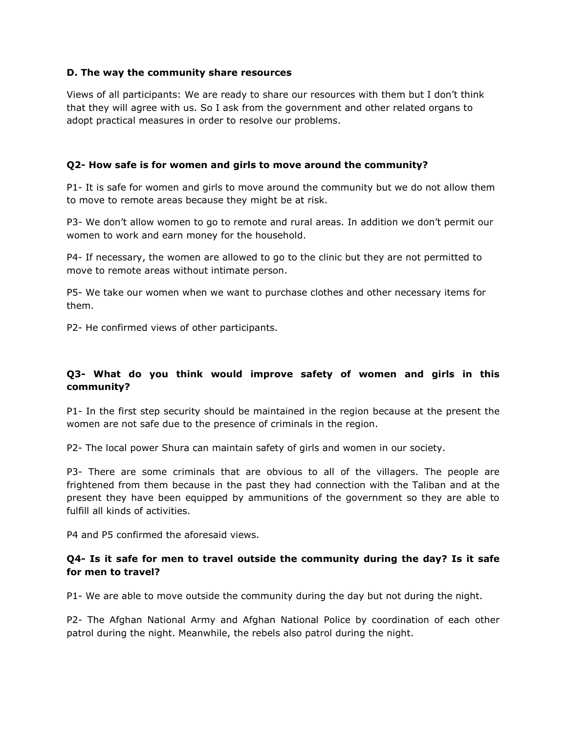**D. The way the community share resources**

Views of all participants: We are ready to share our resources with them but I don't think that they will agree with us. So I ask from the government and other related organs to adopt practical measures in order to resolve our problems.

**Q2- How safe is for women and girls to move around the community?**

P1- It is safe for women and girls to move around the community but we do not allow them to move to remote areas because they might be at risk.

P3- We don't allow women to go to remote and rural areas. In addition we don't permit our women to work and earn money for the household.

P4- If necessary, the women are allowed to go to the clinic but they are not permitted to move to remote areas without intimate person.

P5- We take our women when we want to purchase clothes and other necessary items for them.

P2- He confirmed views of other participants.

**Q3- What do you think would improve safety of women and girls in this community?**

P1- In the first step security should be maintained in the region because at the present the women are not safe due to the presence of criminals in the region.

P2- The local power Shura can maintain safety of girls and women in our society.

P3- There are some criminals that are obvious to all of the villagers. The people are frightened from them because in the past they had connection with the Taliban and at the present they have been equipped by ammunitions of the government so they are able to fulfill all kinds of activities.

P4 and P5 confirmed the aforesaid views.

**Q4- Is it safe for men to travel outside the community during the day? Is it safe for men to travel?**

P1- We are able to move outside the community during the day but not during the night.

P2- The Afghan National Army and Afghan National Police by coordination of each other patrol during the night. Meanwhile, the rebels also patrol during the night.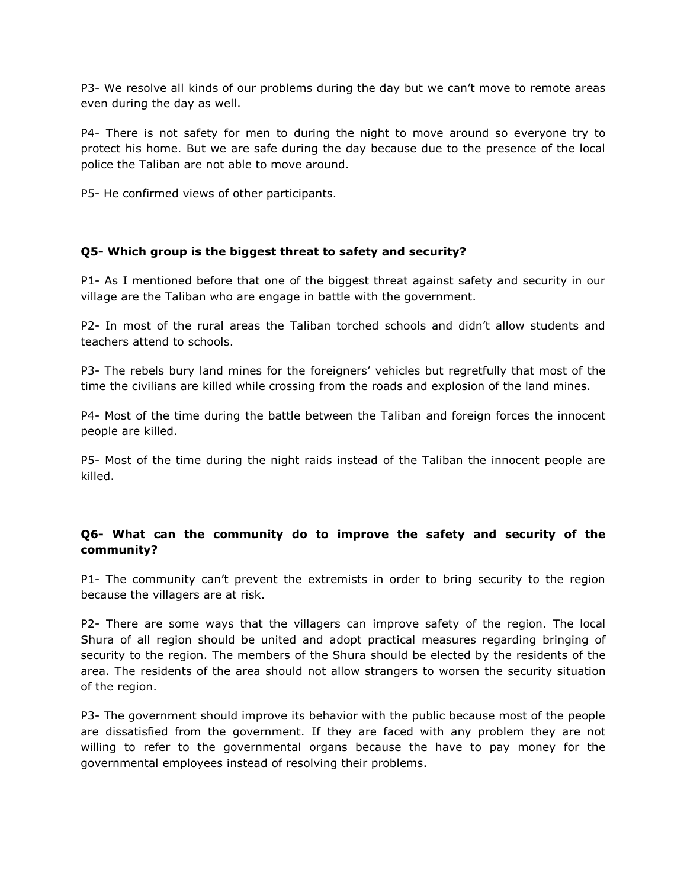P3- We resolve all kinds of our problems during the day but we can't move to remote areas even during the day as well.

P4- There is not safety for men to during the night to move around so everyone try to protect his home. But we are safe during the day because due to the presence of the local police the Taliban are not able to move around.

P5- He confirmed views of other participants.

**Q5- Which group is the biggest threat to safety and security?**

P1- As I mentioned before that one of the biggest threat against safety and security in our village are the Taliban who are engage in battle with the government.

P2- In most of the rural areas the Taliban torched schools and didn't allow students and teachers attend to schools.

P3- The rebels bury land mines for the foreigners' vehicles but regretfully that most of the time the civilians are killed while crossing from the roads and explosion of the land mines.

P4- Most of the time during the battle between the Taliban and foreign forces the innocent people are killed.

P5- Most of the time during the night raids instead of the Taliban the innocent people are killed.

**Q6- What can the community do to improve the safety and security of the community?**

P1- The community can't prevent the extremists in order to bring security to the region because the villagers are at risk.

P2- There are some ways that the villagers can improve safety of the region. The local Shura of all region should be united and adopt practical measures regarding bringing of security to the region. The members of the Shura should be elected by the residents of the area. The residents of the area should not allow strangers to worsen the security situation of the region.

P3- The government should improve its behavior with the public because most of the people are dissatisfied from the government. If they are faced with any problem they are not willing to refer to the governmental organs because the have to pay money for the governmental employees instead of resolving their problems.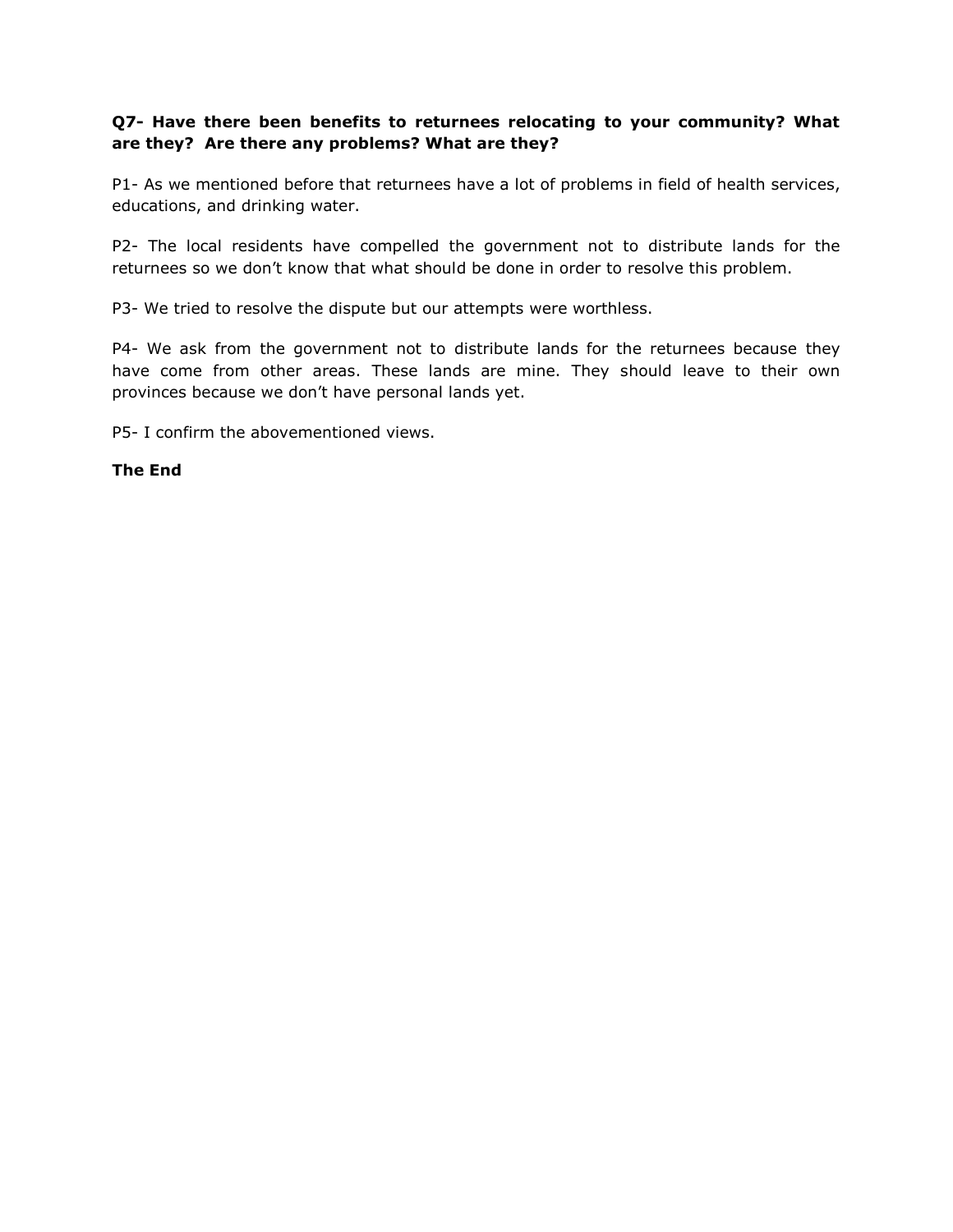**Q7- Have there been benefits to returnees relocating to your community? What are they? Are there any problems? What are they?**

P1- As we mentioned before that returnees have a lot of problems in field of health services, educations, and drinking water.

P2- The local residents have compelled the government not to distribute lands for the returnees so we don't know that what should be done in order to resolve this problem.

P3- We tried to resolve the dispute but our attempts were worthless.

P4- We ask from the government not to distribute lands for the returnees because they have come from other areas. These lands are mine. They should leave to their own provinces because we don't have personal lands yet.

P5- I confirm the abovementioned views.

**The End**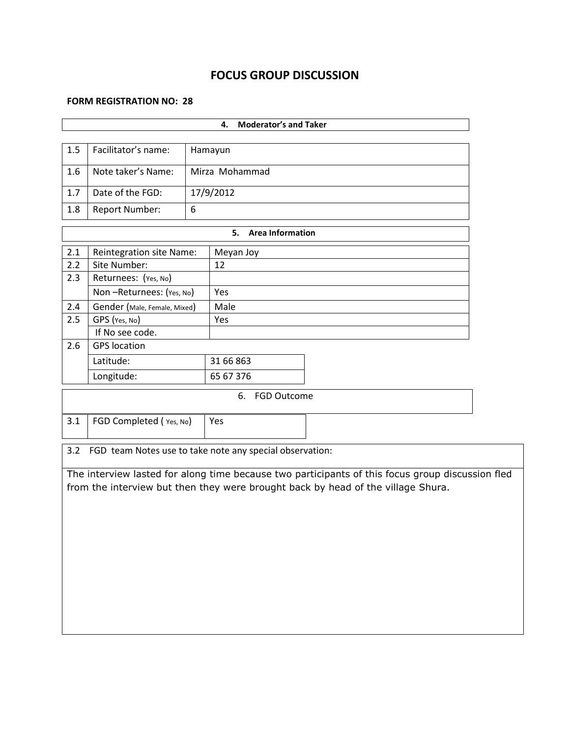# FOCUS GROUP DISCUSSION

**FORM REGISTRATION NO: 28**

| **4. Moderator's and Taker** | | |
|---|---|---|
| 1.5 | Facilitator's name: | Hamayun |
| 1.6 | Note taker's Name: | Mirza Mohammad |
| 1.7 | Date of the FGD: | 17/9/2012 |
| 1.8 | Report Number: | 6 |

| **5. Area Information** | | |
|---|---|---|
| 2.1 | Reintegration site Name: | Meyan Joy |
| 2.2 | Site Number: | 12 |
| 2.3 | Returnees: (Yes, No) | |
| | Non –Returnees: (Yes, No) | Yes |
| 2.4 | Gender (Male, Female, Mixed) | Male |
| 2.5 | GPS (Yes, No) | Yes |
| | If No see code. | |
| 2.6 | GPS location | |
| | Latitude: | 31 66 863 |
| | Longitude: | 65 67 376 |

| 6. FGD Outcome | | |
|---|---|---|
| 3.1 | FGD Completed ( Yes, No) | Yes |

| 3.2 FGD team Notes use to take note any special observation: |
|---|
| The interview lasted for along time because two participants of this focus group discussion fled from the interview but then they were brought back by head of the village Shura. |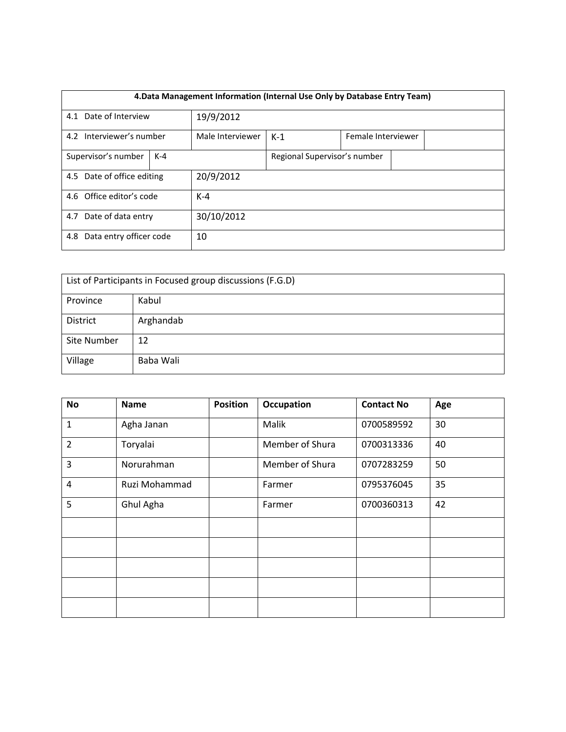| 4.Data Management Information (Internal Use Only by Database Entry Team) | | | | | |
|---|---|---|---|---|---|
| 4.1 Date of Interview | | 19/9/2012 | | | |
| 4.2 Interviewer's number | | Male Interviewer | K-1 | Female Interviewer | |
| Supervisor's number | K-4 | | Regional Supervisor's number | | |
| 4.5 Date of office editing | | 20/9/2012 | | | |
| 4.6 Office editor's code | | K-4 | | | |
| 4.7 Date of data entry | | 30/10/2012 | | | |
| 4.8 Data entry officer code | | 10 | | | |

| List of Participants in Focused group discussions (F.G.D) | |
|---|---|
| Province | Kabul |
| District | Arghandab |
| Site Number | 12 |
| Village | Baba Wali |

| No | Name | Position | Occupation | Contact No | Age |
|---|---|---|---|---|---|
| 1 | Agha Janan | | Malik | 0700589592 | 30 |
| 2 | Toryalai | | Member of Shura | 0700313336 | 40 |
| 3 | Norurahman | | Member of Shura | 0707283259 | 50 |
| 4 | Ruzi Mohammad | | Farmer | 0795376045 | 35 |
| 5 | Ghul Agha | | Farmer | 0700360313 | 42 |
| | | | | | |
| | | | | | |
| | | | | | |
| | | | | | |
| | | | | | |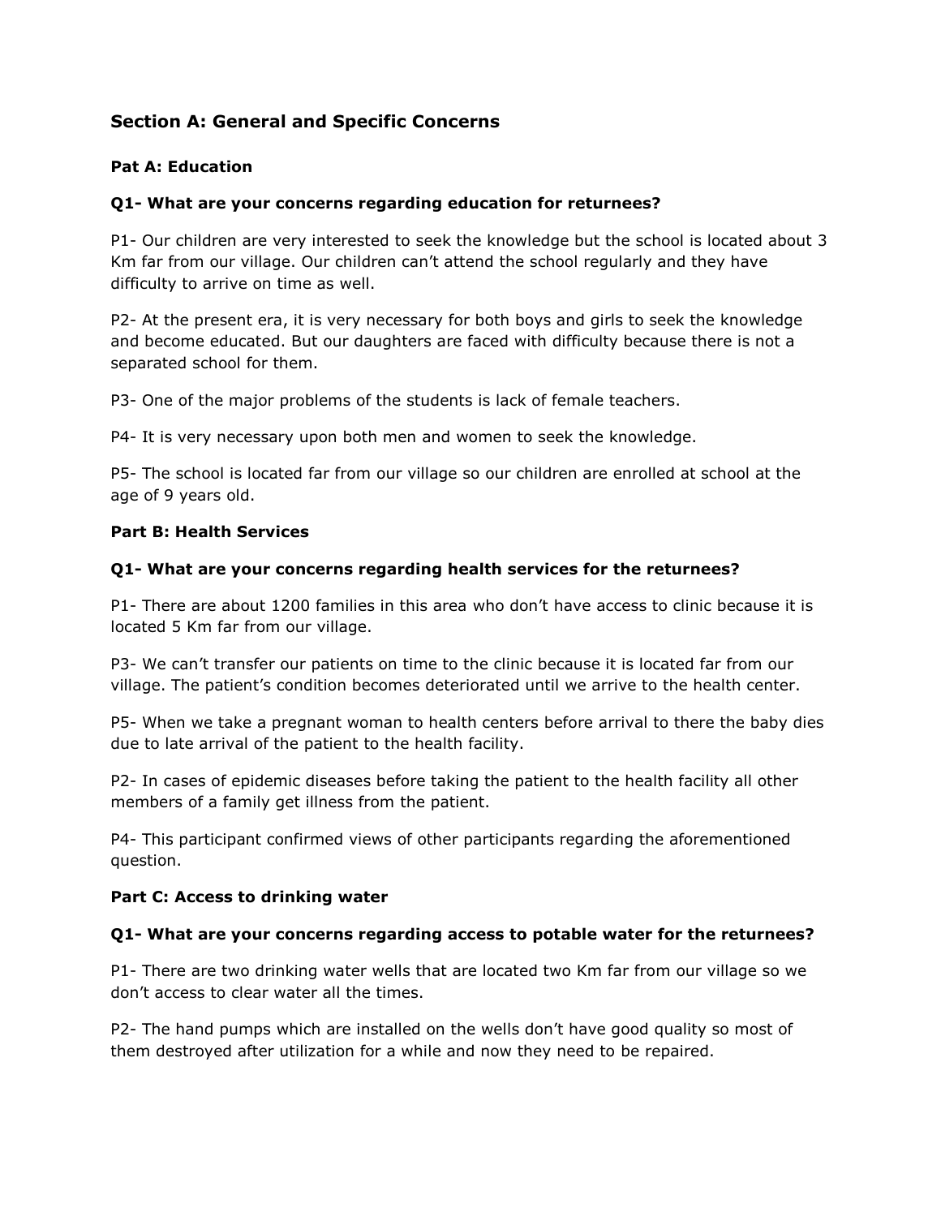## Section A: General and Specific Concerns

### Pat A: Education

**Q1- What are your concerns regarding education for returnees?**

P1- Our children are very interested to seek the knowledge but the school is located about 3 Km far from our village. Our children can't attend the school regularly and they have difficulty to arrive on time as well.

P2- At the present era, it is very necessary for both boys and girls to seek the knowledge and become educated. But our daughters are faced with difficulty because there is not a separated school for them.

P3- One of the major problems of the students is lack of female teachers.

P4- It is very necessary upon both men and women to seek the knowledge.

P5- The school is located far from our village so our children are enrolled at school at the age of 9 years old.

### Part B: Health Services

**Q1- What are your concerns regarding health services for the returnees?**

P1- There are about 1200 families in this area who don't have access to clinic because it is located 5 Km far from our village.

P3- We can't transfer our patients on time to the clinic because it is located far from our village. The patient's condition becomes deteriorated until we arrive to the health center.

P5- When we take a pregnant woman to health centers before arrival to there the baby dies due to late arrival of the patient to the health facility.

P2- In cases of epidemic diseases before taking the patient to the health facility all other members of a family get illness from the patient.

P4- This participant confirmed views of other participants regarding the aforementioned question.

### Part C: Access to drinking water

**Q1- What are your concerns regarding access to potable water for the returnees?**

P1- There are two drinking water wells that are located two Km far from our village so we don't access to clear water all the times.

P2- The hand pumps which are installed on the wells don't have good quality so most of them destroyed after utilization for a while and now they need to be repaired.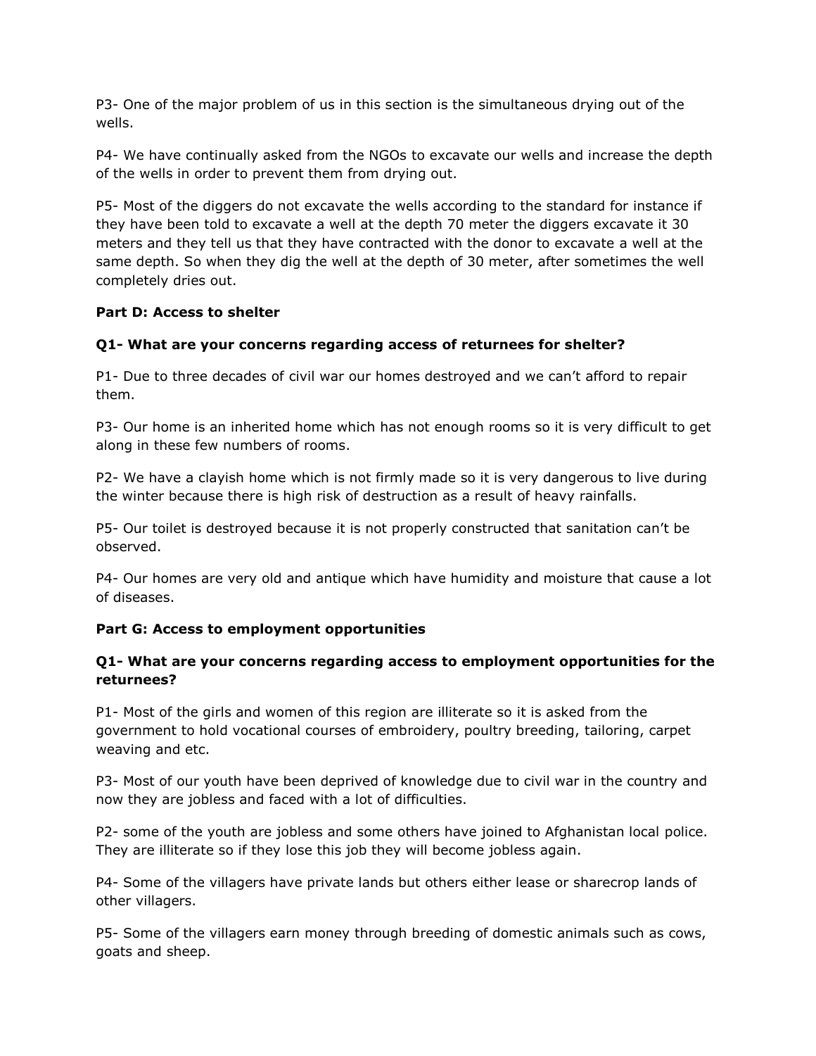P3- One of the major problem of us in this section is the simultaneous drying out of the wells.

P4- We have continually asked from the NGOs to excavate our wells and increase the depth of the wells in order to prevent them from drying out.

P5- Most of the diggers do not excavate the wells according to the standard for instance if they have been told to excavate a well at the depth 70 meter the diggers excavate it 30 meters and they tell us that they have contracted with the donor to excavate a well at the same depth. So when they dig the well at the depth of 30 meter, after sometimes the well completely dries out.

**Part D: Access to shelter**

**Q1- What are your concerns regarding access of returnees for shelter?**

P1- Due to three decades of civil war our homes destroyed and we can't afford to repair them.

P3- Our home is an inherited home which has not enough rooms so it is very difficult to get along in these few numbers of rooms.

P2- We have a clayish home which is not firmly made so it is very dangerous to live during the winter because there is high risk of destruction as a result of heavy rainfalls.

P5- Our toilet is destroyed because it is not properly constructed that sanitation can't be observed.

P4- Our homes are very old and antique which have humidity and moisture that cause a lot of diseases.

**Part G: Access to employment opportunities**

**Q1- What are your concerns regarding access to employment opportunities for the returnees?**

P1- Most of the girls and women of this region are illiterate so it is asked from the government to hold vocational courses of embroidery, poultry breeding, tailoring, carpet weaving and etc.

P3- Most of our youth have been deprived of knowledge due to civil war in the country and now they are jobless and faced with a lot of difficulties.

P2- some of the youth are jobless and some others have joined to Afghanistan local police. They are illiterate so if they lose this job they will become jobless again.

P4- Some of the villagers have private lands but others either lease or sharecrop lands of other villagers.

P5- Some of the villagers earn money through breeding of domestic animals such as cows, goats and sheep.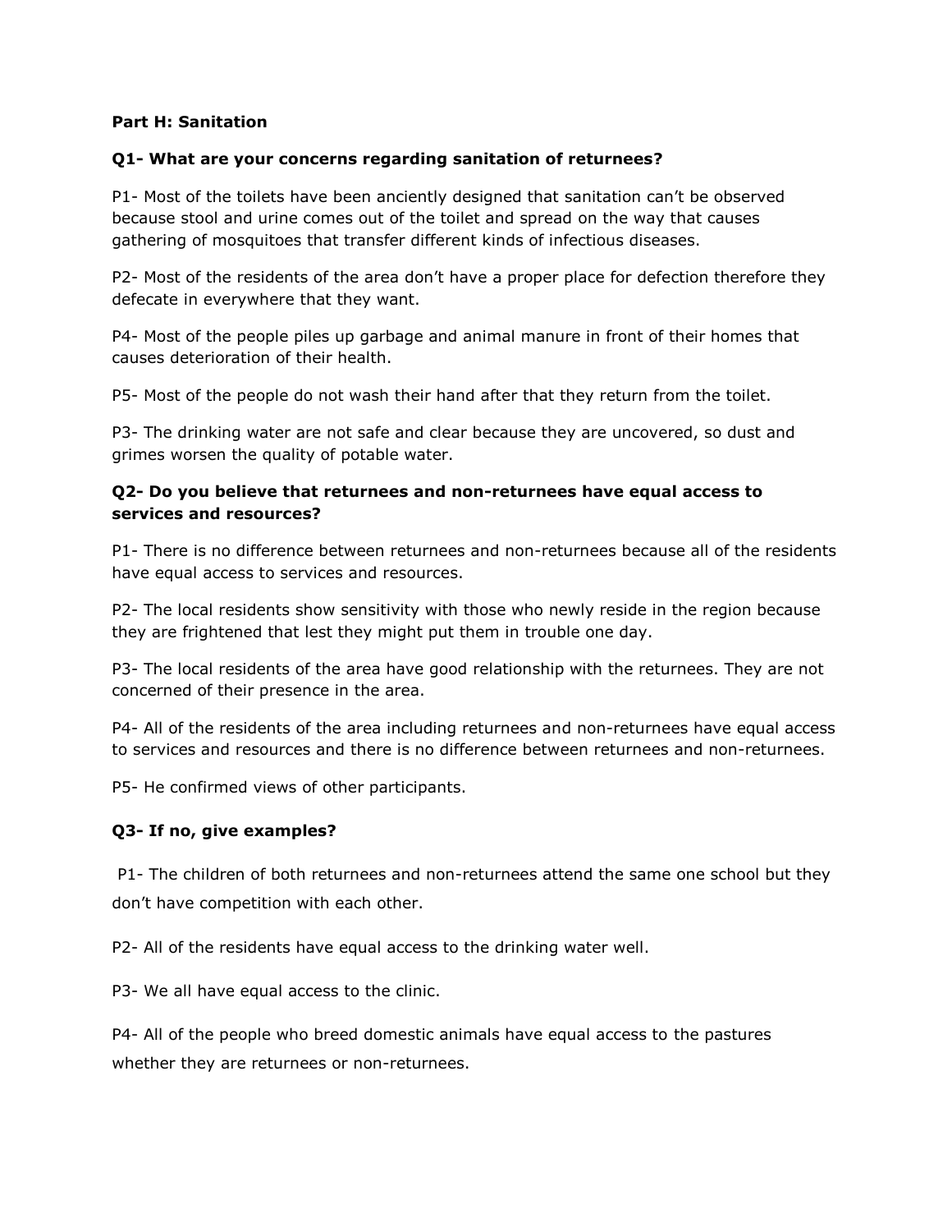**Part H: Sanitation**

**Q1- What are your concerns regarding sanitation of returnees?**

P1- Most of the toilets have been anciently designed that sanitation can't be observed because stool and urine comes out of the toilet and spread on the way that causes gathering of mosquitoes that transfer different kinds of infectious diseases.

P2- Most of the residents of the area don't have a proper place for defection therefore they defecate in everywhere that they want.

P4- Most of the people piles up garbage and animal manure in front of their homes that causes deterioration of their health.

P5- Most of the people do not wash their hand after that they return from the toilet.

P3- The drinking water are not safe and clear because they are uncovered, so dust and grimes worsen the quality of potable water.

**Q2- Do you believe that returnees and non-returnees have equal access to services and resources?**

P1- There is no difference between returnees and non-returnees because all of the residents have equal access to services and resources.

P2- The local residents show sensitivity with those who newly reside in the region because they are frightened that lest they might put them in trouble one day.

P3- The local residents of the area have good relationship with the returnees. They are not concerned of their presence in the area.

P4- All of the residents of the area including returnees and non-returnees have equal access to services and resources and there is no difference between returnees and non-returnees.

P5- He confirmed views of other participants.

**Q3- If no, give examples?**

P1- The children of both returnees and non-returnees attend the same one school but they don't have competition with each other.

P2- All of the residents have equal access to the drinking water well.

P3- We all have equal access to the clinic.

P4- All of the people who breed domestic animals have equal access to the pastures whether they are returnees or non-returnees.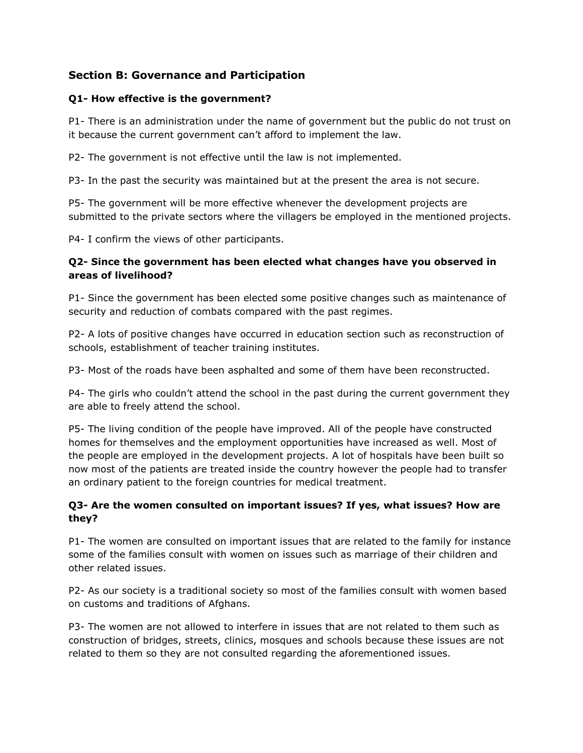## Section B: Governance and Participation

### Q1- How effective is the government?

P1- There is an administration under the name of government but the public do not trust on it because the current government can't afford to implement the law.

P2- The government is not effective until the law is not implemented.

P3- In the past the security was maintained but at the present the area is not secure.

P5- The government will be more effective whenever the development projects are submitted to the private sectors where the villagers be employed in the mentioned projects.

P4- I confirm the views of other participants.

### Q2- Since the government has been elected what changes have you observed in areas of livelihood?

P1- Since the government has been elected some positive changes such as maintenance of security and reduction of combats compared with the past regimes.

P2- A lots of positive changes have occurred in education section such as reconstruction of schools, establishment of teacher training institutes.

P3- Most of the roads have been asphalted and some of them have been reconstructed.

P4- The girls who couldn't attend the school in the past during the current government they are able to freely attend the school.

P5- The living condition of the people have improved. All of the people have constructed homes for themselves and the employment opportunities have increased as well. Most of the people are employed in the development projects. A lot of hospitals have been built so now most of the patients are treated inside the country however the people had to transfer an ordinary patient to the foreign countries for medical treatment.

### Q3- Are the women consulted on important issues? If yes, what issues? How are they?

P1- The women are consulted on important issues that are related to the family for instance some of the families consult with women on issues such as marriage of their children and other related issues.

P2- As our society is a traditional society so most of the families consult with women based on customs and traditions of Afghans.

P3- The women are not allowed to interfere in issues that are not related to them such as construction of bridges, streets, clinics, mosques and schools because these issues are not related to them so they are not consulted regarding the aforementioned issues.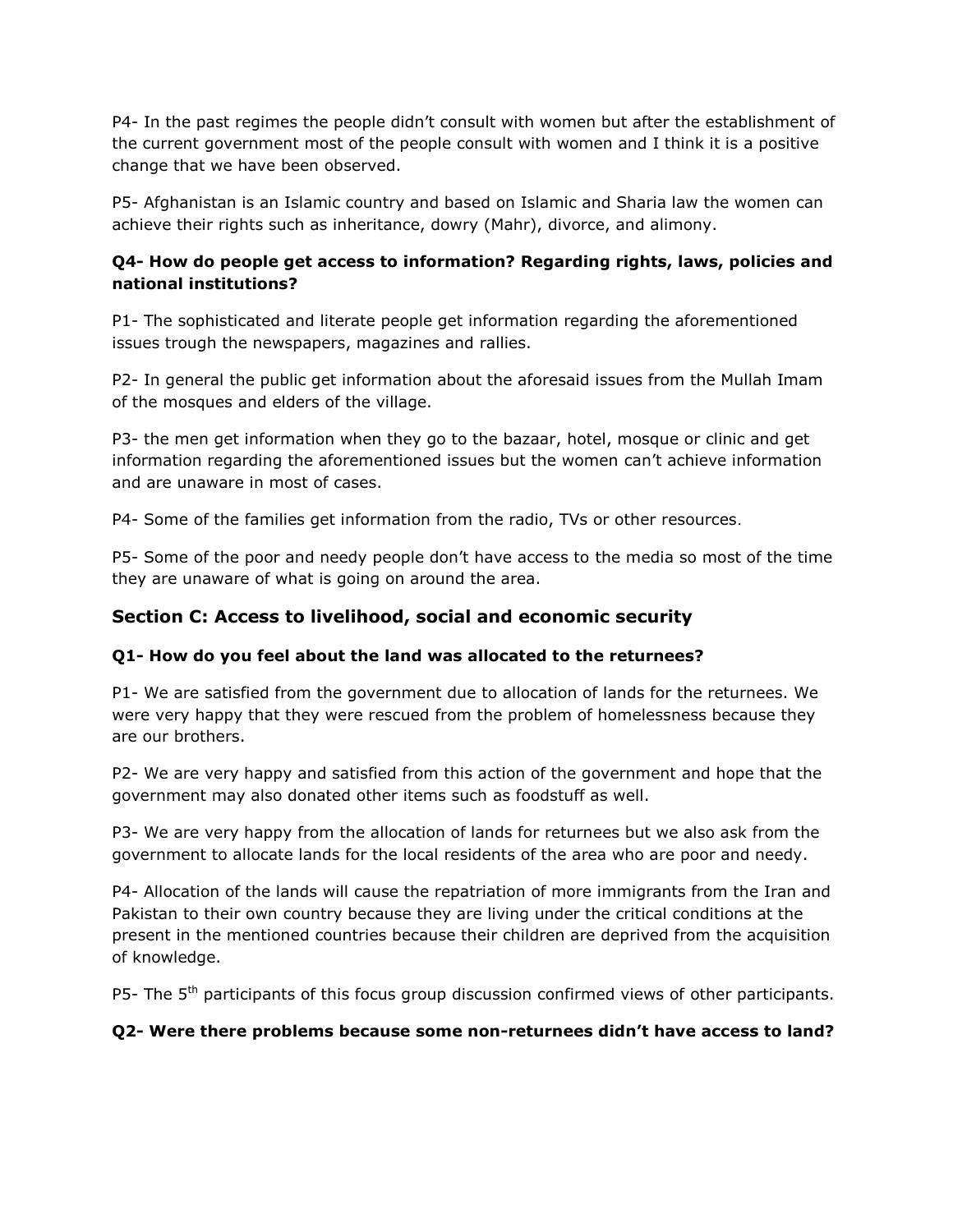P4- In the past regimes the people didn't consult with women but after the establishment of the current government most of the people consult with women and I think it is a positive change that we have been observed.

P5- Afghanistan is an Islamic country and based on Islamic and Sharia law the women can achieve their rights such as inheritance, dowry (Mahr), divorce, and alimony.

**Q4- How do people get access to information? Regarding rights, laws, policies and national institutions?**

P1- The sophisticated and literate people get information regarding the aforementioned issues trough the newspapers, magazines and rallies.

P2- In general the public get information about the aforesaid issues from the Mullah Imam of the mosques and elders of the village.

P3- the men get information when they go to the bazaar, hotel, mosque or clinic and get information regarding the aforementioned issues but the women can't achieve information and are unaware in most of cases.

P4- Some of the families get information from the radio, TVs or other resources.

P5- Some of the poor and needy people don't have access to the media so most of the time they are unaware of what is going on around the area.

## Section C: Access to livelihood, social and economic security

**Q1- How do you feel about the land was allocated to the returnees?**

P1- We are satisfied from the government due to allocation of lands for the returnees. We were very happy that they were rescued from the problem of homelessness because they are our brothers.

P2- We are very happy and satisfied from this action of the government and hope that the government may also donated other items such as foodstuff as well.

P3- We are very happy from the allocation of lands for returnees but we also ask from the government to allocate lands for the local residents of the area who are poor and needy.

P4- Allocation of the lands will cause the repatriation of more immigrants from the Iran and Pakistan to their own country because they are living under the critical conditions at the present in the mentioned countries because their children are deprived from the acquisition of knowledge.

P5- The 5th participants of this focus group discussion confirmed views of other participants.

**Q2- Were there problems because some non-returnees didn't have access to land?**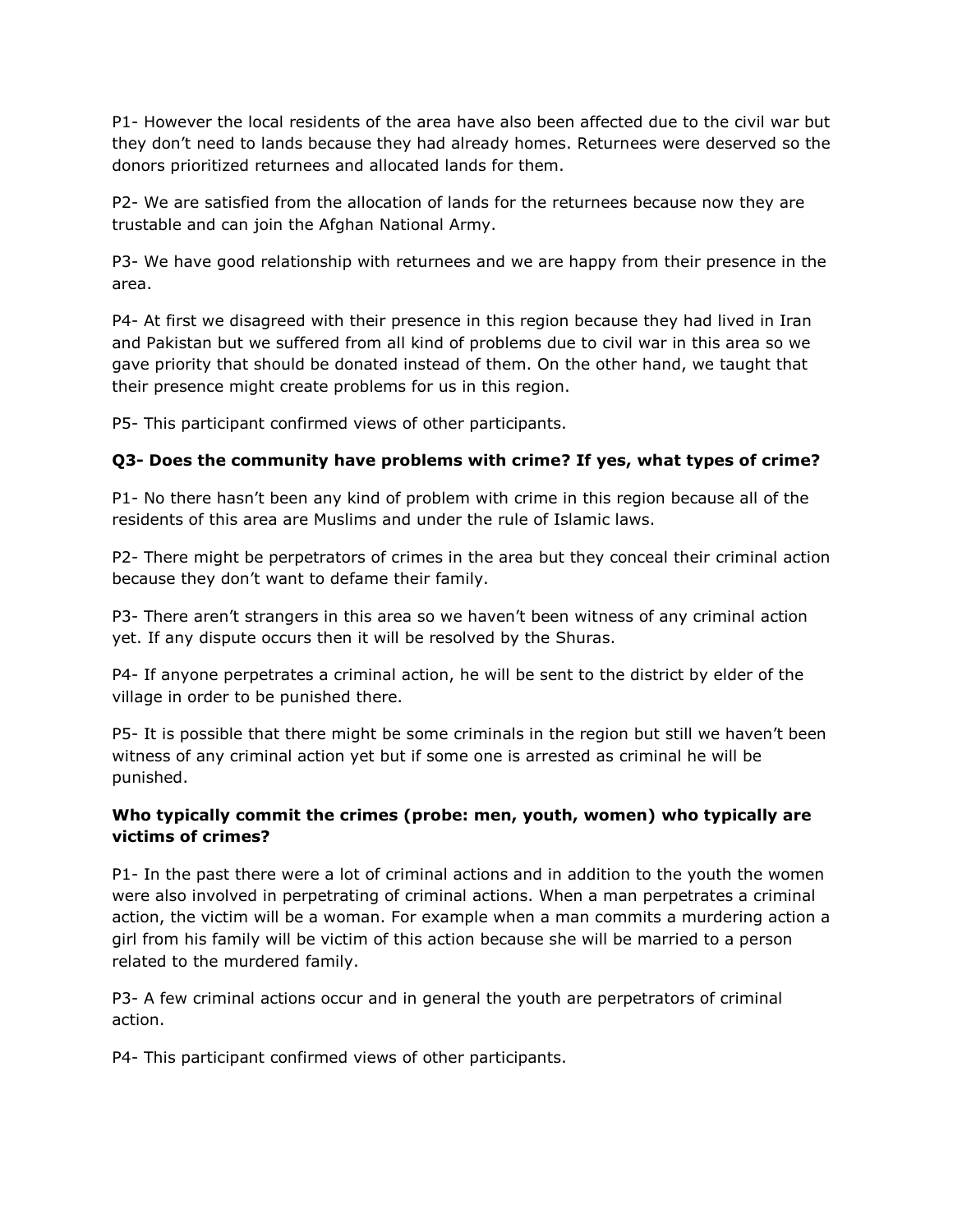P1- However the local residents of the area have also been affected due to the civil war but they don't need to lands because they had already homes. Returnees were deserved so the donors prioritized returnees and allocated lands for them.

P2- We are satisfied from the allocation of lands for the returnees because now they are trustable and can join the Afghan National Army.

P3- We have good relationship with returnees and we are happy from their presence in the area.

P4- At first we disagreed with their presence in this region because they had lived in Iran and Pakistan but we suffered from all kind of problems due to civil war in this area so we gave priority that should be donated instead of them. On the other hand, we taught that their presence might create problems for us in this region.

P5- This participant confirmed views of other participants.

**Q3- Does the community have problems with crime? If yes, what types of crime?**

P1- No there hasn't been any kind of problem with crime in this region because all of the residents of this area are Muslims and under the rule of Islamic laws.

P2- There might be perpetrators of crimes in the area but they conceal their criminal action because they don't want to defame their family.

P3- There aren't strangers in this area so we haven't been witness of any criminal action yet. If any dispute occurs then it will be resolved by the Shuras.

P4- If anyone perpetrates a criminal action, he will be sent to the district by elder of the village in order to be punished there.

P5- It is possible that there might be some criminals in the region but still we haven't been witness of any criminal action yet but if some one is arrested as criminal he will be punished.

**Who typically commit the crimes (probe: men, youth, women) who typically are victims of crimes?**

P1- In the past there were a lot of criminal actions and in addition to the youth the women were also involved in perpetrating of criminal actions. When a man perpetrates a criminal action, the victim will be a woman. For example when a man commits a murdering action a girl from his family will be victim of this action because she will be married to a person related to the murdered family.

P3- A few criminal actions occur and in general the youth are perpetrators of criminal action.

P4- This participant confirmed views of other participants.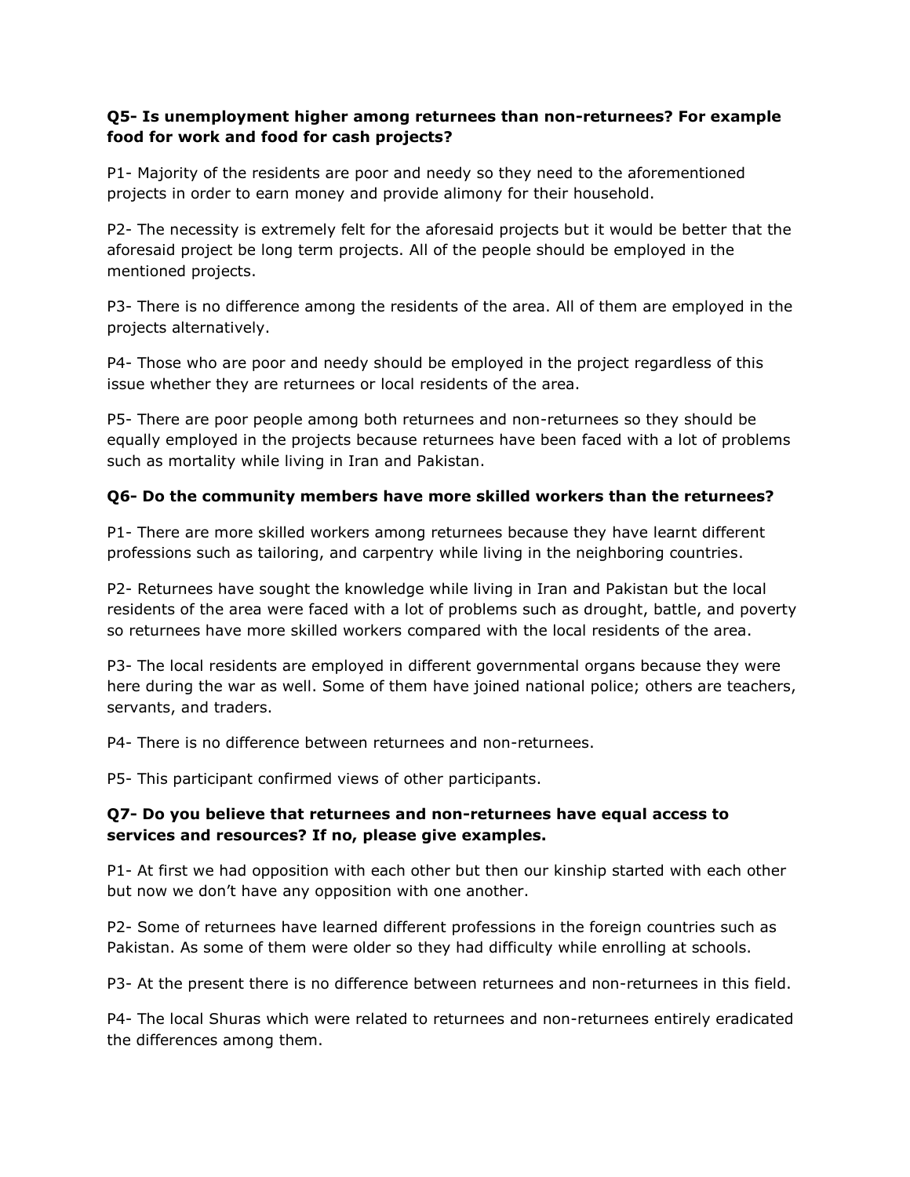**Q5- Is unemployment higher among returnees than non-returnees? For example food for work and food for cash projects?**

P1- Majority of the residents are poor and needy so they need to the aforementioned projects in order to earn money and provide alimony for their household.

P2- The necessity is extremely felt for the aforesaid projects but it would be better that the aforesaid project be long term projects. All of the people should be employed in the mentioned projects.

P3- There is no difference among the residents of the area. All of them are employed in the projects alternatively.

P4- Those who are poor and needy should be employed in the project regardless of this issue whether they are returnees or local residents of the area.

P5- There are poor people among both returnees and non-returnees so they should be equally employed in the projects because returnees have been faced with a lot of problems such as mortality while living in Iran and Pakistan.

**Q6- Do the community members have more skilled workers than the returnees?**

P1- There are more skilled workers among returnees because they have learnt different professions such as tailoring, and carpentry while living in the neighboring countries.

P2- Returnees have sought the knowledge while living in Iran and Pakistan but the local residents of the area were faced with a lot of problems such as drought, battle, and poverty so returnees have more skilled workers compared with the local residents of the area.

P3- The local residents are employed in different governmental organs because they were here during the war as well. Some of them have joined national police; others are teachers, servants, and traders.

P4- There is no difference between returnees and non-returnees.

P5- This participant confirmed views of other participants.

**Q7- Do you believe that returnees and non-returnees have equal access to services and resources? If no, please give examples.**

P1- At first we had opposition with each other but then our kinship started with each other but now we don't have any opposition with one another.

P2- Some of returnees have learned different professions in the foreign countries such as Pakistan. As some of them were older so they had difficulty while enrolling at schools.

P3- At the present there is no difference between returnees and non-returnees in this field.

P4- The local Shuras which were related to returnees and non-returnees entirely eradicated the differences among them.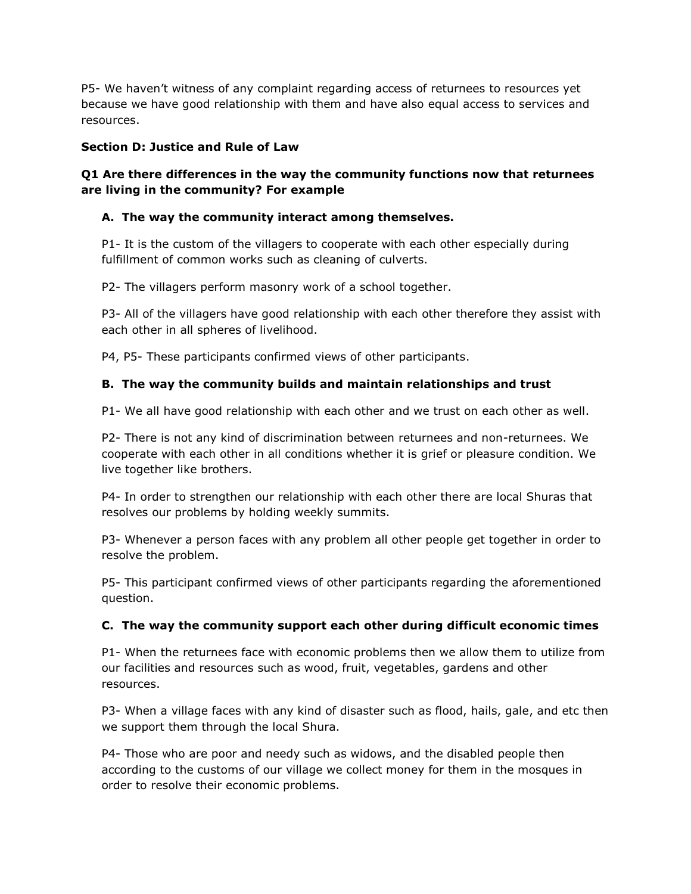P5- We haven't witness of any complaint regarding access of returnees to resources yet because we have good relationship with them and have also equal access to services and resources.

## Section D: Justice and Rule of Law

### Q1 Are there differences in the way the community functions now that returnees are living in the community? For example

**A. The way the community interact among themselves.**

P1- It is the custom of the villagers to cooperate with each other especially during fulfillment of common works such as cleaning of culverts.

P2- The villagers perform masonry work of a school together.

P3- All of the villagers have good relationship with each other therefore they assist with each other in all spheres of livelihood.

P4, P5- These participants confirmed views of other participants.

**B. The way the community builds and maintain relationships and trust**

P1- We all have good relationship with each other and we trust on each other as well.

P2- There is not any kind of discrimination between returnees and non-returnees. We cooperate with each other in all conditions whether it is grief or pleasure condition. We live together like brothers.

P4- In order to strengthen our relationship with each other there are local Shuras that resolves our problems by holding weekly summits.

P3- Whenever a person faces with any problem all other people get together in order to resolve the problem.

P5- This participant confirmed views of other participants regarding the aforementioned question.

**C. The way the community support each other during difficult economic times**

P1- When the returnees face with economic problems then we allow them to utilize from our facilities and resources such as wood, fruit, vegetables, gardens and other resources.

P3- When a village faces with any kind of disaster such as flood, hails, gale, and etc then we support them through the local Shura.

P4- Those who are poor and needy such as widows, and the disabled people then according to the customs of our village we collect money for them in the mosques in order to resolve their economic problems.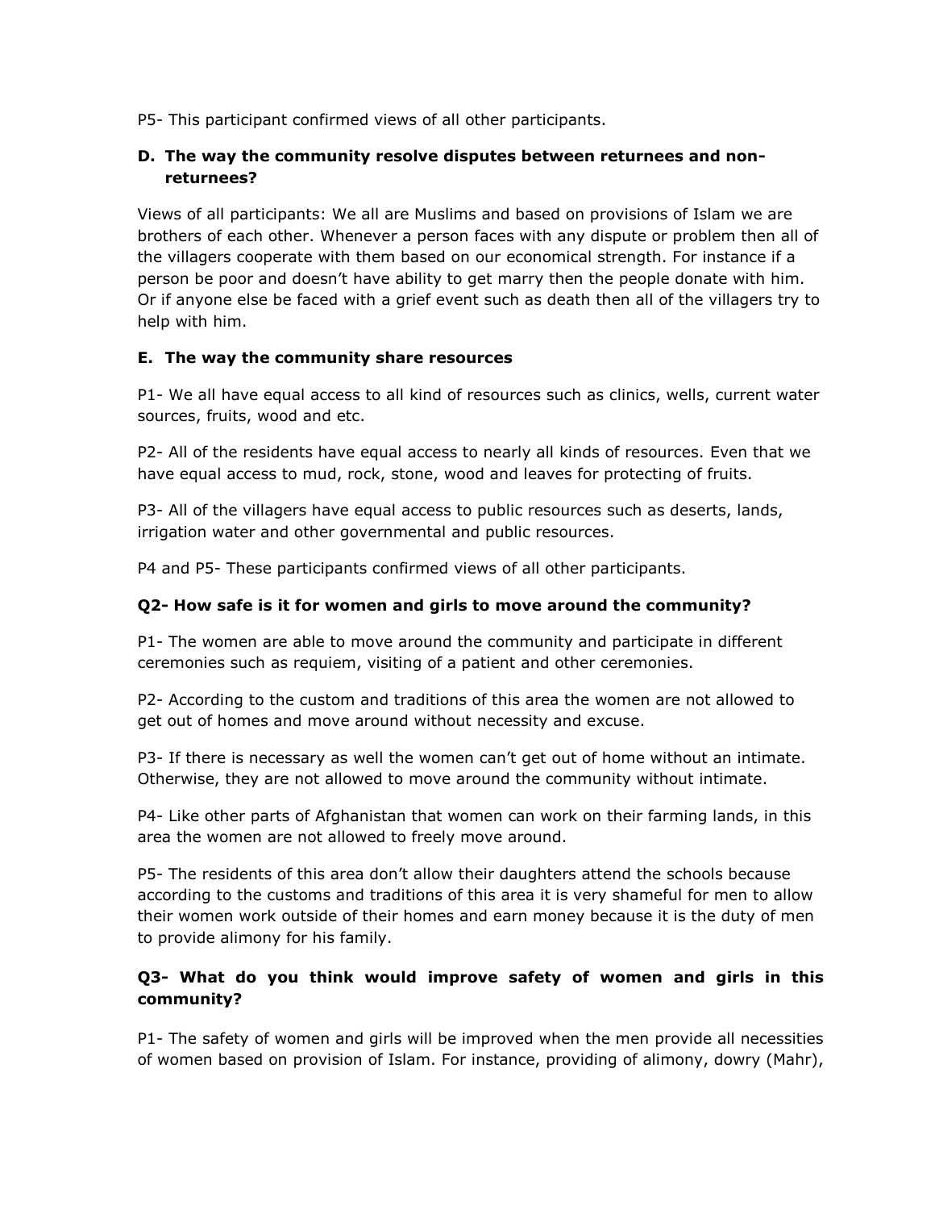P5- This participant confirmed views of all other participants.

### D. The way the community resolve disputes between returnees and non-returnees?

Views of all participants: We all are Muslims and based on provisions of Islam we are brothers of each other. Whenever a person faces with any dispute or problem then all of the villagers cooperate with them based on our economical strength. For instance if a person be poor and doesn't have ability to get marry then the people donate with him. Or if anyone else be faced with a grief event such as death then all of the villagers try to help with him.

### E. The way the community share resources

P1- We all have equal access to all kind of resources such as clinics, wells, current water sources, fruits, wood and etc.

P2- All of the residents have equal access to nearly all kinds of resources. Even that we have equal access to mud, rock, stone, wood and leaves for protecting of fruits.

P3- All of the villagers have equal access to public resources such as deserts, lands, irrigation water and other governmental and public resources.

P4 and P5- These participants confirmed views of all other participants.

### Q2- How safe is it for women and girls to move around the community?

P1- The women are able to move around the community and participate in different ceremonies such as requiem, visiting of a patient and other ceremonies.

P2- According to the custom and traditions of this area the women are not allowed to get out of homes and move around without necessity and excuse.

P3- If there is necessary as well the women can't get out of home without an intimate. Otherwise, they are not allowed to move around the community without intimate.

P4- Like other parts of Afghanistan that women can work on their farming lands, in this area the women are not allowed to freely move around.

P5- The residents of this area don't allow their daughters attend the schools because according to the customs and traditions of this area it is very shameful for men to allow their women work outside of their homes and earn money because it is the duty of men to provide alimony for his family.

### Q3- What do you think would improve safety of women and girls in this community?

P1- The safety of women and girls will be improved when the men provide all necessities of women based on provision of Islam. For instance, providing of alimony, dowry (Mahr),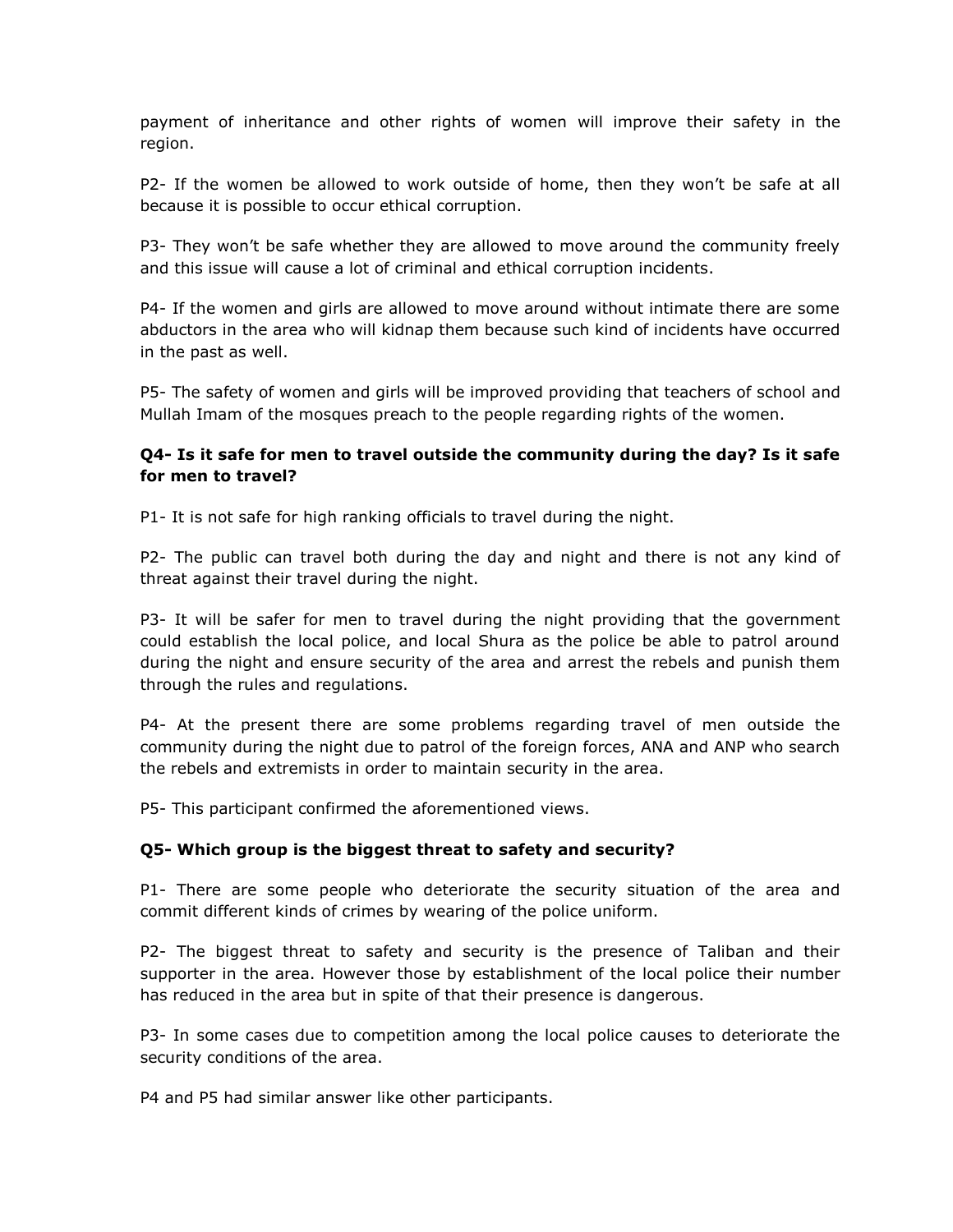payment of inheritance and other rights of women will improve their safety in the region.

P2- If the women be allowed to work outside of home, then they won't be safe at all because it is possible to occur ethical corruption.

P3- They won't be safe whether they are allowed to move around the community freely and this issue will cause a lot of criminal and ethical corruption incidents.

P4- If the women and girls are allowed to move around without intimate there are some abductors in the area who will kidnap them because such kind of incidents have occurred in the past as well.

P5- The safety of women and girls will be improved providing that teachers of school and Mullah Imam of the mosques preach to the people regarding rights of the women.

**Q4- Is it safe for men to travel outside the community during the day? Is it safe for men to travel?**

P1- It is not safe for high ranking officials to travel during the night.

P2- The public can travel both during the day and night and there is not any kind of threat against their travel during the night.

P3- It will be safer for men to travel during the night providing that the government could establish the local police, and local Shura as the police be able to patrol around during the night and ensure security of the area and arrest the rebels and punish them through the rules and regulations.

P4- At the present there are some problems regarding travel of men outside the community during the night due to patrol of the foreign forces, ANA and ANP who search the rebels and extremists in order to maintain security in the area.

P5- This participant confirmed the aforementioned views.

**Q5- Which group is the biggest threat to safety and security?**

P1- There are some people who deteriorate the security situation of the area and commit different kinds of crimes by wearing of the police uniform.

P2- The biggest threat to safety and security is the presence of Taliban and their supporter in the area. However those by establishment of the local police their number has reduced in the area but in spite of that their presence is dangerous.

P3- In some cases due to competition among the local police causes to deteriorate the security conditions of the area.

P4 and P5 had similar answer like other participants.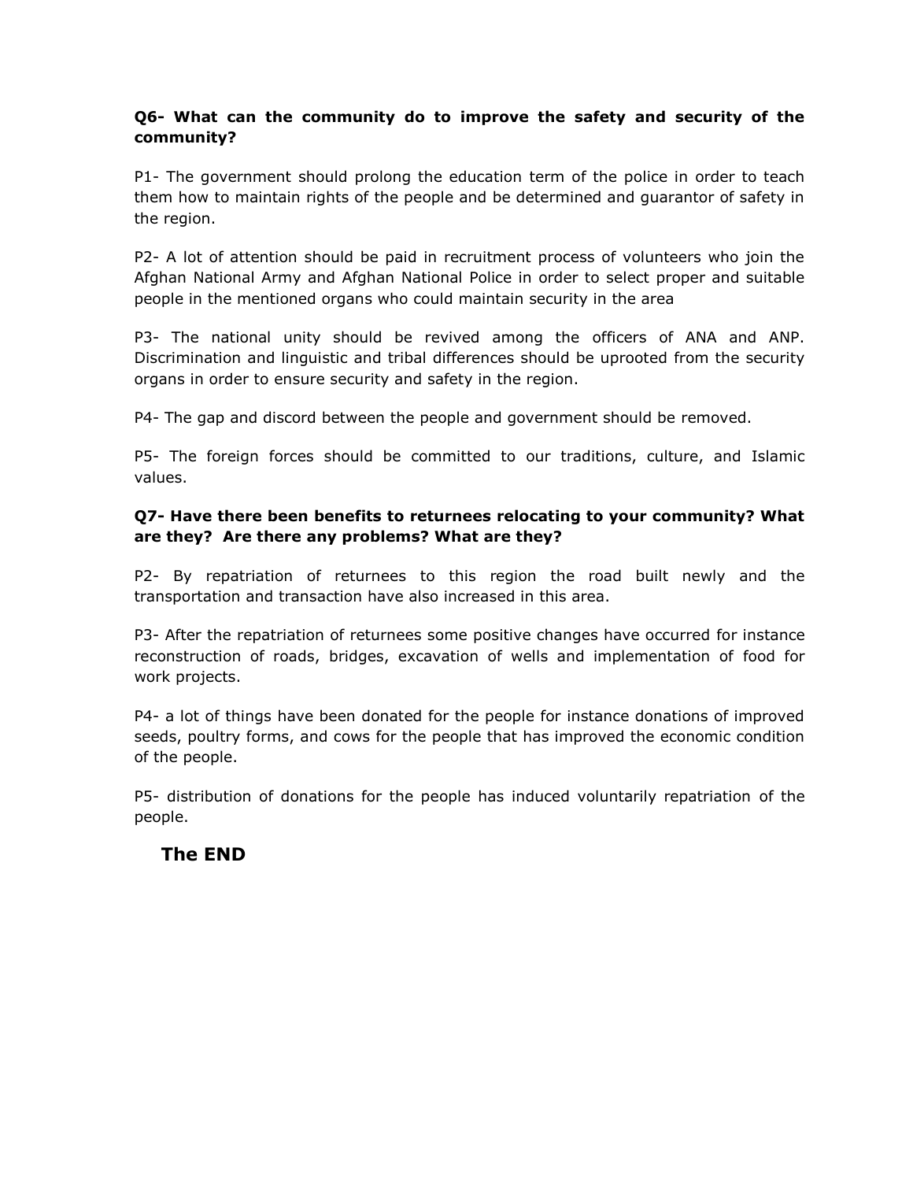**Q6- What can the community do to improve the safety and security of the community?**

P1- The government should prolong the education term of the police in order to teach them how to maintain rights of the people and be determined and guarantor of safety in the region.

P2- A lot of attention should be paid in recruitment process of volunteers who join the Afghan National Army and Afghan National Police in order to select proper and suitable people in the mentioned organs who could maintain security in the area

P3- The national unity should be revived among the officers of ANA and ANP. Discrimination and linguistic and tribal differences should be uprooted from the security organs in order to ensure security and safety in the region.

P4- The gap and discord between the people and government should be removed.

P5- The foreign forces should be committed to our traditions, culture, and Islamic values.

**Q7- Have there been benefits to returnees relocating to your community? What are they? Are there any problems? What are they?**

P2- By repatriation of returnees to this region the road built newly and the transportation and transaction have also increased in this area.

P3- After the repatriation of returnees some positive changes have occurred for instance reconstruction of roads, bridges, excavation of wells and implementation of food for work projects.

P4- a lot of things have been donated for the people for instance donations of improved seeds, poultry forms, and cows for the people that has improved the economic condition of the people.

P5- distribution of donations for the people has induced voluntarily repatriation of the people.

**The END**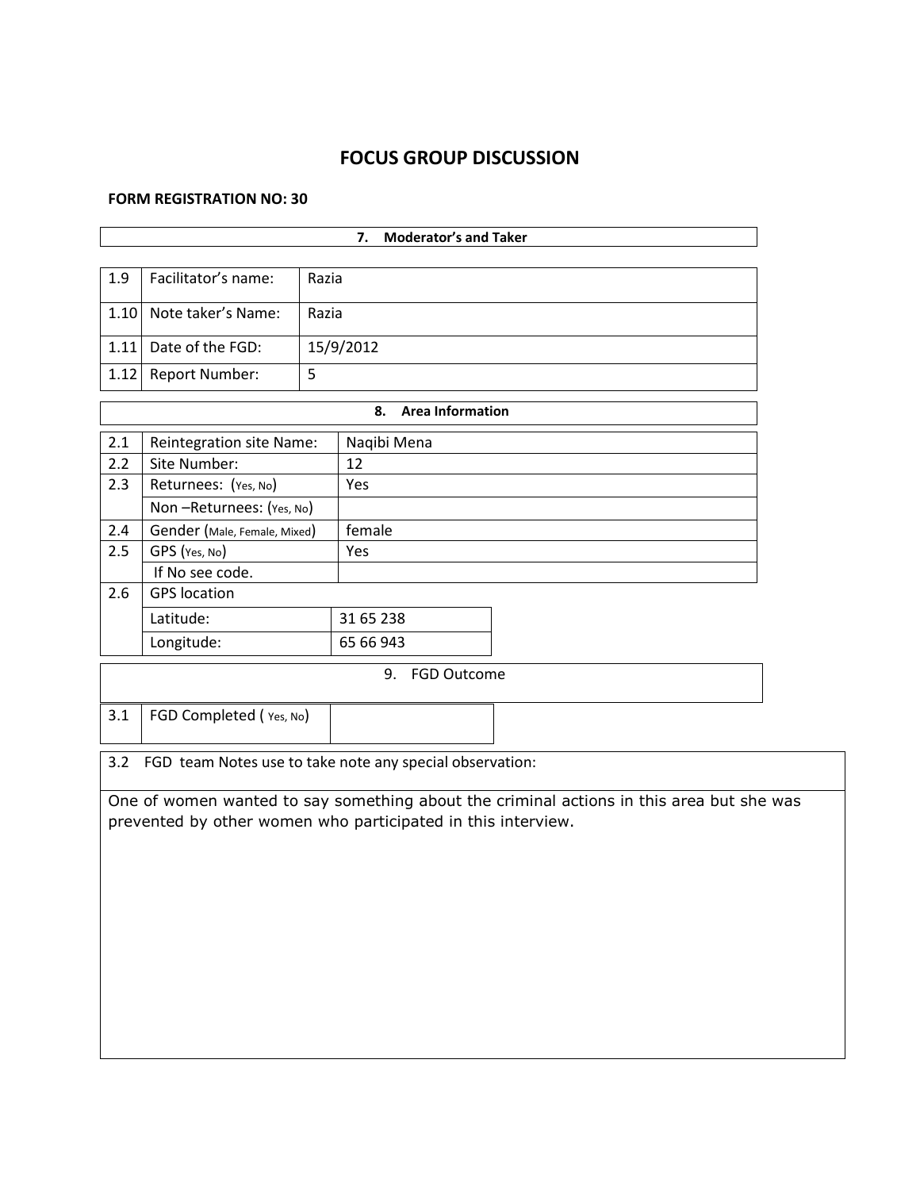# FOCUS GROUP DISCUSSION

**FORM REGISTRATION NO: 30**

| **7. Moderator's and Taker** | | |
|---|---|---|
| 1.9 | Facilitator's name: | Razia |
| 1.10 | Note taker's Name: | Razia |
| 1.11 | Date of the FGD: | 15/9/2012 |
| 1.12 | Report Number: | 5 |

| **8. Area Information** | | |
|---|---|---|
| 2.1 | Reintegration site Name: | Naqibi Mena |
| 2.2 | Site Number: | 12 |
| 2.3 | Returnees: (Yes, No) | Yes |
| | Non –Returnees: (Yes, No) | |
| 2.4 | Gender (Male, Female, Mixed) | female |
| 2.5 | GPS (Yes, No) | Yes |
| | If No see code. | |
| 2.6 | GPS location | |
| | Latitude: | 31 65 238 |
| | Longitude: | 65 66 943 |

| 9. FGD Outcome | | |
|---|---|---|
| 3.1 | FGD Completed ( Yes, No) | |

| 3.2 FGD team Notes use to take note any special observation: |
|---|
| One of women wanted to say something about the criminal actions in this area but she was prevented by other women who participated in this interview. |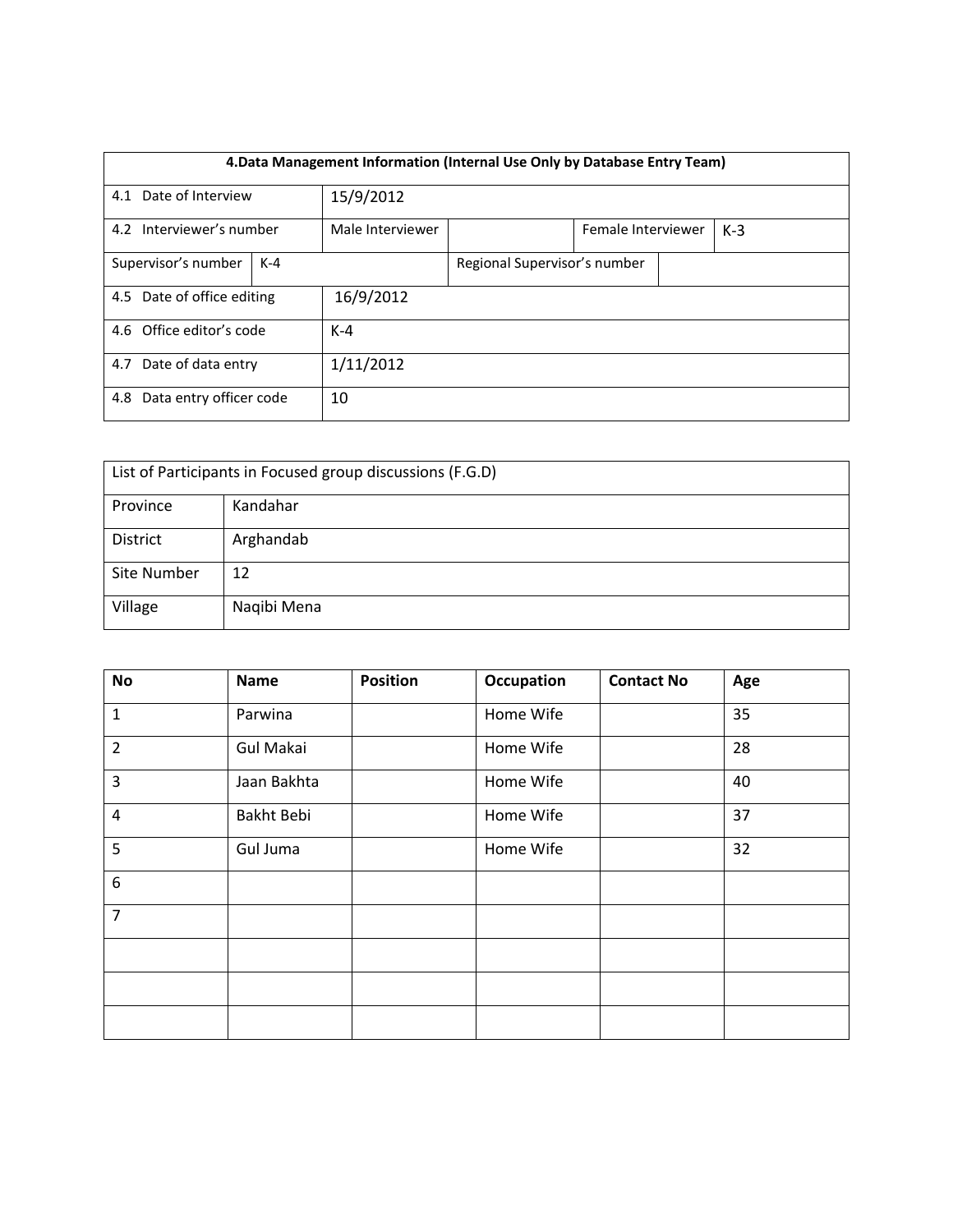| 4.Data Management Information (Internal Use Only by Database Entry Team) | | | | | |
|---|---|---|---|---|---|
| 4.1 Date of Interview | | 15/9/2012 | | | |
| 4.2 Interviewer's number | | Male Interviewer | | Female Interviewer | K-3 |
| Supervisor's number | K-4 | | Regional Supervisor's number | | |
| 4.5 Date of office editing | | 16/9/2012 | | | |
| 4.6 Office editor's code | | K-4 | | | |
| 4.7 Date of data entry | | 1/11/2012 | | | |
| 4.8 Data entry officer code | | 10 | | | |

| List of Participants in Focused group discussions (F.G.D) | |
|---|---|
| Province | Kandahar |
| District | Arghandab |
| Site Number | 12 |
| Village | Naqibi Mena |

| No | Name | Position | Occupation | Contact No | Age |
|---|---|---|---|---|---|
| 1 | Parwina | | Home Wife | | 35 |
| 2 | Gul Makai | | Home Wife | | 28 |
| 3 | Jaan Bakhta | | Home Wife | | 40 |
| 4 | Bakht Bebi | | Home Wife | | 37 |
| 5 | Gul Juma | | Home Wife | | 32 |
| 6 | | | | | |
| 7 | | | | | |
| | | | | | |
| | | | | | |
| | | | | | |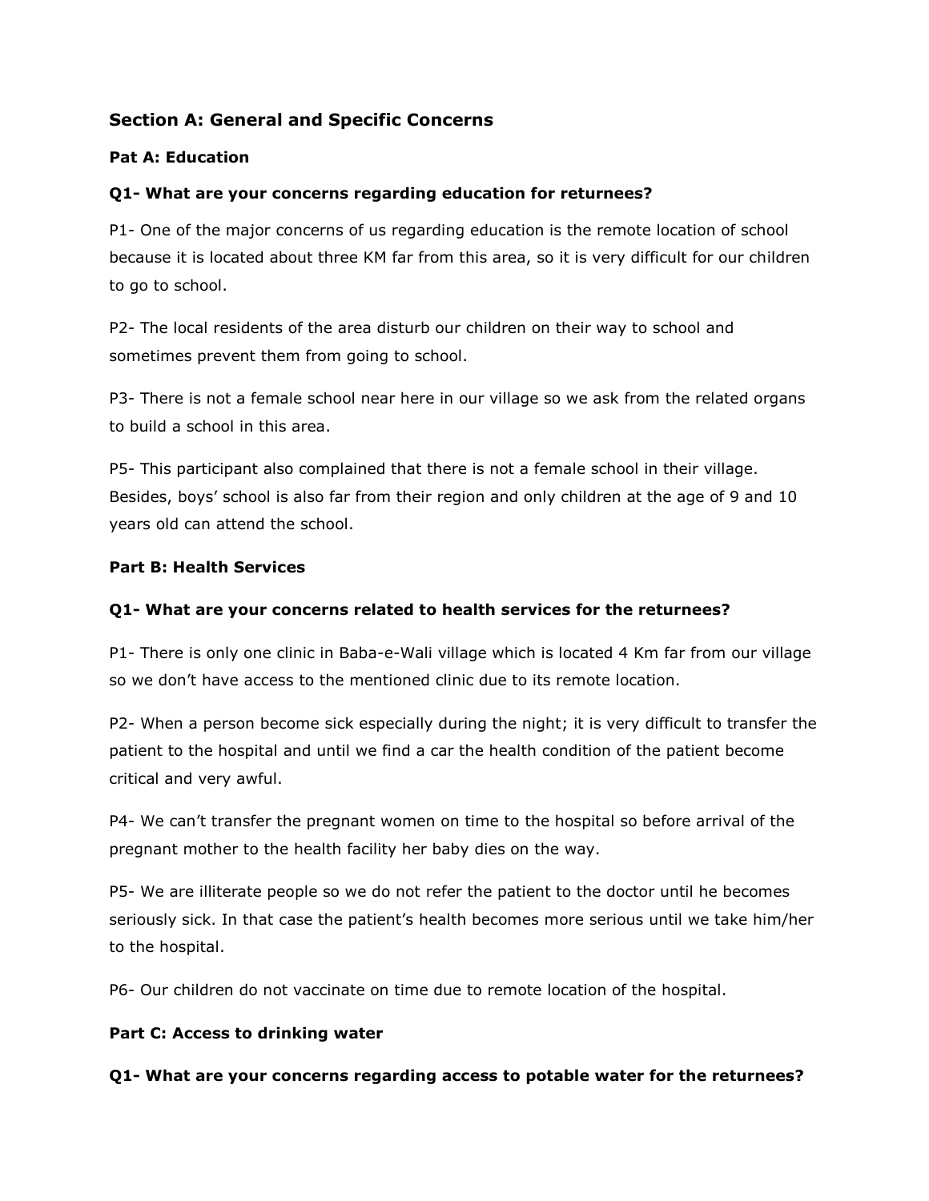### Section A: General and Specific Concerns

**Pat A: Education**

**Q1- What are your concerns regarding education for returnees?**

P1- One of the major concerns of us regarding education is the remote location of school because it is located about three KM far from this area, so it is very difficult for our children to go to school.

P2- The local residents of the area disturb our children on their way to school and sometimes prevent them from going to school.

P3- There is not a female school near here in our village so we ask from the related organs to build a school in this area.

P5- This participant also complained that there is not a female school in their village. Besides, boys' school is also far from their region and only children at the age of 9 and 10 years old can attend the school.

**Part B: Health Services**

**Q1- What are your concerns related to health services for the returnees?**

P1- There is only one clinic in Baba-e-Wali village which is located 4 Km far from our village so we don't have access to the mentioned clinic due to its remote location.

P2- When a person become sick especially during the night; it is very difficult to transfer the patient to the hospital and until we find a car the health condition of the patient become critical and very awful.

P4- We can't transfer the pregnant women on time to the hospital so before arrival of the pregnant mother to the health facility her baby dies on the way.

P5- We are illiterate people so we do not refer the patient to the doctor until he becomes seriously sick. In that case the patient's health becomes more serious until we take him/her to the hospital.

P6- Our children do not vaccinate on time due to remote location of the hospital.

**Part C: Access to drinking water**

**Q1- What are your concerns regarding access to potable water for the returnees?**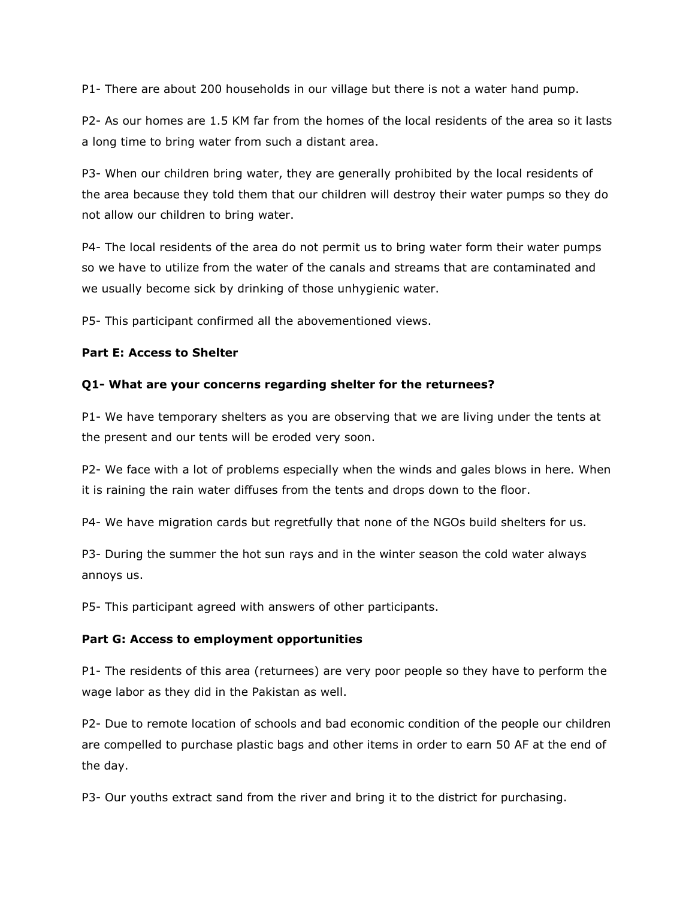P1- There are about 200 households in our village but there is not a water hand pump.

P2- As our homes are 1.5 KM far from the homes of the local residents of the area so it lasts a long time to bring water from such a distant area.

P3- When our children bring water, they are generally prohibited by the local residents of the area because they told them that our children will destroy their water pumps so they do not allow our children to bring water.

P4- The local residents of the area do not permit us to bring water form their water pumps so we have to utilize from the water of the canals and streams that are contaminated and we usually become sick by drinking of those unhygienic water.

P5- This participant confirmed all the abovementioned views.

**Part E: Access to Shelter**

**Q1- What are your concerns regarding shelter for the returnees?**

P1- We have temporary shelters as you are observing that we are living under the tents at the present and our tents will be eroded very soon.

P2- We face with a lot of problems especially when the winds and gales blows in here. When it is raining the rain water diffuses from the tents and drops down to the floor.

P4- We have migration cards but regretfully that none of the NGOs build shelters for us.

P3- During the summer the hot sun rays and in the winter season the cold water always annoys us.

P5- This participant agreed with answers of other participants.

**Part G: Access to employment opportunities**

P1- The residents of this area (returnees) are very poor people so they have to perform the wage labor as they did in the Pakistan as well.

P2- Due to remote location of schools and bad economic condition of the people our children are compelled to purchase plastic bags and other items in order to earn 50 AF at the end of the day.

P3- Our youths extract sand from the river and bring it to the district for purchasing.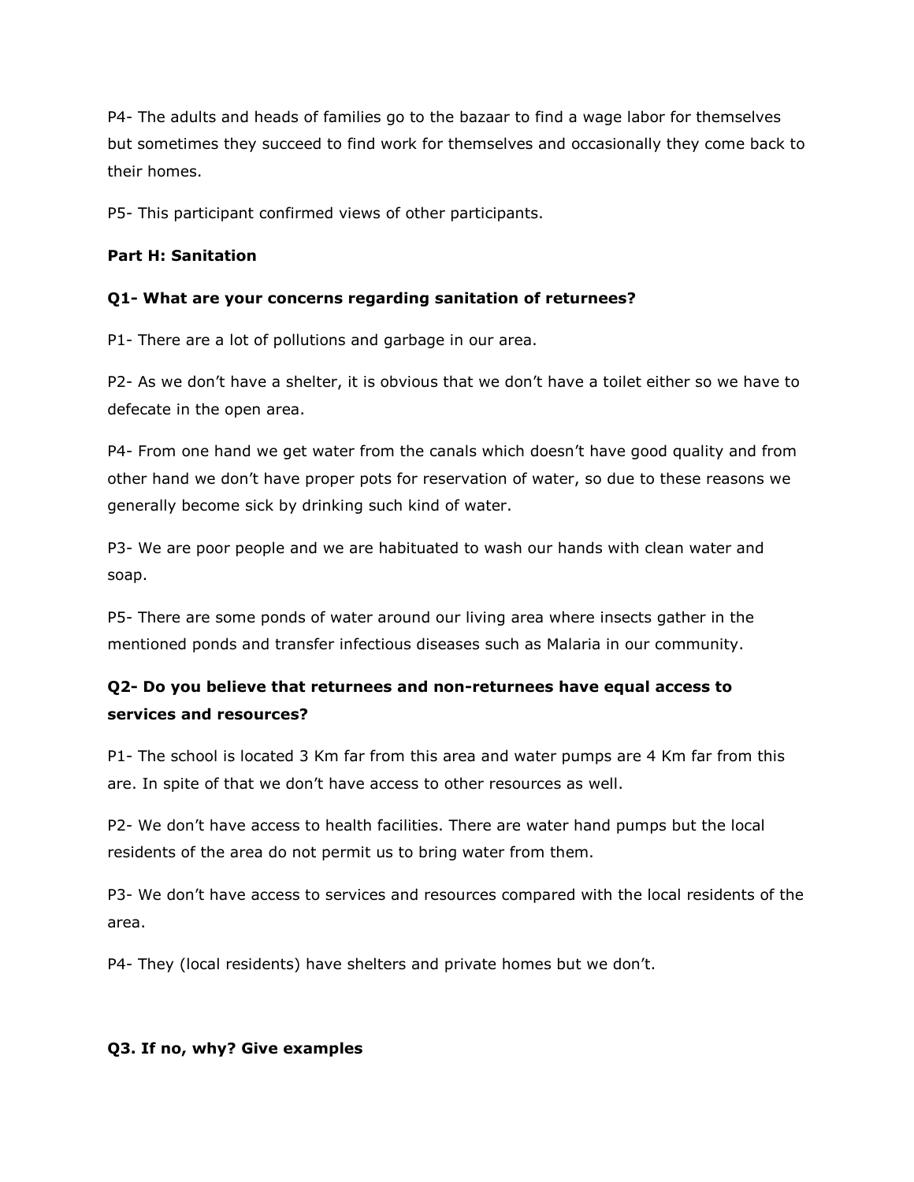P4- The adults and heads of families go to the bazaar to find a wage labor for themselves but sometimes they succeed to find work for themselves and occasionally they come back to their homes.

P5- This participant confirmed views of other participants.

**Part H: Sanitation**

**Q1- What are your concerns regarding sanitation of returnees?**

P1- There are a lot of pollutions and garbage in our area.

P2- As we don't have a shelter, it is obvious that we don't have a toilet either so we have to defecate in the open area.

P4- From one hand we get water from the canals which doesn't have good quality and from other hand we don't have proper pots for reservation of water, so due to these reasons we generally become sick by drinking such kind of water.

P3- We are poor people and we are habituated to wash our hands with clean water and soap.

P5- There are some ponds of water around our living area where insects gather in the mentioned ponds and transfer infectious diseases such as Malaria in our community.

**Q2- Do you believe that returnees and non-returnees have equal access to services and resources?**

P1- The school is located 3 Km far from this area and water pumps are 4 Km far from this are. In spite of that we don't have access to other resources as well.

P2- We don't have access to health facilities. There are water hand pumps but the local residents of the area do not permit us to bring water from them.

P3- We don't have access to services and resources compared with the local residents of the area.

P4- They (local residents) have shelters and private homes but we don't.

**Q3. If no, why? Give examples**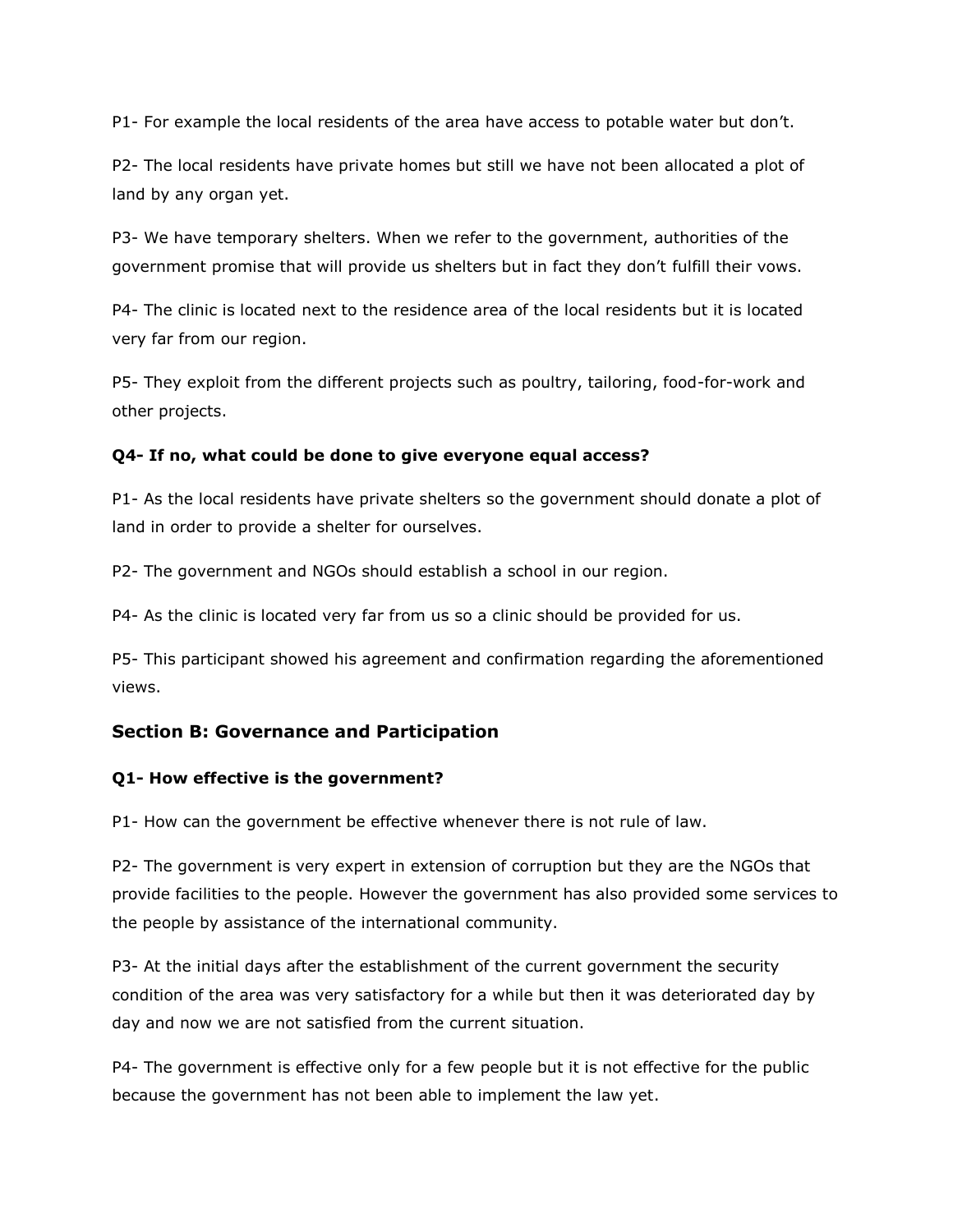P1- For example the local residents of the area have access to potable water but don't.

P2- The local residents have private homes but still we have not been allocated a plot of land by any organ yet.

P3- We have temporary shelters. When we refer to the government, authorities of the government promise that will provide us shelters but in fact they don't fulfill their vows.

P4- The clinic is located next to the residence area of the local residents but it is located very far from our region.

P5- They exploit from the different projects such as poultry, tailoring, food-for-work and other projects.

**Q4- If no, what could be done to give everyone equal access?**

P1- As the local residents have private shelters so the government should donate a plot of land in order to provide a shelter for ourselves.

P2- The government and NGOs should establish a school in our region.

P4- As the clinic is located very far from us so a clinic should be provided for us.

P5- This participant showed his agreement and confirmation regarding the aforementioned views.

## Section B: Governance and Participation

**Q1- How effective is the government?**

P1- How can the government be effective whenever there is not rule of law.

P2- The government is very expert in extension of corruption but they are the NGOs that provide facilities to the people. However the government has also provided some services to the people by assistance of the international community.

P3- At the initial days after the establishment of the current government the security condition of the area was very satisfactory for a while but then it was deteriorated day by day and now we are not satisfied from the current situation.

P4- The government is effective only for a few people but it is not effective for the public because the government has not been able to implement the law yet.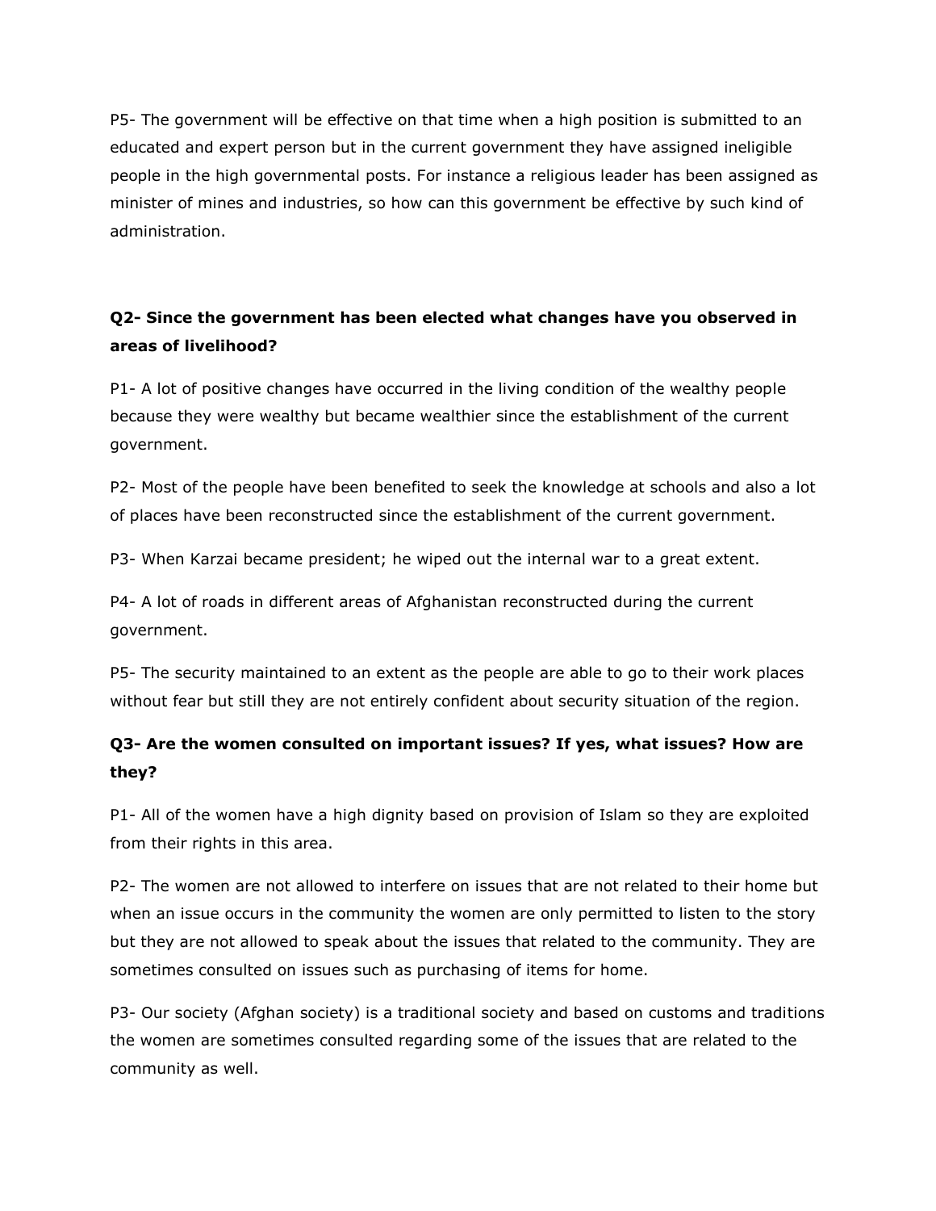P5- The government will be effective on that time when a high position is submitted to an educated and expert person but in the current government they have assigned ineligible people in the high governmental posts. For instance a religious leader has been assigned as minister of mines and industries, so how can this government be effective by such kind of administration.

**Q2- Since the government has been elected what changes have you observed in areas of livelihood?**

P1- A lot of positive changes have occurred in the living condition of the wealthy people because they were wealthy but became wealthier since the establishment of the current government.

P2- Most of the people have been benefited to seek the knowledge at schools and also a lot of places have been reconstructed since the establishment of the current government.

P3- When Karzai became president; he wiped out the internal war to a great extent.

P4- A lot of roads in different areas of Afghanistan reconstructed during the current government.

P5- The security maintained to an extent as the people are able to go to their work places without fear but still they are not entirely confident about security situation of the region.

**Q3- Are the women consulted on important issues? If yes, what issues? How are they?**

P1- All of the women have a high dignity based on provision of Islam so they are exploited from their rights in this area.

P2- The women are not allowed to interfere on issues that are not related to their home but when an issue occurs in the community the women are only permitted to listen to the story but they are not allowed to speak about the issues that related to the community. They are sometimes consulted on issues such as purchasing of items for home.

P3- Our society (Afghan society) is a traditional society and based on customs and traditions the women are sometimes consulted regarding some of the issues that are related to the community as well.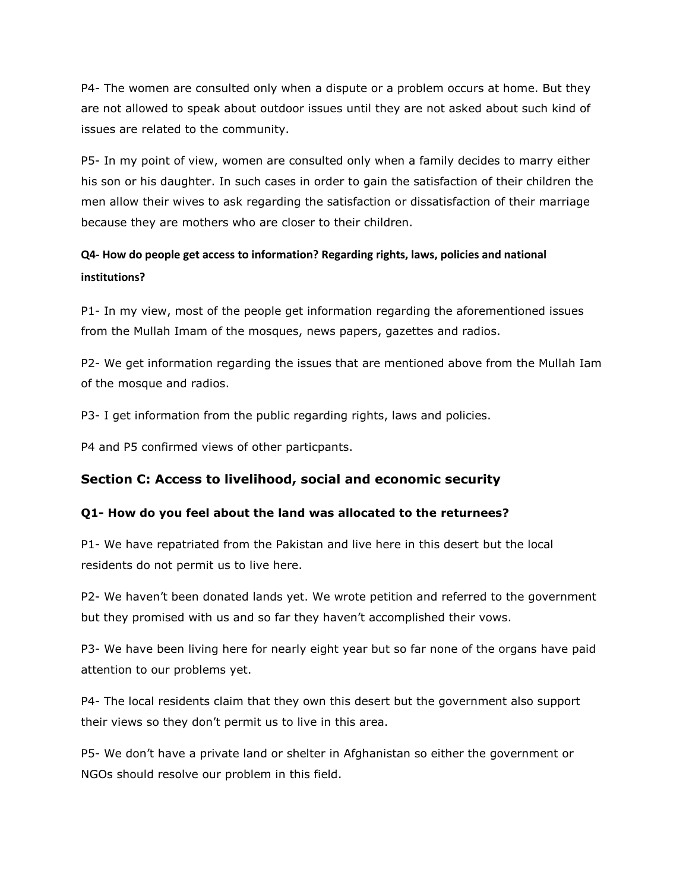P4- The women are consulted only when a dispute or a problem occurs at home. But they are not allowed to speak about outdoor issues until they are not asked about such kind of issues are related to the community.

P5- In my point of view, women are consulted only when a family decides to marry either his son or his daughter. In such cases in order to gain the satisfaction of their children the men allow their wives to ask regarding the satisfaction or dissatisfaction of their marriage because they are mothers who are closer to their children.

**Q4- How do people get access to information? Regarding rights, laws, policies and national institutions?**

P1- In my view, most of the people get information regarding the aforementioned issues from the Mullah Imam of the mosques, news papers, gazettes and radios.

P2- We get information regarding the issues that are mentioned above from the Mullah Iam of the mosque and radios.

P3- I get information from the public regarding rights, laws and policies.

P4 and P5 confirmed views of other particpants.

## Section C: Access to livelihood, social and economic security

### Q1- How do you feel about the land was allocated to the returnees?

P1- We have repatriated from the Pakistan and live here in this desert but the local residents do not permit us to live here.

P2- We haven't been donated lands yet. We wrote petition and referred to the government but they promised with us and so far they haven't accomplished their vows.

P3- We have been living here for nearly eight year but so far none of the organs have paid attention to our problems yet.

P4- The local residents claim that they own this desert but the government also support their views so they don't permit us to live in this area.

P5- We don't have a private land or shelter in Afghanistan so either the government or NGOs should resolve our problem in this field.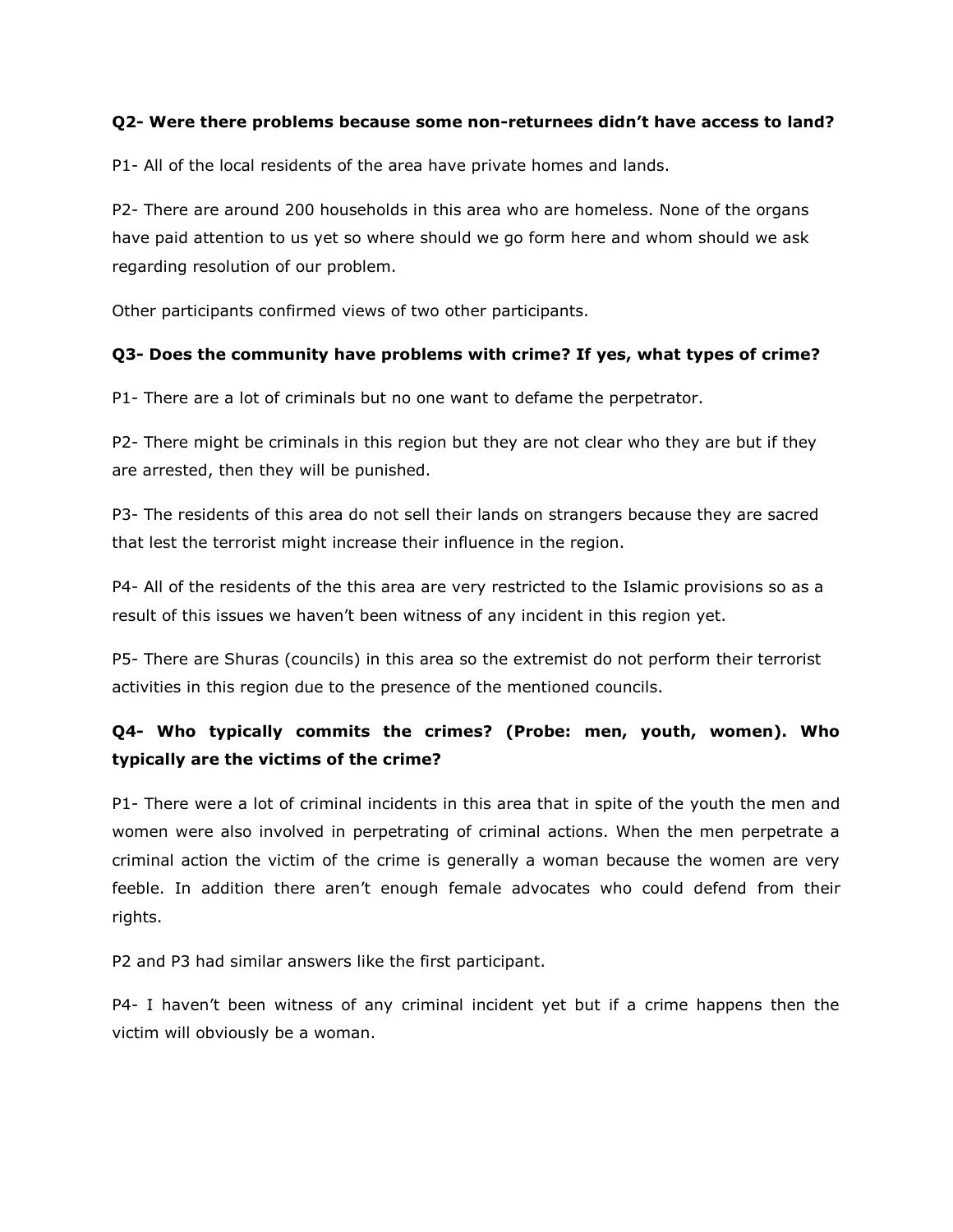**Q2- Were there problems because some non-returnees didn't have access to land?**

P1- All of the local residents of the area have private homes and lands.

P2- There are around 200 households in this area who are homeless. None of the organs have paid attention to us yet so where should we go form here and whom should we ask regarding resolution of our problem.

Other participants confirmed views of two other participants.

**Q3- Does the community have problems with crime? If yes, what types of crime?**

P1- There are a lot of criminals but no one want to defame the perpetrator.

P2- There might be criminals in this region but they are not clear who they are but if they are arrested, then they will be punished.

P3- The residents of this area do not sell their lands on strangers because they are sacred that lest the terrorist might increase their influence in the region.

P4- All of the residents of the this area are very restricted to the Islamic provisions so as a result of this issues we haven't been witness of any incident in this region yet.

P5- There are Shuras (councils) in this area so the extremist do not perform their terrorist activities in this region due to the presence of the mentioned councils.

**Q4- Who typically commits the crimes? (Probe: men, youth, women). Who typically are the victims of the crime?**

P1- There were a lot of criminal incidents in this area that in spite of the youth the men and women were also involved in perpetrating of criminal actions. When the men perpetrate a criminal action the victim of the crime is generally a woman because the women are very feeble. In addition there aren't enough female advocates who could defend from their rights.

P2 and P3 had similar answers like the first participant.

P4- I haven't been witness of any criminal incident yet but if a crime happens then the victim will obviously be a woman.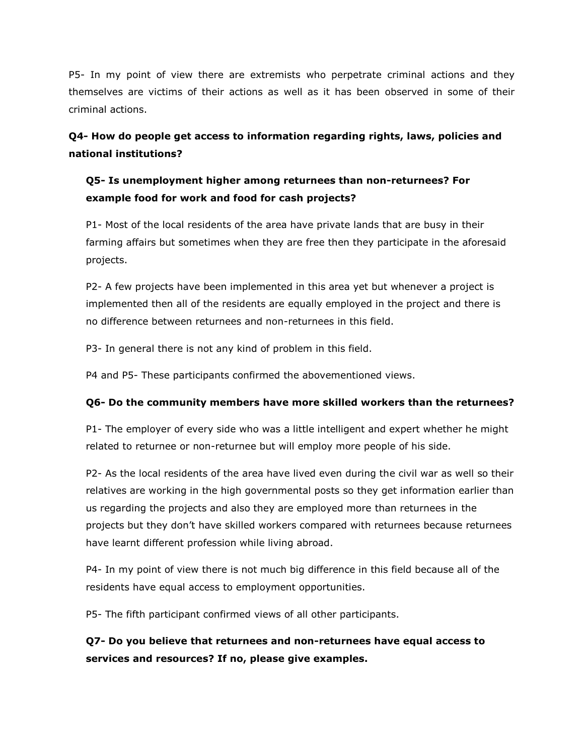P5- In my point of view there are extremists who perpetrate criminal actions and they themselves are victims of their actions as well as it has been observed in some of their criminal actions.

**Q4- How do people get access to information regarding rights, laws, policies and national institutions?**

**Q5- Is unemployment higher among returnees than non-returnees? For example food for work and food for cash projects?**

P1- Most of the local residents of the area have private lands that are busy in their farming affairs but sometimes when they are free then they participate in the aforesaid projects.

P2- A few projects have been implemented in this area yet but whenever a project is implemented then all of the residents are equally employed in the project and there is no difference between returnees and non-returnees in this field.

P3- In general there is not any kind of problem in this field.

P4 and P5- These participants confirmed the abovementioned views.

**Q6- Do the community members have more skilled workers than the returnees?**

P1- The employer of every side who was a little intelligent and expert whether he might related to returnee or non-returnee but will employ more people of his side.

P2- As the local residents of the area have lived even during the civil war as well so their relatives are working in the high governmental posts so they get information earlier than us regarding the projects and also they are employed more than returnees in the projects but they don't have skilled workers compared with returnees because returnees have learnt different profession while living abroad.

P4- In my point of view there is not much big difference in this field because all of the residents have equal access to employment opportunities.

P5- The fifth participant confirmed views of all other participants.

**Q7- Do you believe that returnees and non-returnees have equal access to services and resources? If no, please give examples.**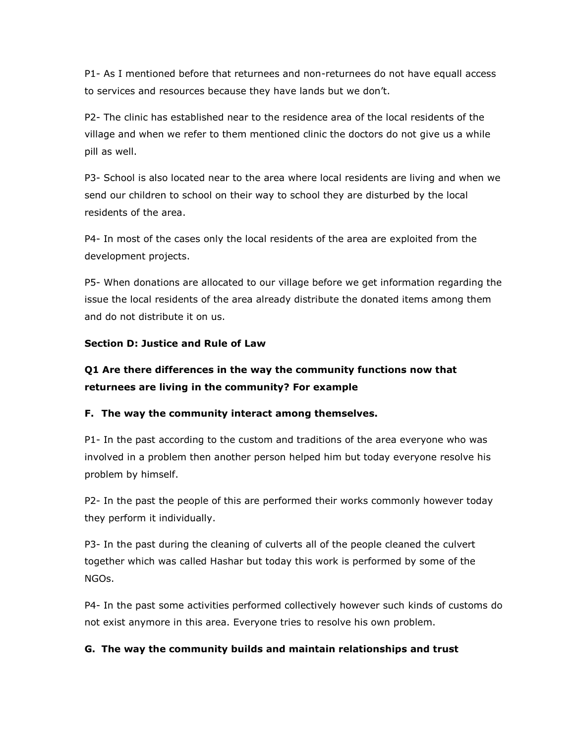P1- As I mentioned before that returnees and non-returnees do not have equall access to services and resources because they have lands but we don't.

P2- The clinic has established near to the residence area of the local residents of the village and when we refer to them mentioned clinic the doctors do not give us a while pill as well.

P3- School is also located near to the area where local residents are living and when we send our children to school on their way to school they are disturbed by the local residents of the area.

P4- In most of the cases only the local residents of the area are exploited from the development projects.

P5- When donations are allocated to our village before we get information regarding the issue the local residents of the area already distribute the donated items among them and do not distribute it on us.

**Section D: Justice and Rule of Law**

**Q1 Are there differences in the way the community functions now that returnees are living in the community? For example**

**F. The way the community interact among themselves.**

P1- In the past according to the custom and traditions of the area everyone who was involved in a problem then another person helped him but today everyone resolve his problem by himself.

P2- In the past the people of this are performed their works commonly however today they perform it individually.

P3- In the past during the cleaning of culverts all of the people cleaned the culvert together which was called Hashar but today this work is performed by some of the NGOs.

P4- In the past some activities performed collectively however such kinds of customs do not exist anymore in this area. Everyone tries to resolve his own problem.

**G. The way the community builds and maintain relationships and trust**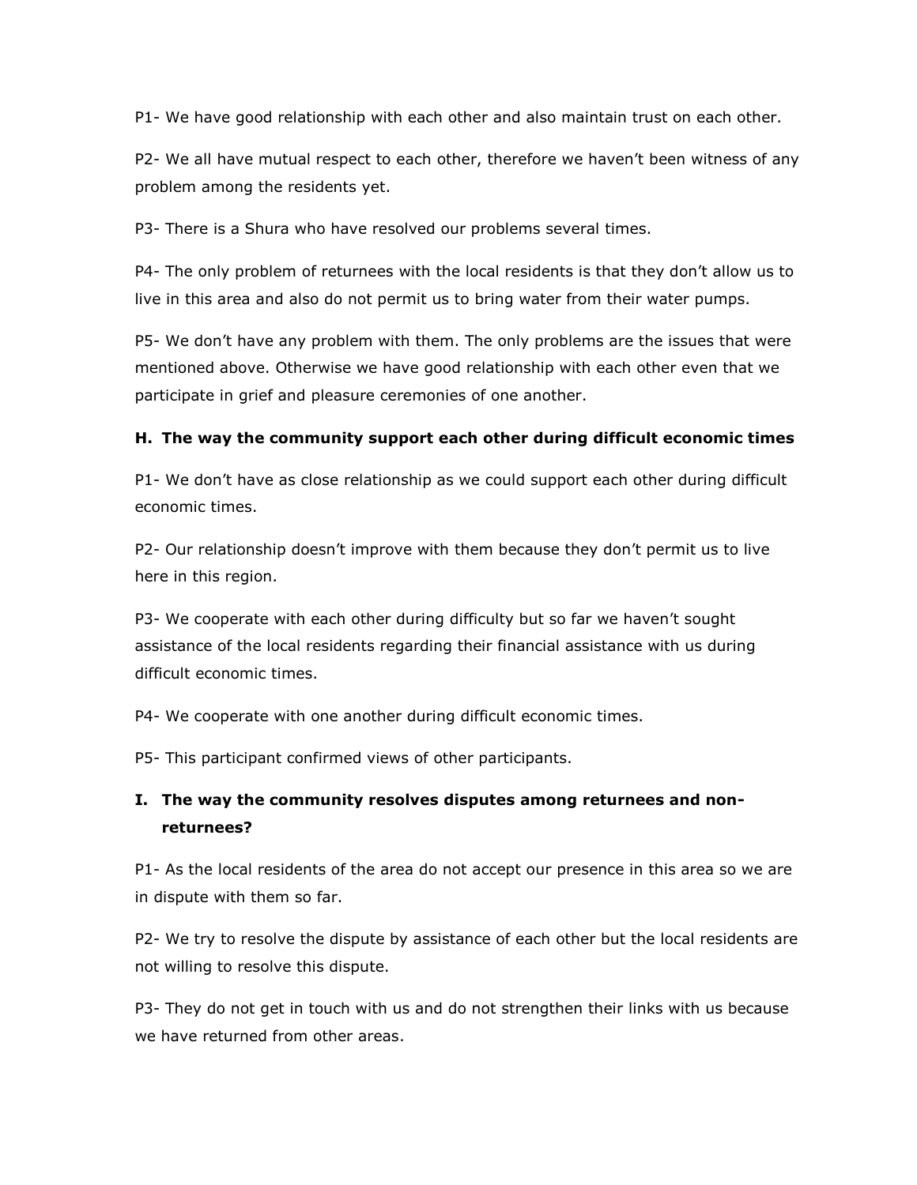P1- We have good relationship with each other and also maintain trust on each other.

P2- We all have mutual respect to each other, therefore we haven't been witness of any problem among the residents yet.

P3- There is a Shura who have resolved our problems several times.

P4- The only problem of returnees with the local residents is that they don't allow us to live in this area and also do not permit us to bring water from their water pumps.

P5- We don't have any problem with them. The only problems are the issues that were mentioned above. Otherwise we have good relationship with each other even that we participate in grief and pleasure ceremonies of one another.

**H. The way the community support each other during difficult economic times**

P1- We don't have as close relationship as we could support each other during difficult economic times.

P2- Our relationship doesn't improve with them because they don't permit us to live here in this region.

P3- We cooperate with each other during difficulty but so far we haven't sought assistance of the local residents regarding their financial assistance with us during difficult economic times.

P4- We cooperate with one another during difficult economic times.

P5- This participant confirmed views of other participants.

**I. The way the community resolves disputes among returnees and non-returnees?**

P1- As the local residents of the area do not accept our presence in this area so we are in dispute with them so far.

P2- We try to resolve the dispute by assistance of each other but the local residents are not willing to resolve this dispute.

P3- They do not get in touch with us and do not strengthen their links with us because we have returned from other areas.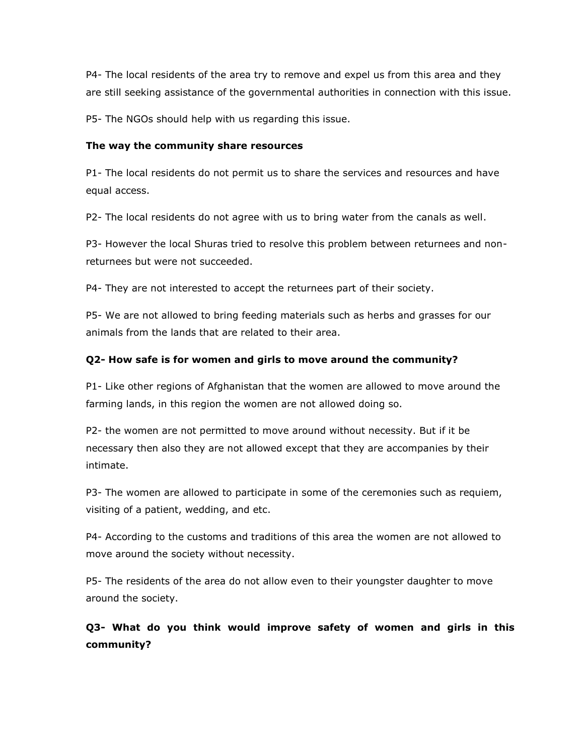P4- The local residents of the area try to remove and expel us from this area and they are still seeking assistance of the governmental authorities in connection with this issue.

P5- The NGOs should help with us regarding this issue.

**The way the community share resources**

P1- The local residents do not permit us to share the services and resources and have equal access.

P2- The local residents do not agree with us to bring water from the canals as well.

P3- However the local Shuras tried to resolve this problem between returnees and non-returnees but were not succeeded.

P4- They are not interested to accept the returnees part of their society.

P5- We are not allowed to bring feeding materials such as herbs and grasses for our animals from the lands that are related to their area.

**Q2- How safe is for women and girls to move around the community?**

P1- Like other regions of Afghanistan that the women are allowed to move around the farming lands, in this region the women are not allowed doing so.

P2- the women are not permitted to move around without necessity. But if it be necessary then also they are not allowed except that they are accompanies by their intimate.

P3- The women are allowed to participate in some of the ceremonies such as requiem, visiting of a patient, wedding, and etc.

P4- According to the customs and traditions of this area the women are not allowed to move around the society without necessity.

P5- The residents of the area do not allow even to their youngster daughter to move around the society.

**Q3- What do you think would improve safety of women and girls in this community?**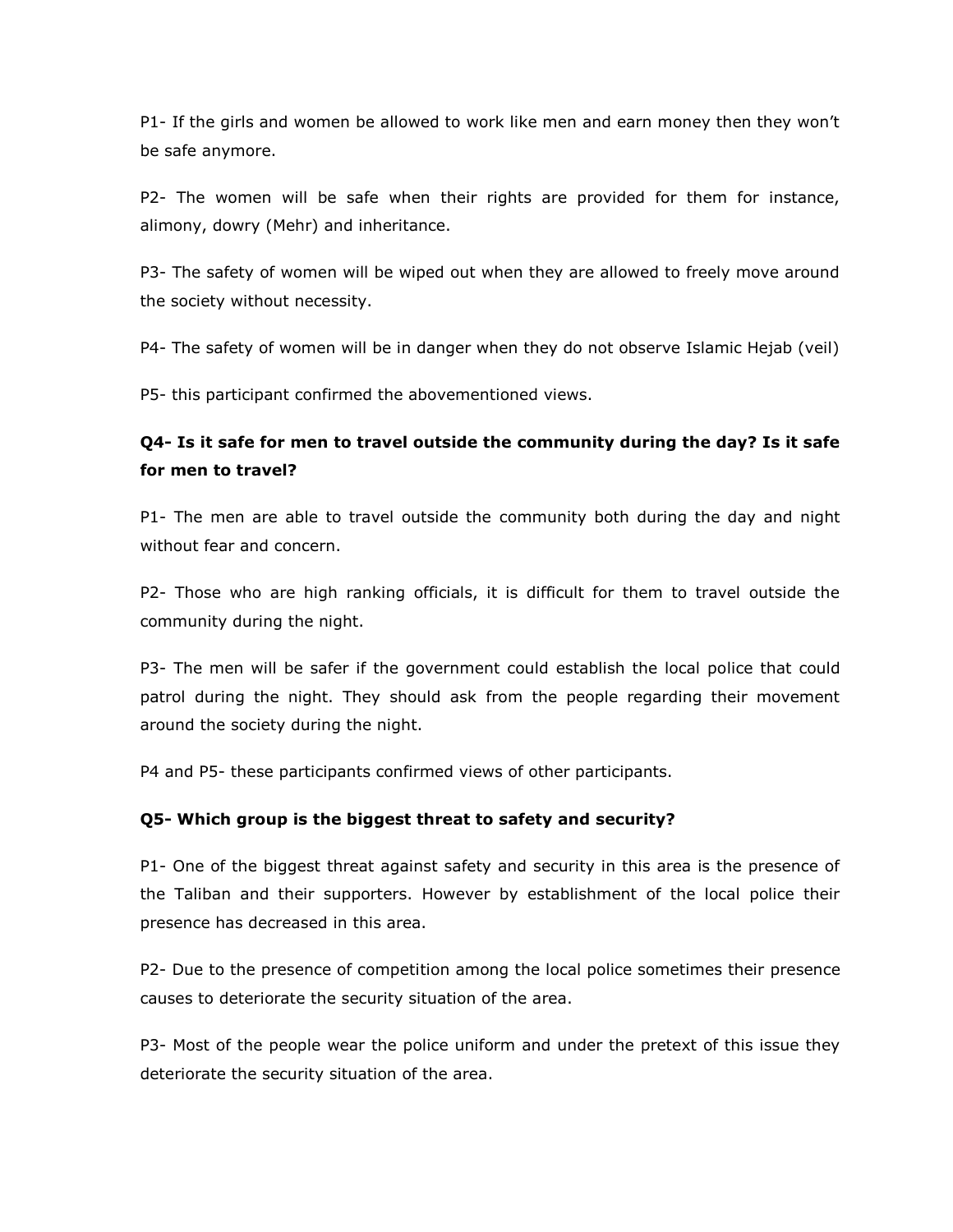P1- If the girls and women be allowed to work like men and earn money then they won't be safe anymore.

P2- The women will be safe when their rights are provided for them for instance, alimony, dowry (Mehr) and inheritance.

P3- The safety of women will be wiped out when they are allowed to freely move around the society without necessity.

P4- The safety of women will be in danger when they do not observe Islamic Hejab (veil)

P5- this participant confirmed the abovementioned views.

**Q4- Is it safe for men to travel outside the community during the day? Is it safe for men to travel?**

P1- The men are able to travel outside the community both during the day and night without fear and concern.

P2- Those who are high ranking officials, it is difficult for them to travel outside the community during the night.

P3- The men will be safer if the government could establish the local police that could patrol during the night. They should ask from the people regarding their movement around the society during the night.

P4 and P5- these participants confirmed views of other participants.

**Q5- Which group is the biggest threat to safety and security?**

P1- One of the biggest threat against safety and security in this area is the presence of the Taliban and their supporters. However by establishment of the local police their presence has decreased in this area.

P2- Due to the presence of competition among the local police sometimes their presence causes to deteriorate the security situation of the area.

P3- Most of the people wear the police uniform and under the pretext of this issue they deteriorate the security situation of the area.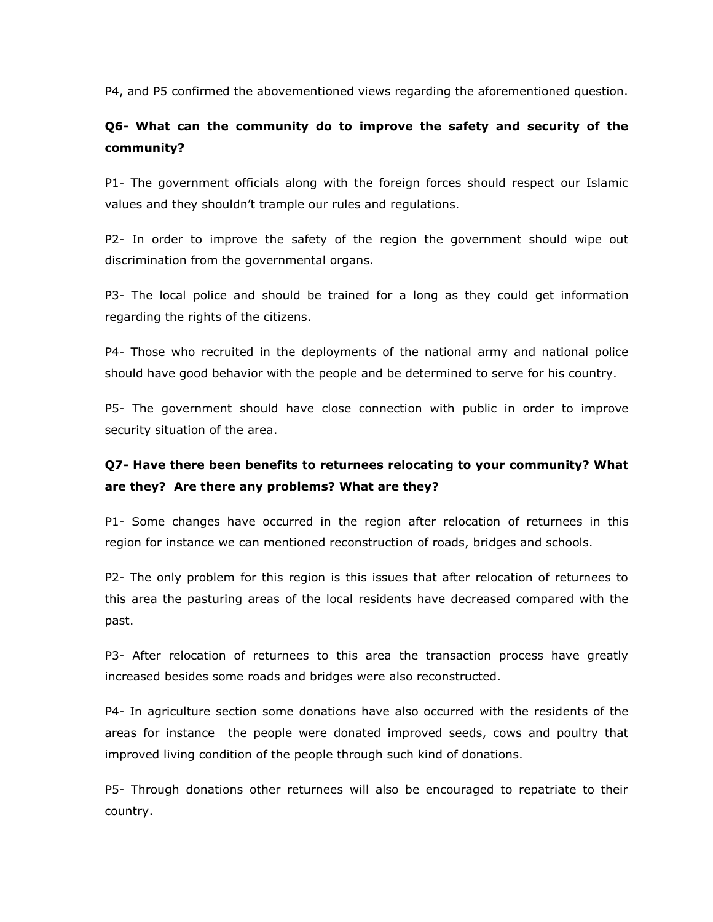P4, and P5 confirmed the abovementioned views regarding the aforementioned question.

**Q6- What can the community do to improve the safety and security of the community?**

P1- The government officials along with the foreign forces should respect our Islamic values and they shouldn't trample our rules and regulations.

P2- In order to improve the safety of the region the government should wipe out discrimination from the governmental organs.

P3- The local police and should be trained for a long as they could get information regarding the rights of the citizens.

P4- Those who recruited in the deployments of the national army and national police should have good behavior with the people and be determined to serve for his country.

P5- The government should have close connection with public in order to improve security situation of the area.

**Q7- Have there been benefits to returnees relocating to your community? What are they? Are there any problems? What are they?**

P1- Some changes have occurred in the region after relocation of returnees in this region for instance we can mentioned reconstruction of roads, bridges and schools.

P2- The only problem for this region is this issues that after relocation of returnees to this area the pasturing areas of the local residents have decreased compared with the past.

P3- After relocation of returnees to this area the transaction process have greatly increased besides some roads and bridges were also reconstructed.

P4- In agriculture section some donations have also occurred with the residents of the areas for instance the people were donated improved seeds, cows and poultry that improved living condition of the people through such kind of donations.

P5- Through donations other returnees will also be encouraged to repatriate to their country.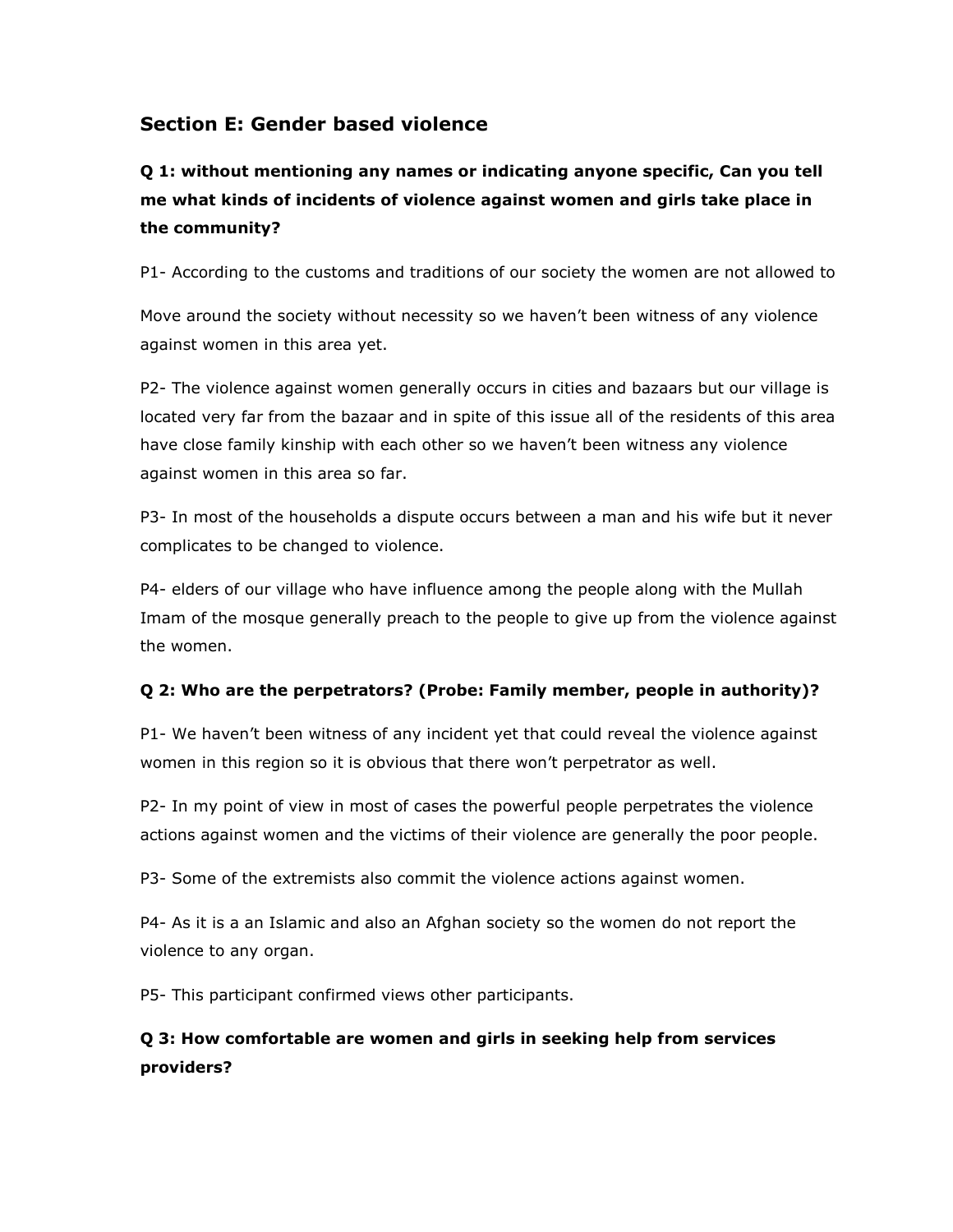## Section E: Gender based violence

### Q 1: without mentioning any names or indicating anyone specific, Can you tell me what kinds of incidents of violence against women and girls take place in the community?

P1- According to the customs and traditions of our society the women are not allowed to

Move around the society without necessity so we haven't been witness of any violence against women in this area yet.

P2- The violence against women generally occurs in cities and bazaars but our village is located very far from the bazaar and in spite of this issue all of the residents of this area have close family kinship with each other so we haven't been witness any violence against women in this area so far.

P3- In most of the households a dispute occurs between a man and his wife but it never complicates to be changed to violence.

P4- elders of our village who have influence among the people along with the Mullah Imam of the mosque generally preach to the people to give up from the violence against the women.

### Q 2: Who are the perpetrators? (Probe: Family member, people in authority)?

P1- We haven't been witness of any incident yet that could reveal the violence against women in this region so it is obvious that there won't perpetrator as well.

P2- In my point of view in most of cases the powerful people perpetrates the violence actions against women and the victims of their violence are generally the poor people.

P3- Some of the extremists also commit the violence actions against women.

P4- As it is a an Islamic and also an Afghan society so the women do not report the violence to any organ.

P5- This participant confirmed views other participants.

### Q 3: How comfortable are women and girls in seeking help from services providers?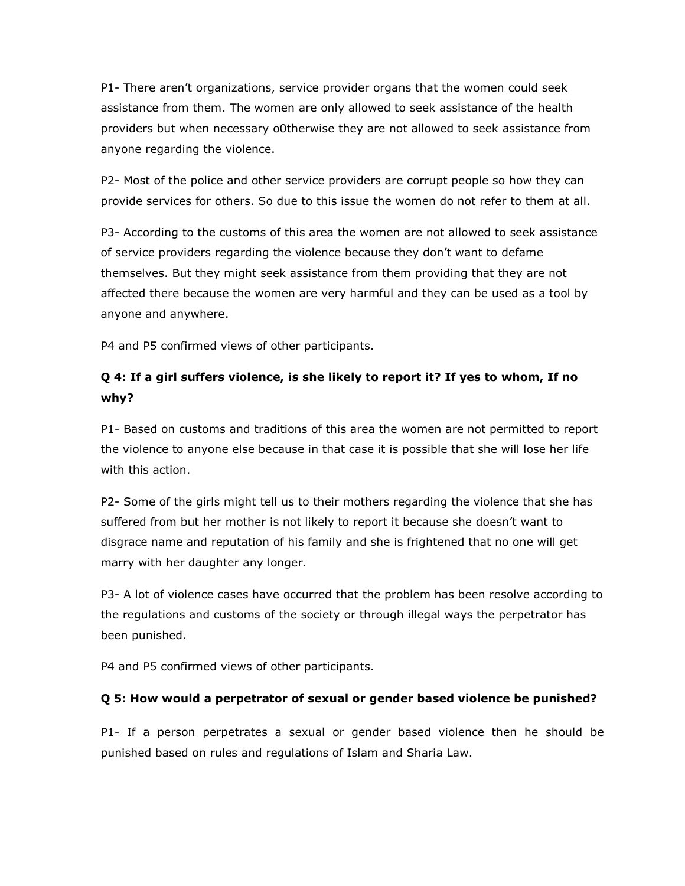P1- There aren't organizations, service provider organs that the women could seek assistance from them. The women are only allowed to seek assistance of the health providers but when necessary o0therwise they are not allowed to seek assistance from anyone regarding the violence.

P2- Most of the police and other service providers are corrupt people so how they can provide services for others. So due to this issue the women do not refer to them at all.

P3- According to the customs of this area the women are not allowed to seek assistance of service providers regarding the violence because they don't want to defame themselves. But they might seek assistance from them providing that they are not affected there because the women are very harmful and they can be used as a tool by anyone and anywhere.

P4 and P5 confirmed views of other participants.

### Q 4: If a girl suffers violence, is she likely to report it? If yes to whom, If no why?

P1- Based on customs and traditions of this area the women are not permitted to report the violence to anyone else because in that case it is possible that she will lose her life with this action.

P2- Some of the girls might tell us to their mothers regarding the violence that she has suffered from but her mother is not likely to report it because she doesn't want to disgrace name and reputation of his family and she is frightened that no one will get marry with her daughter any longer.

P3- A lot of violence cases have occurred that the problem has been resolve according to the regulations and customs of the society or through illegal ways the perpetrator has been punished.

P4 and P5 confirmed views of other participants.

### Q 5: How would a perpetrator of sexual or gender based violence be punished?

P1- If a person perpetrates a sexual or gender based violence then he should be punished based on rules and regulations of Islam and Sharia Law.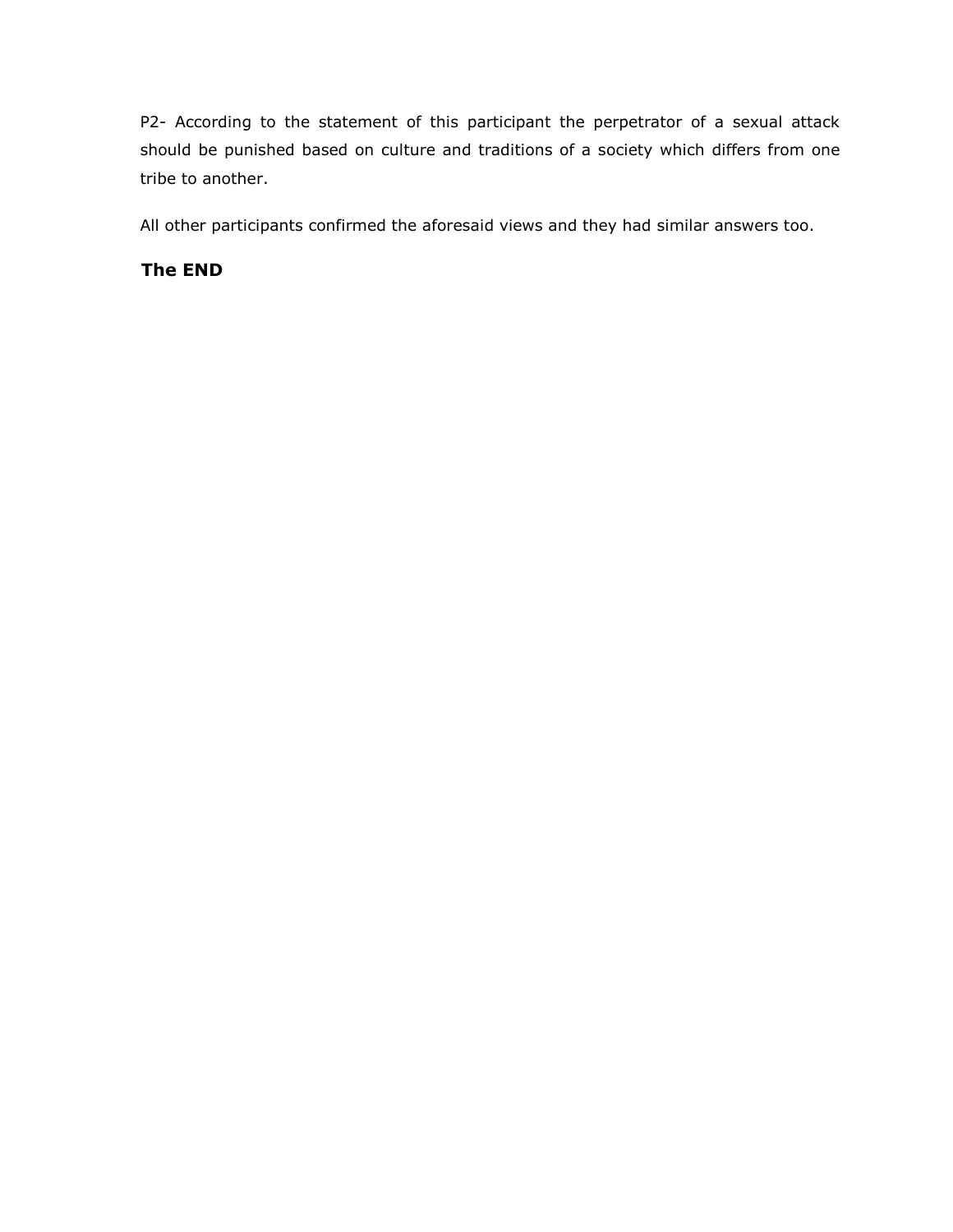P2- According to the statement of this participant the perpetrator of a sexual attack should be punished based on culture and traditions of a society which differs from one tribe to another.

All other participants confirmed the aforesaid views and they had similar answers too.

**The END**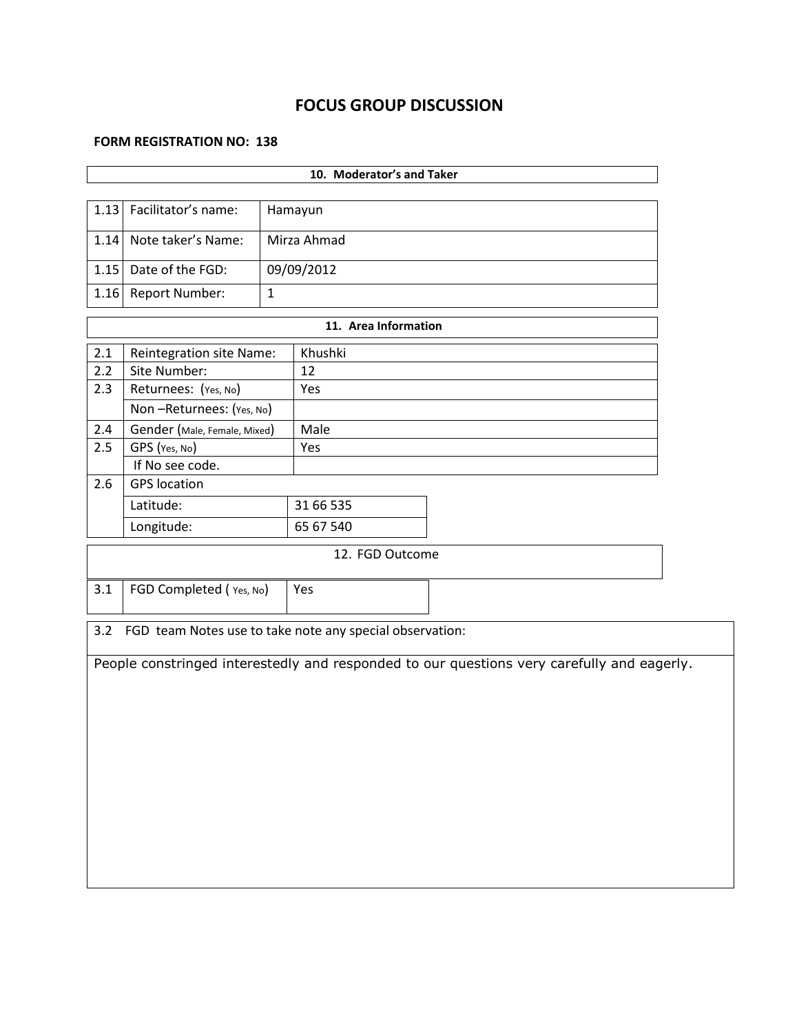# FOCUS GROUP DISCUSSION

**FORM REGISTRATION NO: 138**

| **10. Moderator's and Taker** | | |
|---|---|---|
| 1.13 | Facilitator's name: | Hamayun |
| 1.14 | Note taker's Name: | Mirza Ahmad |
| 1.15 | Date of the FGD: | 09/09/2012 |
| 1.16 | Report Number: | 1 |

| **11. Area Information** | | |
|---|---|---|
| 2.1 | Reintegration site Name: | Khushki |
| 2.2 | Site Number: | 12 |
| 2.3 | Returnees: (Yes, No) | Yes |
| | Non –Returnees: (Yes, No) | |
| 2.4 | Gender (Male, Female, Mixed) | Male |
| 2.5 | GPS (Yes, No) | Yes |
| | If No see code. | |
| 2.6 | GPS location | |
| | Latitude: | 31 66 535 |
| | Longitude: | 65 67 540 |

| 12. FGD Outcome | | |
|---|---|---|
| 3.1 | FGD Completed ( Yes, No) | Yes |

3.2 FGD team Notes use to take note any special observation:

People constringed interestedly and responded to our questions very carefully and eagerly.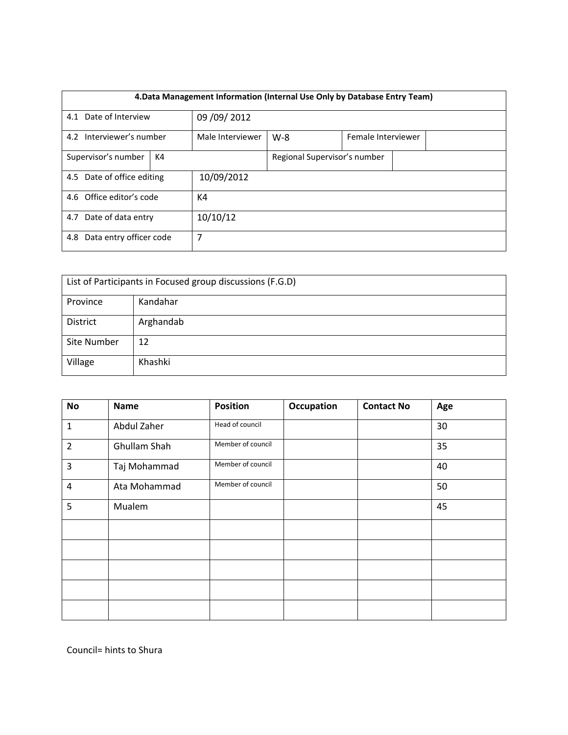| 4.Data Management Information (Internal Use Only by Database Entry Team) | | | | | |
|---|---|---|---|---|---|
| 4.1 Date of Interview | 09 /09/ 2012 | | | | |
| 4.2 Interviewer's number | Male Interviewer | W-8 | Female Interviewer | | |
| Supervisor's number | K4 | | Regional Supervisor's number | | |
| 4.5 Date of office editing | 10/09/2012 | | | | |
| 4.6 Office editor's code | K4 | | | | |
| 4.7 Date of data entry | 10/10/12 | | | | |
| 4.8 Data entry officer code | 7 | | | | |

| List of Participants in Focused group discussions (F.G.D) | |
|---|---|
| Province | Kandahar |
| District | Arghandab |
| Site Number | 12 |
| Village | Khashki |

| No | Name | Position | Occupation | Contact No | Age |
|---|---|---|---|---|---|
| 1 | Abdul Zaher | Head of council | | | 30 |
| 2 | Ghullam Shah | Member of council | | | 35 |
| 3 | Taj Mohammad | Member of council | | | 40 |
| 4 | Ata Mohammad | Member of council | | | 50 |
| 5 | Mualem | | | | 45 |
| | | | | | |
| | | | | | |
| | | | | | |
| | | | | | |
| | | | | | |

Council= hints to Shura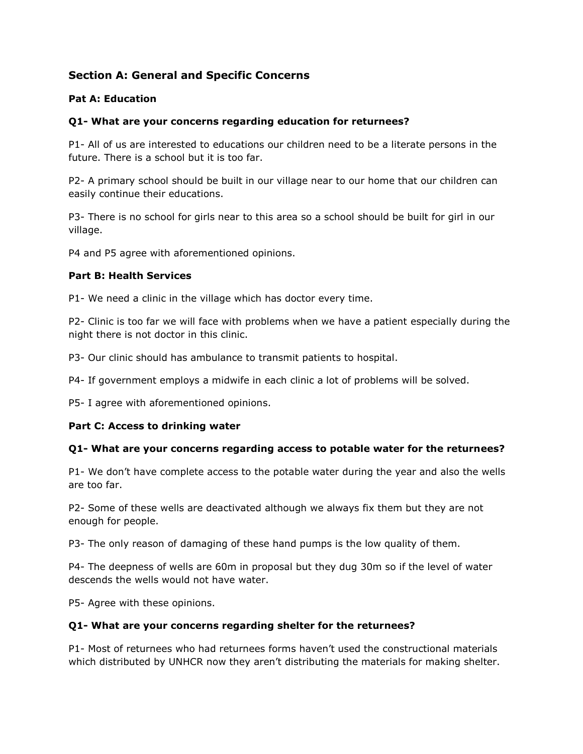## Section A: General and Specific Concerns

### Pat A: Education

**Q1- What are your concerns regarding education for returnees?**

P1- All of us are interested to educations our children need to be a literate persons in the future. There is a school but it is too far.

P2- A primary school should be built in our village near to our home that our children can easily continue their educations.

P3- There is no school for girls near to this area so a school should be built for girl in our village.

P4 and P5 agree with aforementioned opinions.

### Part B: Health Services

P1- We need a clinic in the village which has doctor every time.

P2- Clinic is too far we will face with problems when we have a patient especially during the night there is not doctor in this clinic.

P3- Our clinic should has ambulance to transmit patients to hospital.

P4- If government employs a midwife in each clinic a lot of problems will be solved.

P5- I agree with aforementioned opinions.

### Part C: Access to drinking water

**Q1- What are your concerns regarding access to potable water for the returnees?**

P1- We don't have complete access to the potable water during the year and also the wells are too far.

P2- Some of these wells are deactivated although we always fix them but they are not enough for people.

P3- The only reason of damaging of these hand pumps is the low quality of them.

P4- The deepness of wells are 60m in proposal but they dug 30m so if the level of water descends the wells would not have water.

P5- Agree with these opinions.

**Q1- What are your concerns regarding shelter for the returnees?**

P1- Most of returnees who had returnees forms haven't used the constructional materials which distributed by UNHCR now they aren't distributing the materials for making shelter.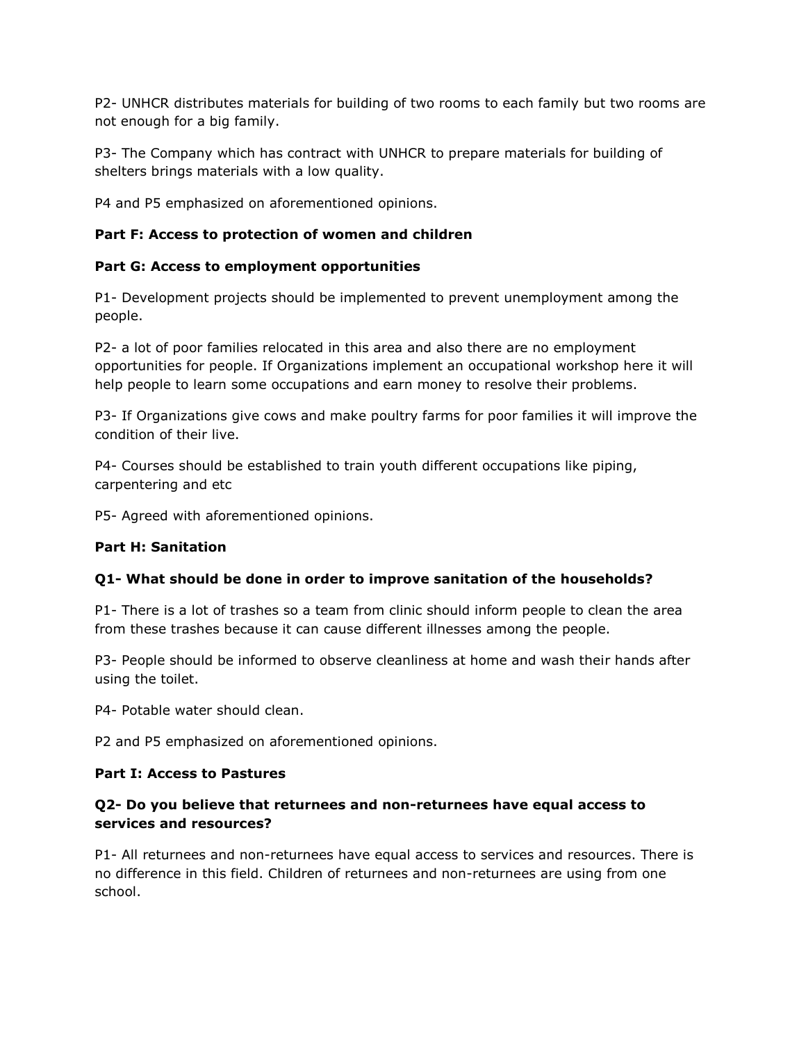P2- UNHCR distributes materials for building of two rooms to each family but two rooms are not enough for a big family.

P3- The Company which has contract with UNHCR to prepare materials for building of shelters brings materials with a low quality.

P4 and P5 emphasized on aforementioned opinions.

**Part F: Access to protection of women and children**

**Part G: Access to employment opportunities**

P1- Development projects should be implemented to prevent unemployment among the people.

P2- a lot of poor families relocated in this area and also there are no employment opportunities for people. If Organizations implement an occupational workshop here it will help people to learn some occupations and earn money to resolve their problems.

P3- If Organizations give cows and make poultry farms for poor families it will improve the condition of their live.

P4- Courses should be established to train youth different occupations like piping, carpentering and etc

P5- Agreed with aforementioned opinions.

**Part H: Sanitation**

**Q1- What should be done in order to improve sanitation of the households?**

P1- There is a lot of trashes so a team from clinic should inform people to clean the area from these trashes because it can cause different illnesses among the people.

P3- People should be informed to observe cleanliness at home and wash their hands after using the toilet.

P4- Potable water should clean.

P2 and P5 emphasized on aforementioned opinions.

**Part I: Access to Pastures**

**Q2- Do you believe that returnees and non-returnees have equal access to services and resources?**

P1- All returnees and non-returnees have equal access to services and resources. There is no difference in this field. Children of returnees and non-returnees are using from one school.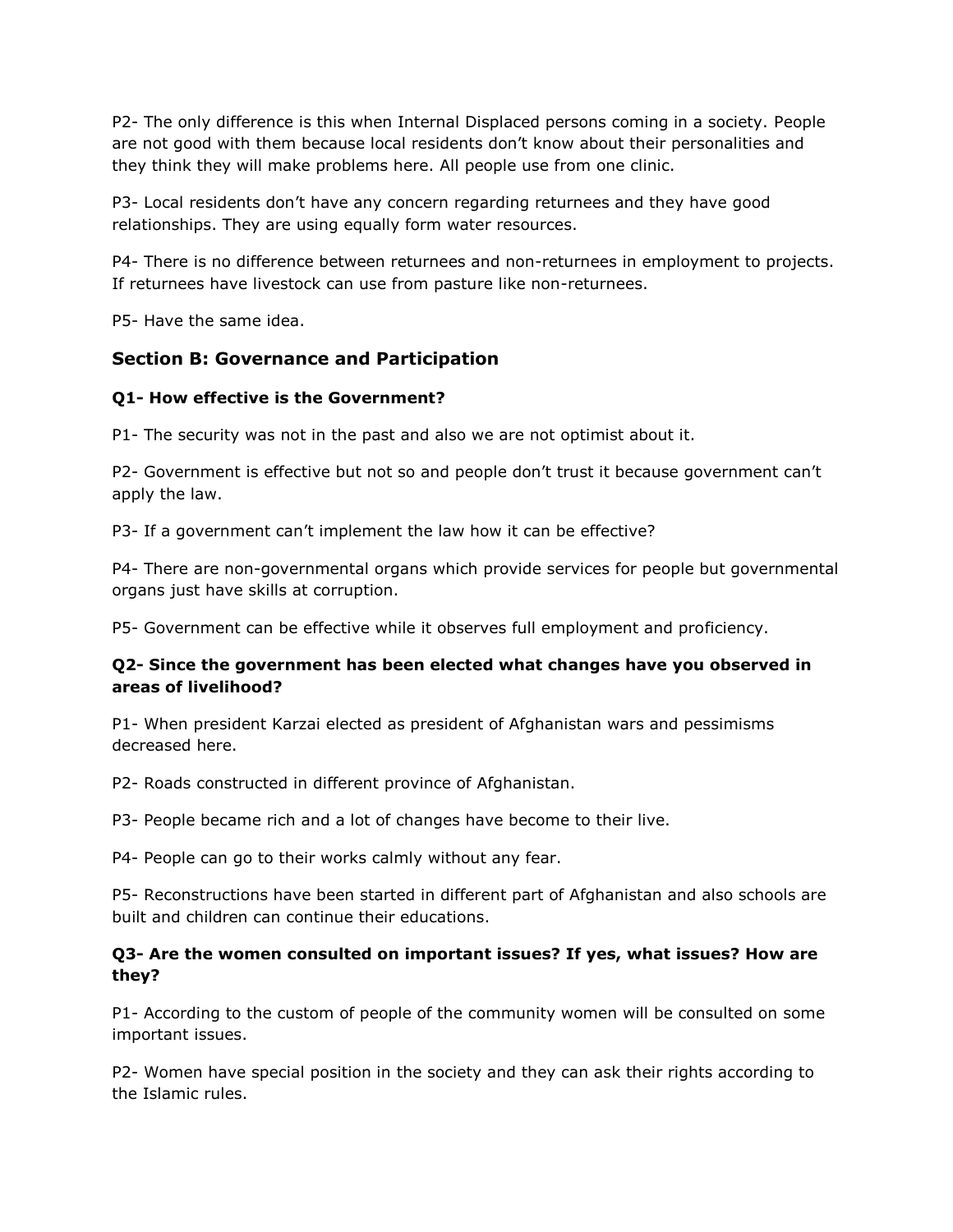P2- The only difference is this when Internal Displaced persons coming in a society. People are not good with them because local residents don't know about their personalities and they think they will make problems here. All people use from one clinic.

P3- Local residents don't have any concern regarding returnees and they have good relationships. They are using equally form water resources.

P4- There is no difference between returnees and non-returnees in employment to projects. If returnees have livestock can use from pasture like non-returnees.

P5- Have the same idea.

## Section B: Governance and Participation

**Q1- How effective is the Government?**

P1- The security was not in the past and also we are not optimist about it.

P2- Government is effective but not so and people don't trust it because government can't apply the law.

P3- If a government can't implement the law how it can be effective?

P4- There are non-governmental organs which provide services for people but governmental organs just have skills at corruption.

P5- Government can be effective while it observes full employment and proficiency.

**Q2- Since the government has been elected what changes have you observed in areas of livelihood?**

P1- When president Karzai elected as president of Afghanistan wars and pessimisms decreased here.

P2- Roads constructed in different province of Afghanistan.

P3- People became rich and a lot of changes have become to their live.

P4- People can go to their works calmly without any fear.

P5- Reconstructions have been started in different part of Afghanistan and also schools are built and children can continue their educations.

**Q3- Are the women consulted on important issues? If yes, what issues? How are they?**

P1- According to the custom of people of the community women will be consulted on some important issues.

P2- Women have special position in the society and they can ask their rights according to the Islamic rules.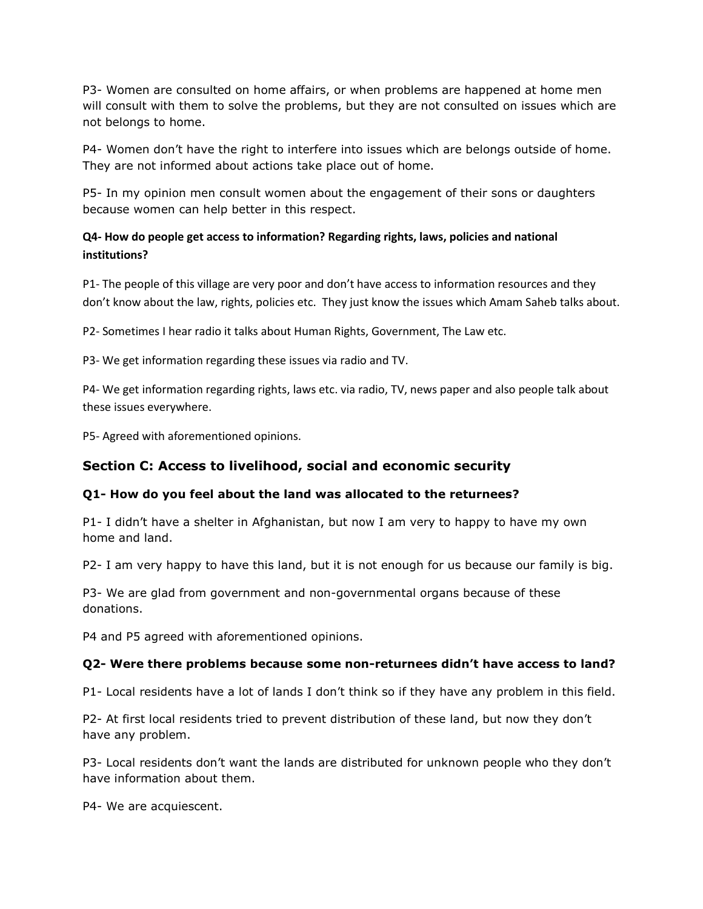P3- Women are consulted on home affairs, or when problems are happened at home men will consult with them to solve the problems, but they are not consulted on issues which are not belongs to home.

P4- Women don't have the right to interfere into issues which are belongs outside of home. They are not informed about actions take place out of home.

P5- In my opinion men consult women about the engagement of their sons or daughters because women can help better in this respect.

**Q4- How do people get access to information? Regarding rights, laws, policies and national institutions?**

P1- The people of this village are very poor and don't have access to information resources and they don't know about the law, rights, policies etc. They just know the issues which Amam Saheb talks about.

P2- Sometimes I hear radio it talks about Human Rights, Government, The Law etc.

P3- We get information regarding these issues via radio and TV.

P4- We get information regarding rights, laws etc. via radio, TV, news paper and also people talk about these issues everywhere.

P5- Agreed with aforementioned opinions.

## Section C: Access to livelihood, social and economic security

**Q1- How do you feel about the land was allocated to the returnees?**

P1- I didn't have a shelter in Afghanistan, but now I am very to happy to have my own home and land.

P2- I am very happy to have this land, but it is not enough for us because our family is big.

P3- We are glad from government and non-governmental organs because of these donations.

P4 and P5 agreed with aforementioned opinions.

**Q2- Were there problems because some non-returnees didn't have access to land?**

P1- Local residents have a lot of lands I don't think so if they have any problem in this field.

P2- At first local residents tried to prevent distribution of these land, but now they don't have any problem.

P3- Local residents don't want the lands are distributed for unknown people who they don't have information about them.

P4- We are acquiescent.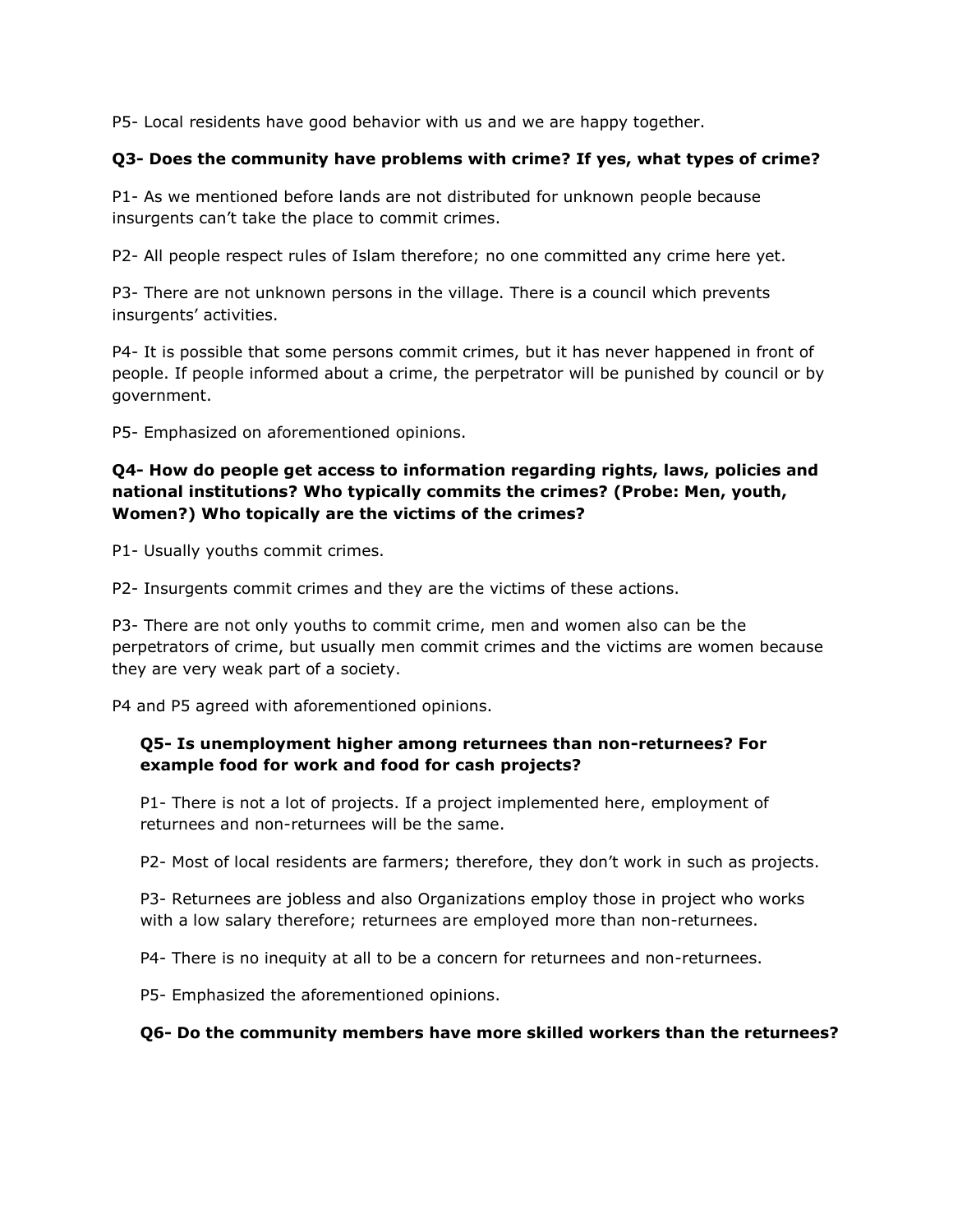P5- Local residents have good behavior with us and we are happy together.

**Q3- Does the community have problems with crime? If yes, what types of crime?**

P1- As we mentioned before lands are not distributed for unknown people because insurgents can't take the place to commit crimes.

P2- All people respect rules of Islam therefore; no one committed any crime here yet.

P3- There are not unknown persons in the village. There is a council which prevents insurgents' activities.

P4- It is possible that some persons commit crimes, but it has never happened in front of people. If people informed about a crime, the perpetrator will be punished by council or by government.

P5- Emphasized on aforementioned opinions.

**Q4- How do people get access to information regarding rights, laws, policies and national institutions? Who typically commits the crimes? (Probe: Men, youth, Women?) Who topically are the victims of the crimes?**

P1- Usually youths commit crimes.

P2- Insurgents commit crimes and they are the victims of these actions.

P3- There are not only youths to commit crime, men and women also can be the perpetrators of crime, but usually men commit crimes and the victims are women because they are very weak part of a society.

P4 and P5 agreed with aforementioned opinions.

**Q5- Is unemployment higher among returnees than non-returnees? For example food for work and food for cash projects?**

P1- There is not a lot of projects. If a project implemented here, employment of returnees and non-returnees will be the same.

P2- Most of local residents are farmers; therefore, they don't work in such as projects.

P3- Returnees are jobless and also Organizations employ those in project who works with a low salary therefore; returnees are employed more than non-returnees.

P4- There is no inequity at all to be a concern for returnees and non-returnees.

P5- Emphasized the aforementioned opinions.

**Q6- Do the community members have more skilled workers than the returnees?**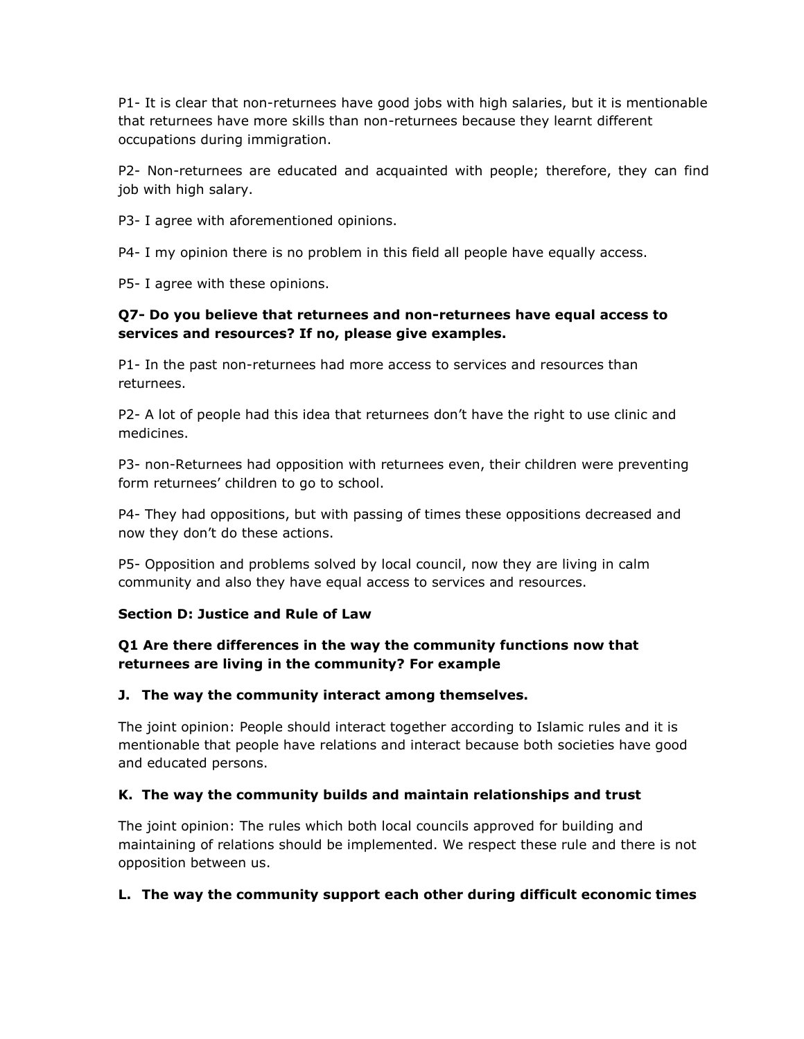P1- It is clear that non-returnees have good jobs with high salaries, but it is mentionable that returnees have more skills than non-returnees because they learnt different occupations during immigration.

P2- Non-returnees are educated and acquainted with people; therefore, they can find job with high salary.

P3- I agree with aforementioned opinions.

P4- I my opinion there is no problem in this field all people have equally access.

P5- I agree with these opinions.

**Q7- Do you believe that returnees and non-returnees have equal access to services and resources? If no, please give examples.**

P1- In the past non-returnees had more access to services and resources than returnees.

P2- A lot of people had this idea that returnees don't have the right to use clinic and medicines.

P3- non-Returnees had opposition with returnees even, their children were preventing form returnees' children to go to school.

P4- They had oppositions, but with passing of times these oppositions decreased and now they don't do these actions.

P5- Opposition and problems solved by local council, now they are living in calm community and also they have equal access to services and resources.

**Section D: Justice and Rule of Law**

**Q1 Are there differences in the way the community functions now that returnees are living in the community? For example**

**J. The way the community interact among themselves.**

The joint opinion: People should interact together according to Islamic rules and it is mentionable that people have relations and interact because both societies have good and educated persons.

**K. The way the community builds and maintain relationships and trust**

The joint opinion: The rules which both local councils approved for building and maintaining of relations should be implemented. We respect these rule and there is not opposition between us.

**L. The way the community support each other during difficult economic times**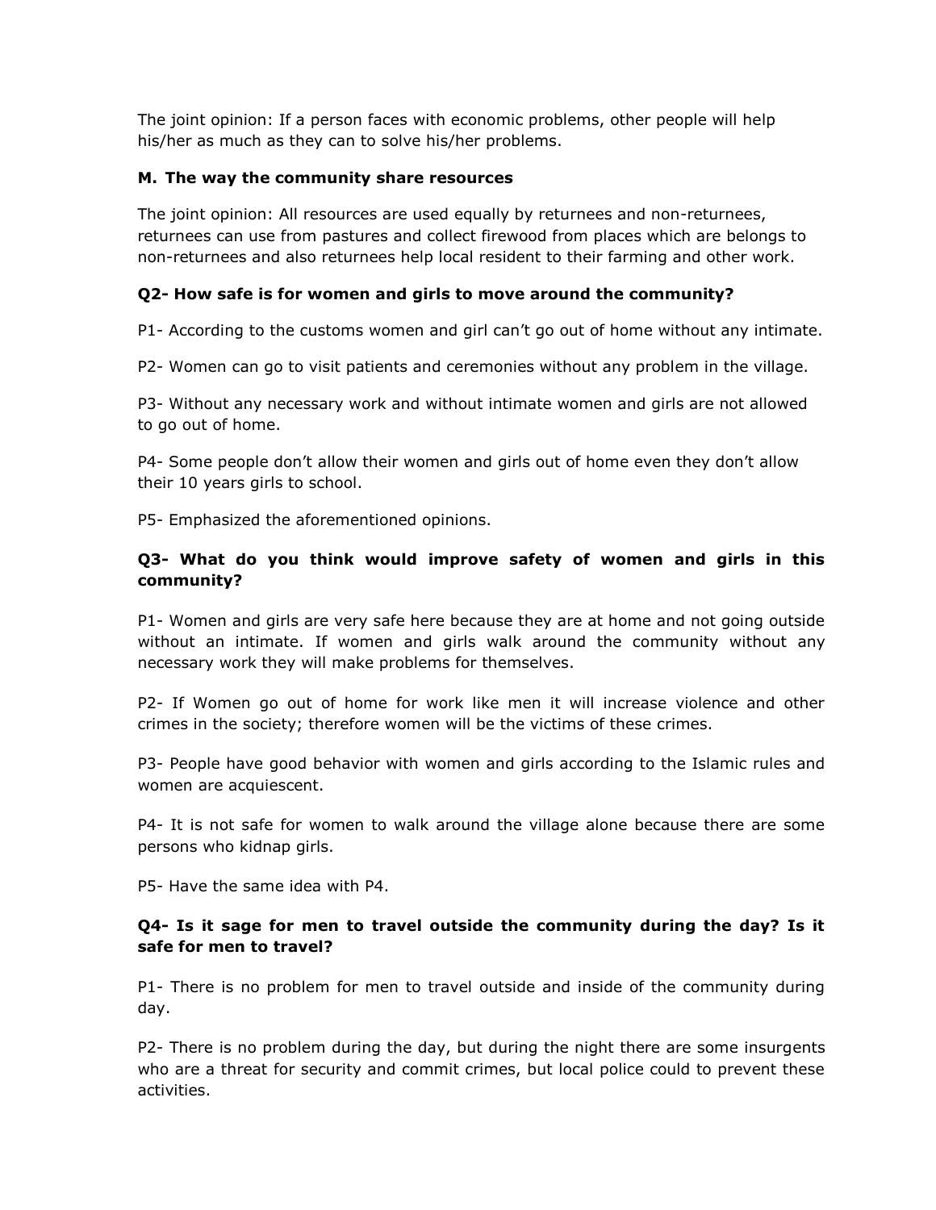The joint opinion: If a person faces with economic problems, other people will help his/her as much as they can to solve his/her problems.

**M. The way the community share resources**

The joint opinion: All resources are used equally by returnees and non-returnees, returnees can use from pastures and collect firewood from places which are belongs to non-returnees and also returnees help local resident to their farming and other work.

**Q2- How safe is for women and girls to move around the community?**

P1- According to the customs women and girl can't go out of home without any intimate.

P2- Women can go to visit patients and ceremonies without any problem in the village.

P3- Without any necessary work and without intimate women and girls are not allowed to go out of home.

P4- Some people don't allow their women and girls out of home even they don't allow their 10 years girls to school.

P5- Emphasized the aforementioned opinions.

**Q3- What do you think would improve safety of women and girls in this community?**

P1- Women and girls are very safe here because they are at home and not going outside without an intimate. If women and girls walk around the community without any necessary work they will make problems for themselves.

P2- If Women go out of home for work like men it will increase violence and other crimes in the society; therefore women will be the victims of these crimes.

P3- People have good behavior with women and girls according to the Islamic rules and women are acquiescent.

P4- It is not safe for women to walk around the village alone because there are some persons who kidnap girls.

P5- Have the same idea with P4.

**Q4- Is it sage for men to travel outside the community during the day? Is it safe for men to travel?**

P1- There is no problem for men to travel outside and inside of the community during day.

P2- There is no problem during the day, but during the night there are some insurgents who are a threat for security and commit crimes, but local police could to prevent these activities.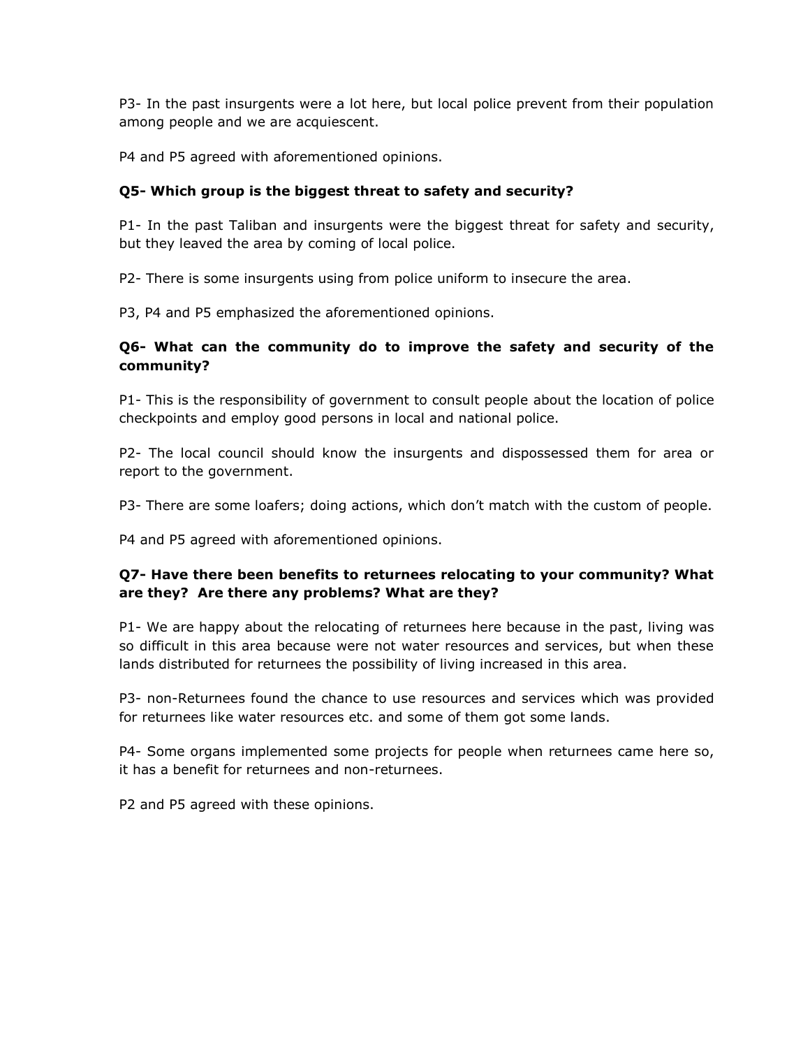P3- In the past insurgents were a lot here, but local police prevent from their population among people and we are acquiescent.

P4 and P5 agreed with aforementioned opinions.

**Q5- Which group is the biggest threat to safety and security?**

P1- In the past Taliban and insurgents were the biggest threat for safety and security, but they leaved the area by coming of local police.

P2- There is some insurgents using from police uniform to insecure the area.

P3, P4 and P5 emphasized the aforementioned opinions.

**Q6- What can the community do to improve the safety and security of the community?**

P1- This is the responsibility of government to consult people about the location of police checkpoints and employ good persons in local and national police.

P2- The local council should know the insurgents and dispossessed them for area or report to the government.

P3- There are some loafers; doing actions, which don't match with the custom of people.

P4 and P5 agreed with aforementioned opinions.

**Q7- Have there been benefits to returnees relocating to your community? What are they? Are there any problems? What are they?**

P1- We are happy about the relocating of returnees here because in the past, living was so difficult in this area because were not water resources and services, but when these lands distributed for returnees the possibility of living increased in this area.

P3- non-Returnees found the chance to use resources and services which was provided for returnees like water resources etc. and some of them got some lands.

P4- Some organs implemented some projects for people when returnees came here so, it has a benefit for returnees and non-returnees.

P2 and P5 agreed with these opinions.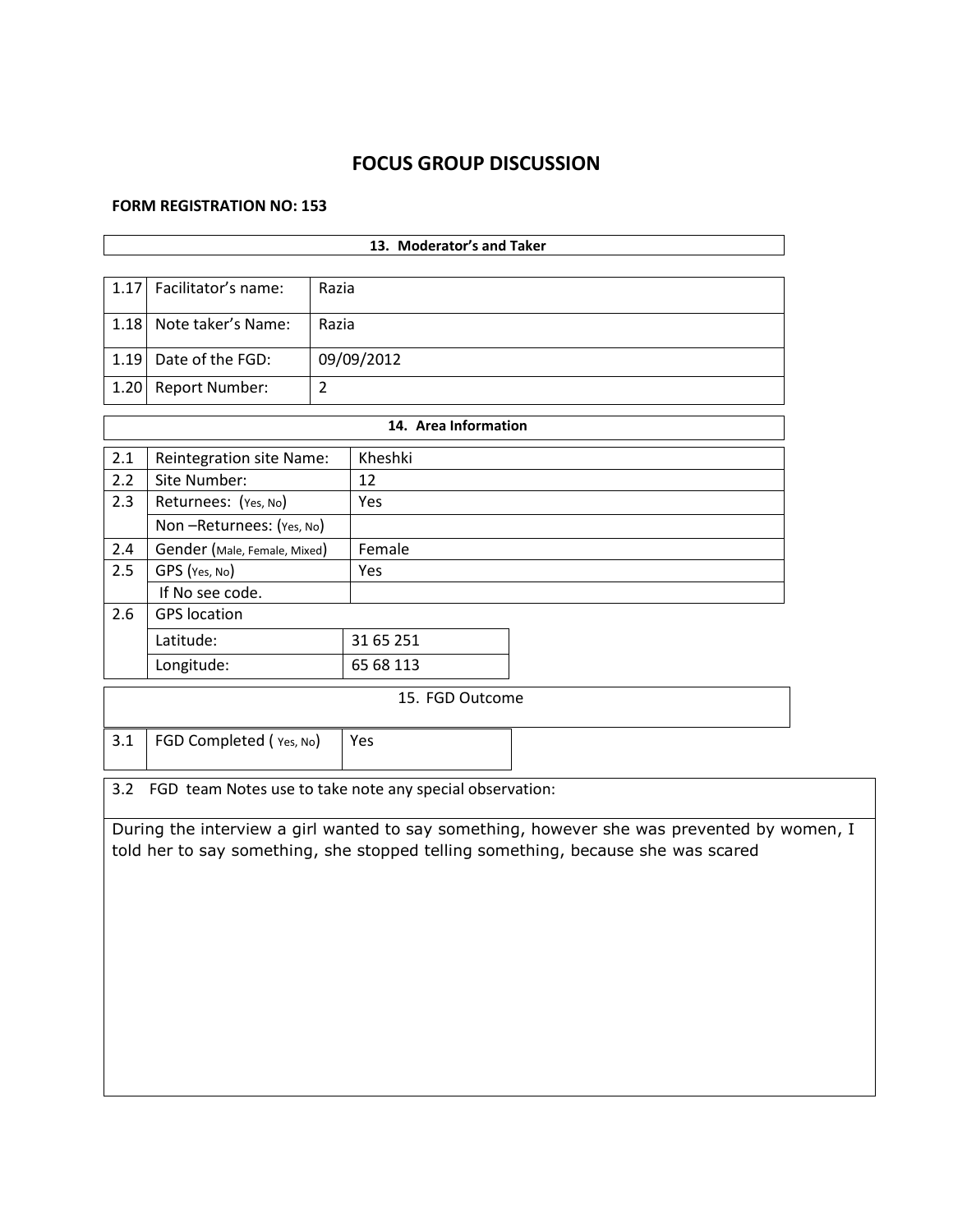# FOCUS GROUP DISCUSSION

**FORM REGISTRATION NO: 153**

| **13. Moderator's and Taker** | | |
|---|---|---|
| 1.17 | Facilitator's name: | Razia |
| 1.18 | Note taker's Name: | Razia |
| 1.19 | Date of the FGD: | 09/09/2012 |
| 1.20 | Report Number: | 2 |

| **14. Area Information** | | |
|---|---|---|
| 2.1 | Reintegration site Name: | Kheshki |
| 2.2 | Site Number: | 12 |
| 2.3 | Returnees: (Yes, No) | Yes |
| | Non –Returnees: (Yes, No) | |
| 2.4 | Gender (Male, Female, Mixed) | Female |
| 2.5 | GPS (Yes, No) | Yes |
| | If No see code. | |
| 2.6 | GPS location | |
| | Latitude: | 31 65 251 |
| | Longitude: | 65 68 113 |

| 15. FGD Outcome | | |
|---|---|---|
| 3.1 | FGD Completed ( Yes, No) | Yes |

| 3.2 FGD team Notes use to take note any special observation: |
|---|
| During the interview a girl wanted to say something, however she was prevented by women, I told her to say something, she stopped telling something, because she was scared |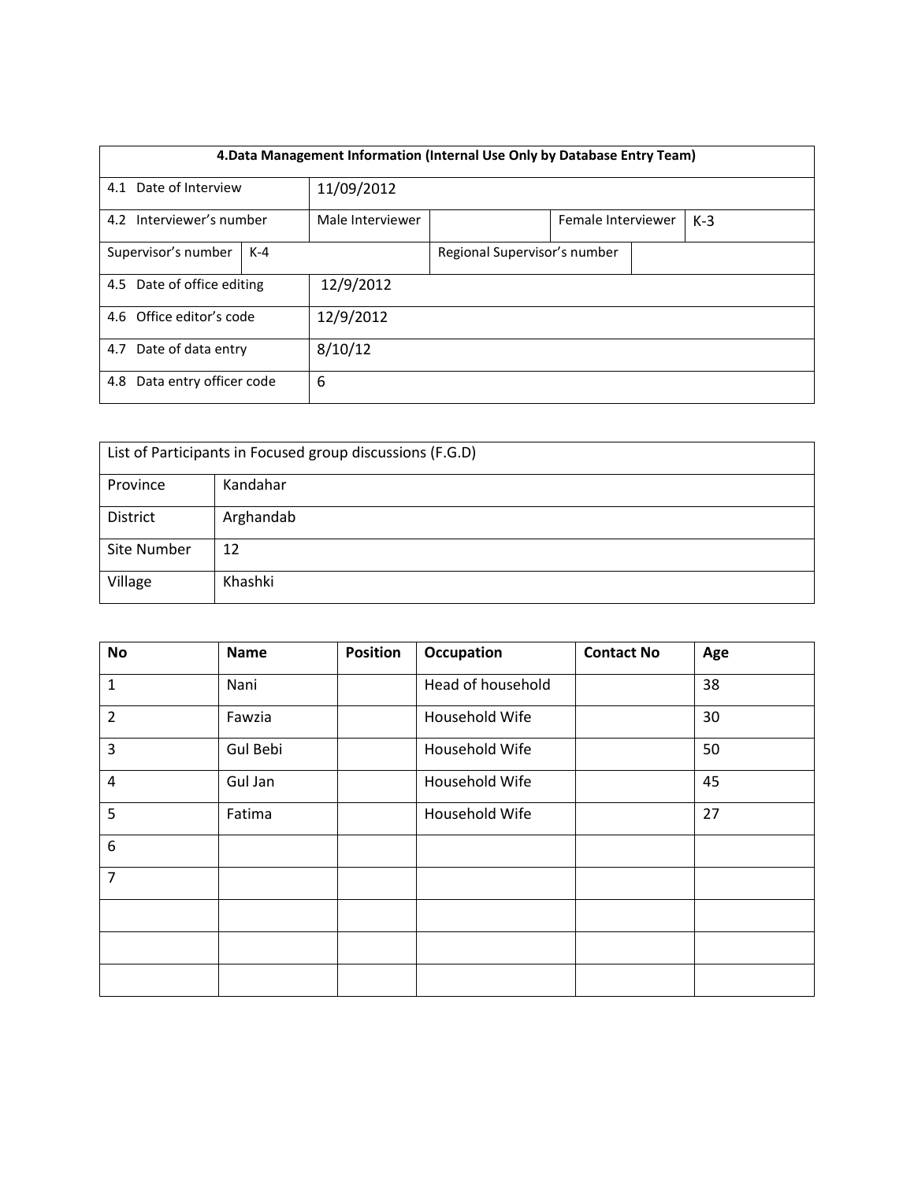| 4.Data Management Information (Internal Use Only by Database Entry Team) | | | | | |
|---|---|---|---|---|---|
| 4.1 Date of Interview | | 11/09/2012 | | | |
| 4.2 Interviewer's number | | Male Interviewer | | Female Interviewer | K-3 |
| Supervisor's number | K-4 | | Regional Supervisor's number | | |
| 4.5 Date of office editing | | 12/9/2012 | | | |
| 4.6 Office editor's code | | 12/9/2012 | | | |
| 4.7 Date of data entry | | 8/10/12 | | | |
| 4.8 Data entry officer code | | 6 | | | |

| List of Participants in Focused group discussions (F.G.D) | |
|---|---|
| Province | Kandahar |
| District | Arghandab |
| Site Number | 12 |
| Village | Khashki |

| No | Name | Position | Occupation | Contact No | Age |
|---|---|---|---|---|---|
| 1 | Nani | | Head of household | | 38 |
| 2 | Fawzia | | Household Wife | | 30 |
| 3 | Gul Bebi | | Household Wife | | 50 |
| 4 | Gul Jan | | Household Wife | | 45 |
| 5 | Fatima | | Household Wife | | 27 |
| 6 | | | | | |
| 7 | | | | | |
| | | | | | |
| | | | | | |
| | | | | | |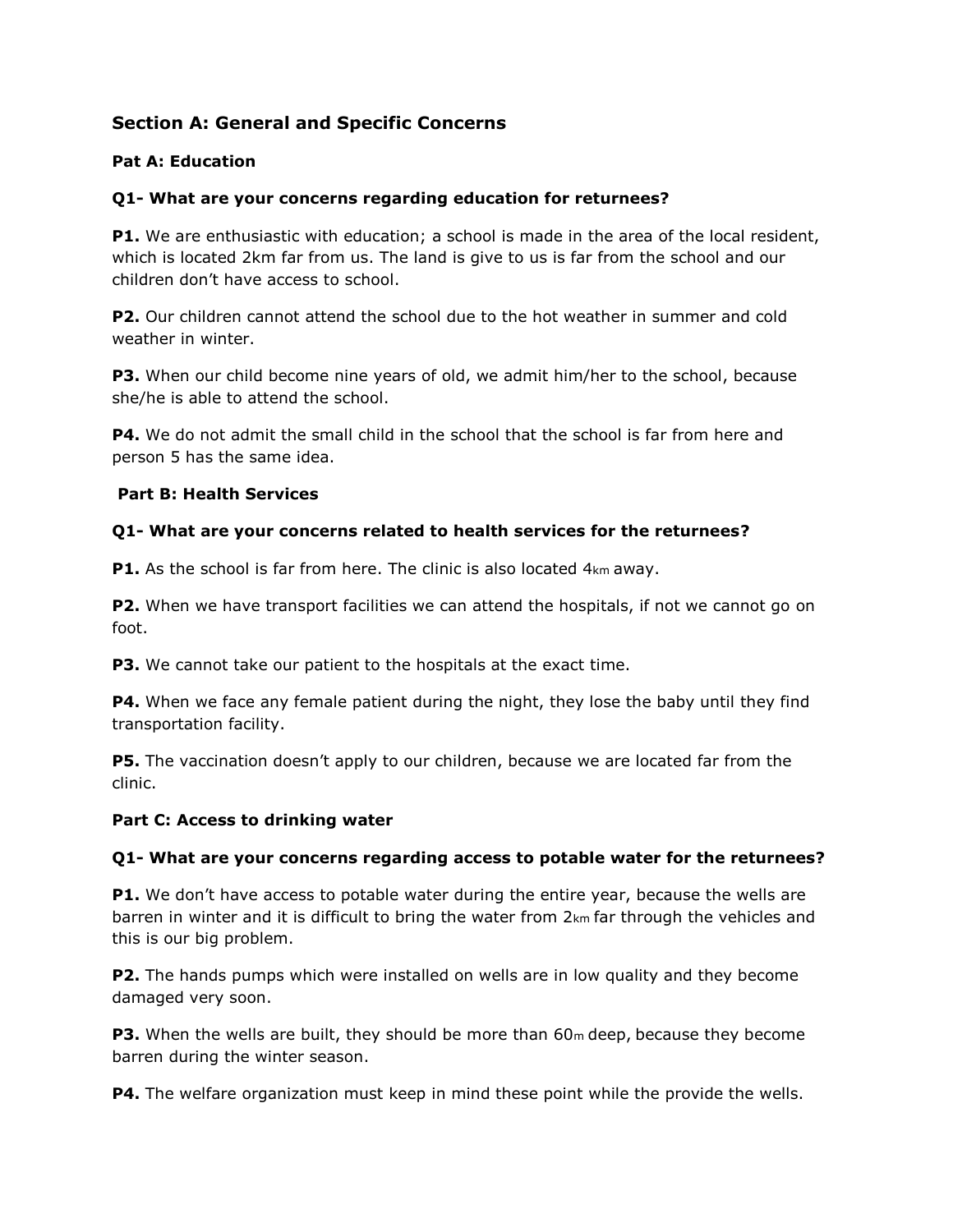## Section A: General and Specific Concerns

### Pat A: Education

**Q1- What are your concerns regarding education for returnees?**

**P1.** We are enthusiastic with education; a school is made in the area of the local resident, which is located 2km far from us. The land is give to us is far from the school and our children don't have access to school.

**P2.** Our children cannot attend the school due to the hot weather in summer and cold weather in winter.

**P3.** When our child become nine years of old, we admit him/her to the school, because she/he is able to attend the school.

**P4.** We do not admit the small child in the school that the school is far from here and person 5 has the same idea.

### Part B: Health Services

**Q1- What are your concerns related to health services for the returnees?**

**P1.** As the school is far from here. The clinic is also located 4km away.

**P2.** When we have transport facilities we can attend the hospitals, if not we cannot go on foot.

**P3.** We cannot take our patient to the hospitals at the exact time.

**P4.** When we face any female patient during the night, they lose the baby until they find transportation facility.

**P5.** The vaccination doesn't apply to our children, because we are located far from the clinic.

### Part C: Access to drinking water

**Q1- What are your concerns regarding access to potable water for the returnees?**

**P1.** We don't have access to potable water during the entire year, because the wells are barren in winter and it is difficult to bring the water from 2km far through the vehicles and this is our big problem.

**P2.** The hands pumps which were installed on wells are in low quality and they become damaged very soon.

**P3.** When the wells are built, they should be more than 60m deep, because they become barren during the winter season.

**P4.** The welfare organization must keep in mind these point while the provide the wells.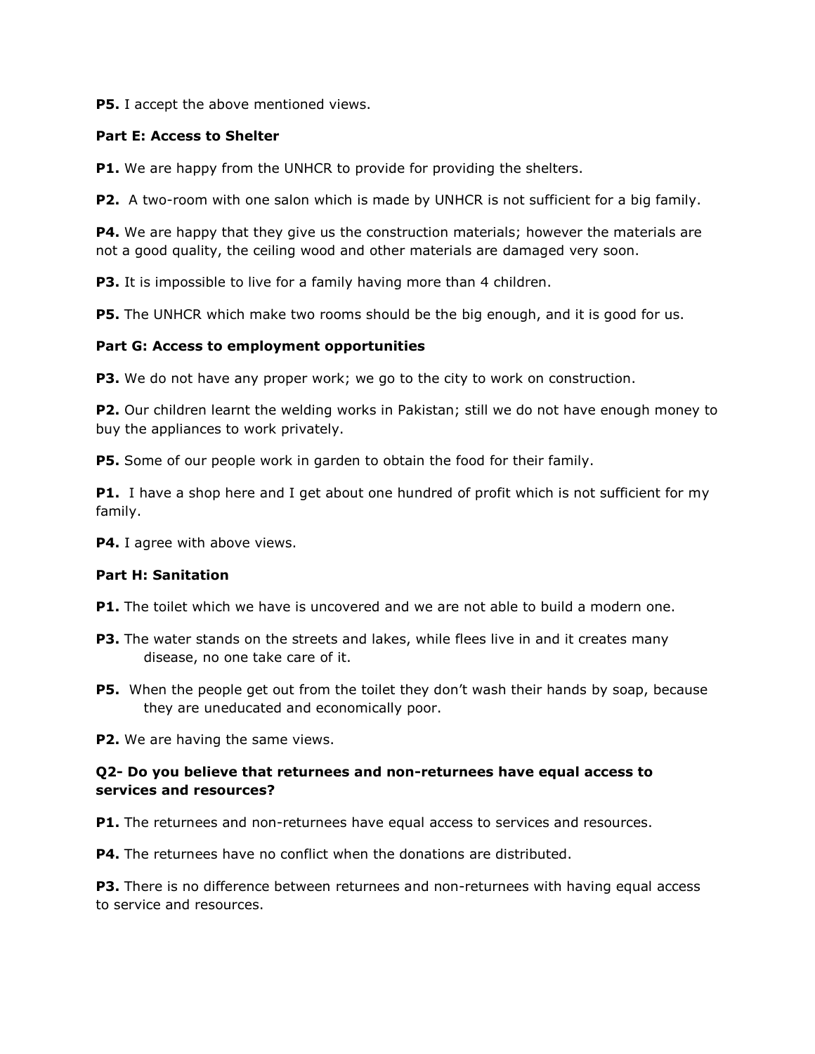**P5.** I accept the above mentioned views.

**Part E: Access to Shelter**

**P1.** We are happy from the UNHCR to provide for providing the shelters.

**P2.** A two-room with one salon which is made by UNHCR is not sufficient for a big family.

**P4.** We are happy that they give us the construction materials; however the materials are not a good quality, the ceiling wood and other materials are damaged very soon.

**P3.** It is impossible to live for a family having more than 4 children.

**P5.** The UNHCR which make two rooms should be the big enough, and it is good for us.

**Part G: Access to employment opportunities**

**P3.** We do not have any proper work; we go to the city to work on construction.

**P2.** Our children learnt the welding works in Pakistan; still we do not have enough money to buy the appliances to work privately.

**P5.** Some of our people work in garden to obtain the food for their family.

**P1.** I have a shop here and I get about one hundred of profit which is not sufficient for my family.

**P4.** I agree with above views.

**Part H: Sanitation**

**P1.** The toilet which we have is uncovered and we are not able to build a modern one.

**P3.** The water stands on the streets and lakes, while flees live in and it creates many disease, no one take care of it.

**P5.** When the people get out from the toilet they don't wash their hands by soap, because they are uneducated and economically poor.

**P2.** We are having the same views.

**Q2- Do you believe that returnees and non-returnees have equal access to services and resources?**

**P1.** The returnees and non-returnees have equal access to services and resources.

**P4.** The returnees have no conflict when the donations are distributed.

**P3.** There is no difference between returnees and non-returnees with having equal access to service and resources.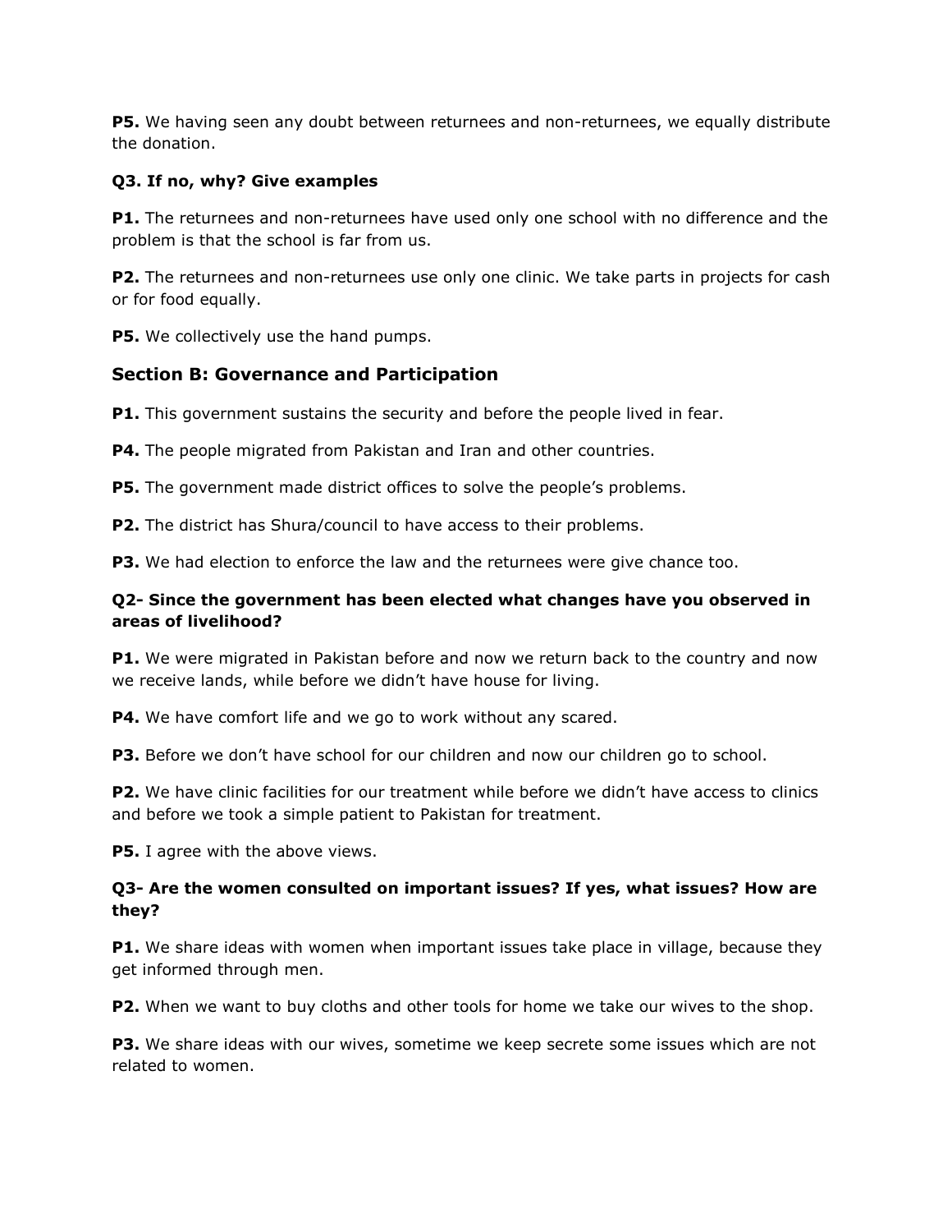**P5.** We having seen any doubt between returnees and non-returnees, we equally distribute the donation.

**Q3. If no, why? Give examples**

**P1.** The returnees and non-returnees have used only one school with no difference and the problem is that the school is far from us.

**P2.** The returnees and non-returnees use only one clinic. We take parts in projects for cash or for food equally.

**P5.** We collectively use the hand pumps.

## Section B: Governance and Participation

**P1.** This government sustains the security and before the people lived in fear.

**P4.** The people migrated from Pakistan and Iran and other countries.

**P5.** The government made district offices to solve the people's problems.

**P2.** The district has Shura/council to have access to their problems.

**P3.** We had election to enforce the law and the returnees were give chance too.

**Q2- Since the government has been elected what changes have you observed in areas of livelihood?**

**P1.** We were migrated in Pakistan before and now we return back to the country and now we receive lands, while before we didn't have house for living.

**P4.** We have comfort life and we go to work without any scared.

**P3.** Before we don't have school for our children and now our children go to school.

**P2.** We have clinic facilities for our treatment while before we didn't have access to clinics and before we took a simple patient to Pakistan for treatment.

**P5.** I agree with the above views.

**Q3- Are the women consulted on important issues? If yes, what issues? How are they?**

**P1.** We share ideas with women when important issues take place in village, because they get informed through men.

**P2.** When we want to buy cloths and other tools for home we take our wives to the shop.

**P3.** We share ideas with our wives, sometime we keep secrete some issues which are not related to women.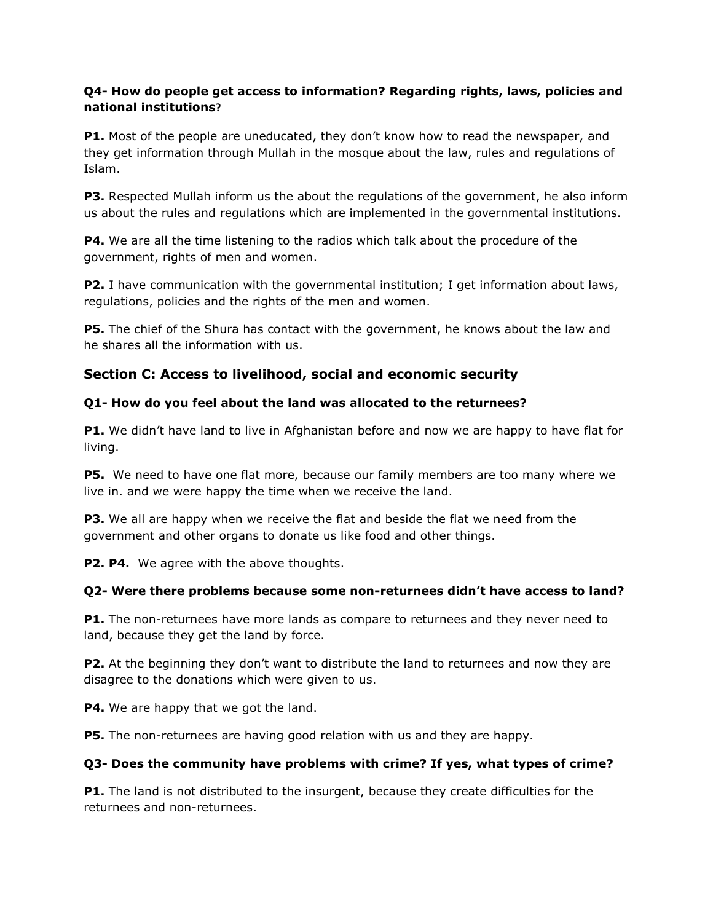**Q4- How do people get access to information? Regarding rights, laws, policies and national institutions?**

**P1.** Most of the people are uneducated, they don't know how to read the newspaper, and they get information through Mullah in the mosque about the law, rules and regulations of Islam.

**P3.** Respected Mullah inform us the about the regulations of the government, he also inform us about the rules and regulations which are implemented in the governmental institutions.

**P4.** We are all the time listening to the radios which talk about the procedure of the government, rights of men and women.

**P2.** I have communication with the governmental institution; I get information about laws, regulations, policies and the rights of the men and women.

**P5.** The chief of the Shura has contact with the government, he knows about the law and he shares all the information with us.

## Section C: Access to livelihood, social and economic security

**Q1- How do you feel about the land was allocated to the returnees?**

**P1.** We didn't have land to live in Afghanistan before and now we are happy to have flat for living.

**P5.** We need to have one flat more, because our family members are too many where we live in. and we were happy the time when we receive the land.

**P3.** We all are happy when we receive the flat and beside the flat we need from the government and other organs to donate us like food and other things.

**P2. P4.** We agree with the above thoughts.

**Q2- Were there problems because some non-returnees didn't have access to land?**

**P1.** The non-returnees have more lands as compare to returnees and they never need to land, because they get the land by force.

**P2.** At the beginning they don't want to distribute the land to returnees and now they are disagree to the donations which were given to us.

**P4.** We are happy that we got the land.

**P5.** The non-returnees are having good relation with us and they are happy.

**Q3- Does the community have problems with crime? If yes, what types of crime?**

**P1.** The land is not distributed to the insurgent, because they create difficulties for the returnees and non-returnees.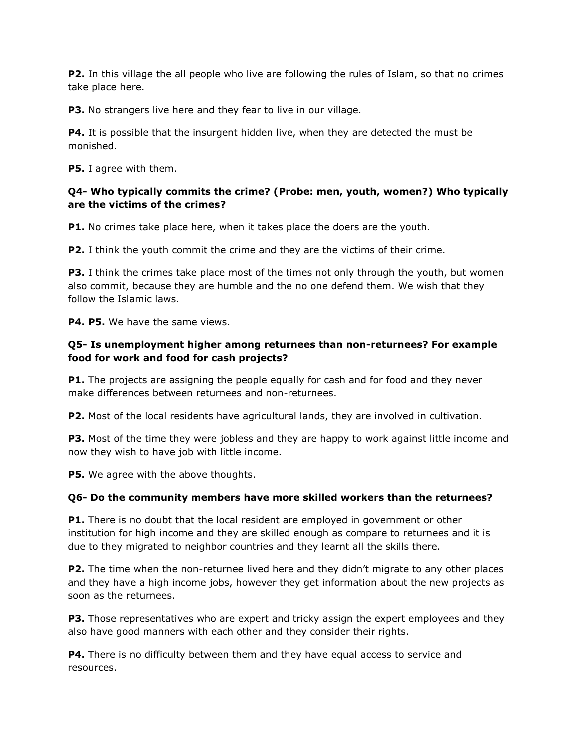**P2.** In this village the all people who live are following the rules of Islam, so that no crimes take place here.

**P3.** No strangers live here and they fear to live in our village.

**P4.** It is possible that the insurgent hidden live, when they are detected the must be monished.

**P5.** I agree with them.

### Q4- Who typically commits the crime? (Probe: men, youth, women?) Who typically are the victims of the crimes?

**P1.** No crimes take place here, when it takes place the doers are the youth.

**P2.** I think the youth commit the crime and they are the victims of their crime.

**P3.** I think the crimes take place most of the times not only through the youth, but women also commit, because they are humble and the no one defend them. We wish that they follow the Islamic laws.

**P4. P5.** We have the same views.

### Q5- Is unemployment higher among returnees than non-returnees? For example food for work and food for cash projects?

**P1.** The projects are assigning the people equally for cash and for food and they never make differences between returnees and non-returnees.

**P2.** Most of the local residents have agricultural lands, they are involved in cultivation.

**P3.** Most of the time they were jobless and they are happy to work against little income and now they wish to have job with little income.

**P5.** We agree with the above thoughts.

### Q6- Do the community members have more skilled workers than the returnees?

**P1.** There is no doubt that the local resident are employed in government or other institution for high income and they are skilled enough as compare to returnees and it is due to they migrated to neighbor countries and they learnt all the skills there.

**P2.** The time when the non-returnee lived here and they didn't migrate to any other places and they have a high income jobs, however they get information about the new projects as soon as the returnees.

**P3.** Those representatives who are expert and tricky assign the expert employees and they also have good manners with each other and they consider their rights.

**P4.** There is no difficulty between them and they have equal access to service and resources.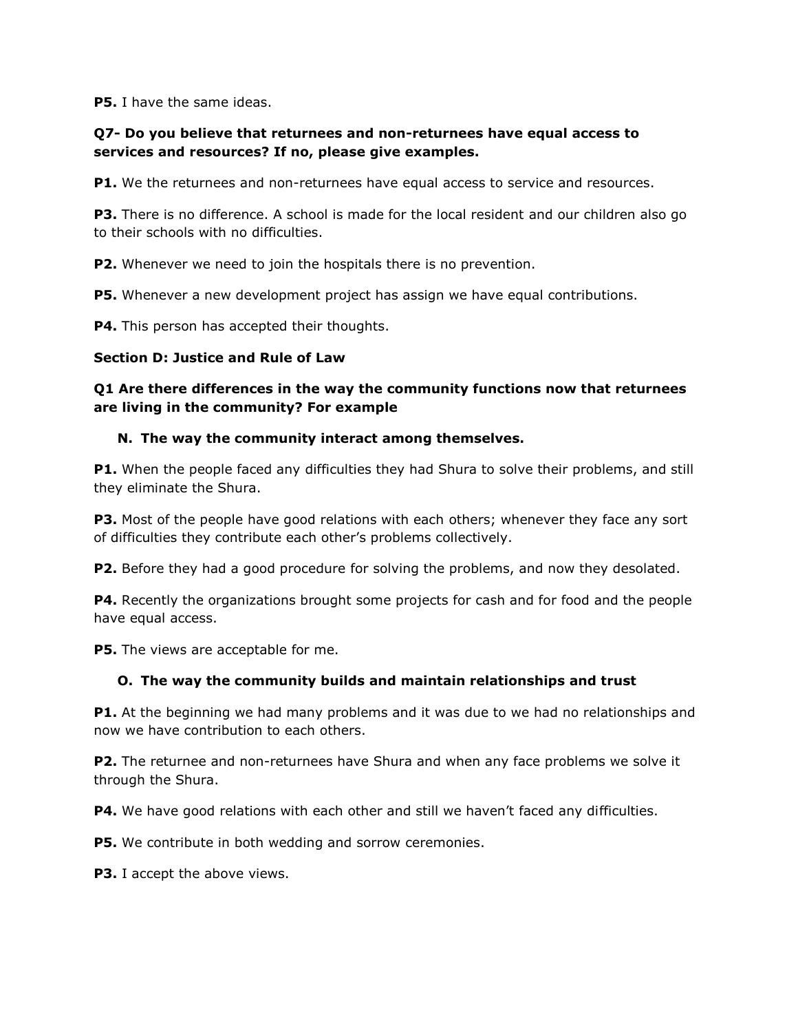**P5.** I have the same ideas.

**Q7- Do you believe that returnees and non-returnees have equal access to services and resources? If no, please give examples.**

**P1.** We the returnees and non-returnees have equal access to service and resources.

**P3.** There is no difference. A school is made for the local resident and our children also go to their schools with no difficulties.

**P2.** Whenever we need to join the hospitals there is no prevention.

**P5.** Whenever a new development project has assign we have equal contributions.

**P4.** This person has accepted their thoughts.

**Section D: Justice and Rule of Law**

**Q1 Are there differences in the way the community functions now that returnees are living in the community? For example**

**N. The way the community interact among themselves.**

**P1.** When the people faced any difficulties they had Shura to solve their problems, and still they eliminate the Shura.

**P3.** Most of the people have good relations with each others; whenever they face any sort of difficulties they contribute each other's problems collectively.

**P2.** Before they had a good procedure for solving the problems, and now they desolated.

**P4.** Recently the organizations brought some projects for cash and for food and the people have equal access.

**P5.** The views are acceptable for me.

**O. The way the community builds and maintain relationships and trust**

**P1.** At the beginning we had many problems and it was due to we had no relationships and now we have contribution to each others.

**P2.** The returnee and non-returnees have Shura and when any face problems we solve it through the Shura.

**P4.** We have good relations with each other and still we haven't faced any difficulties.

**P5.** We contribute in both wedding and sorrow ceremonies.

**P3.** I accept the above views.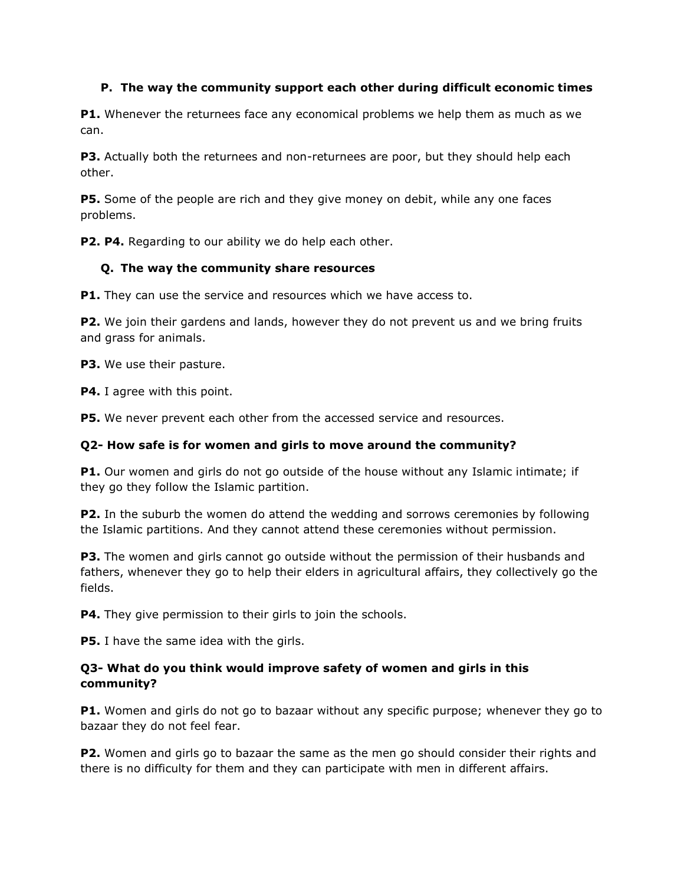### P. The way the community support each other during difficult economic times

**P1.** Whenever the returnees face any economical problems we help them as much as we can.

**P3.** Actually both the returnees and non-returnees are poor, but they should help each other.

**P5.** Some of the people are rich and they give money on debit, while any one faces problems.

**P2. P4.** Regarding to our ability we do help each other.

### Q. The way the community share resources

**P1.** They can use the service and resources which we have access to.

**P2.** We join their gardens and lands, however they do not prevent us and we bring fruits and grass for animals.

**P3.** We use their pasture.

**P4.** I agree with this point.

**P5.** We never prevent each other from the accessed service and resources.

### Q2- How safe is for women and girls to move around the community?

**P1.** Our women and girls do not go outside of the house without any Islamic intimate; if they go they follow the Islamic partition.

**P2.** In the suburb the women do attend the wedding and sorrows ceremonies by following the Islamic partitions. And they cannot attend these ceremonies without permission.

**P3.** The women and girls cannot go outside without the permission of their husbands and fathers, whenever they go to help their elders in agricultural affairs, they collectively go the fields.

**P4.** They give permission to their girls to join the schools.

**P5.** I have the same idea with the girls.

### Q3- What do you think would improve safety of women and girls in this community?

**P1.** Women and girls do not go to bazaar without any specific purpose; whenever they go to bazaar they do not feel fear.

**P2.** Women and girls go to bazaar the same as the men go should consider their rights and there is no difficulty for them and they can participate with men in different affairs.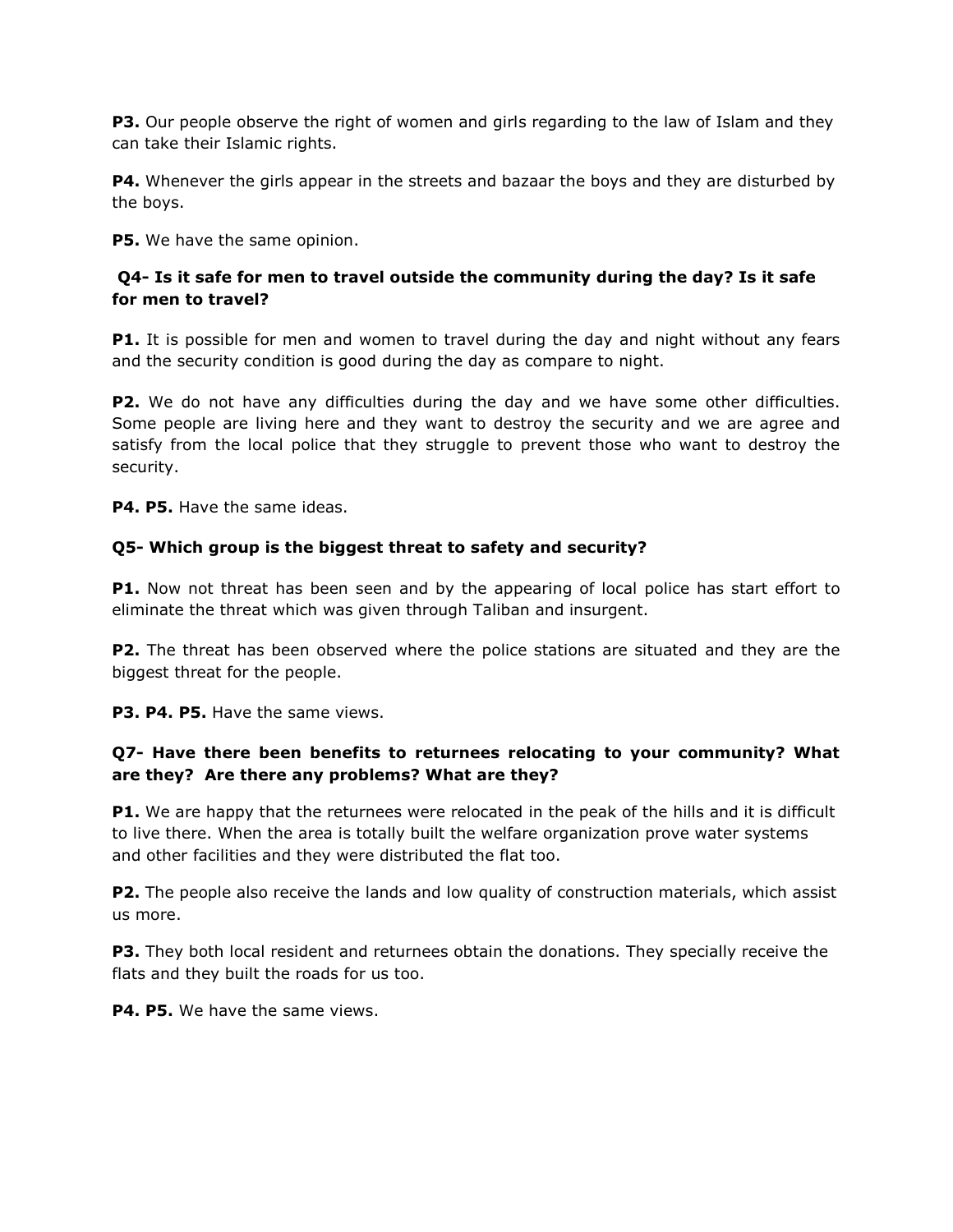**P3.** Our people observe the right of women and girls regarding to the law of Islam and they can take their Islamic rights.

**P4.** Whenever the girls appear in the streets and bazaar the boys and they are disturbed by the boys.

**P5.** We have the same opinion.

### Q4- Is it safe for men to travel outside the community during the day? Is it safe for men to travel?

**P1.** It is possible for men and women to travel during the day and night without any fears and the security condition is good during the day as compare to night.

**P2.** We do not have any difficulties during the day and we have some other difficulties. Some people are living here and they want to destroy the security and we are agree and satisfy from the local police that they struggle to prevent those who want to destroy the security.

**P4. P5.** Have the same ideas.

### Q5- Which group is the biggest threat to safety and security?

**P1.** Now not threat has been seen and by the appearing of local police has start effort to eliminate the threat which was given through Taliban and insurgent.

**P2.** The threat has been observed where the police stations are situated and they are the biggest threat for the people.

**P3. P4. P5.** Have the same views.

### Q7- Have there been benefits to returnees relocating to your community? What are they? Are there any problems? What are they?

**P1.** We are happy that the returnees were relocated in the peak of the hills and it is difficult to live there. When the area is totally built the welfare organization prove water systems and other facilities and they were distributed the flat too.

**P2.** The people also receive the lands and low quality of construction materials, which assist us more.

**P3.** They both local resident and returnees obtain the donations. They specially receive the flats and they built the roads for us too.

**P4. P5.** We have the same views.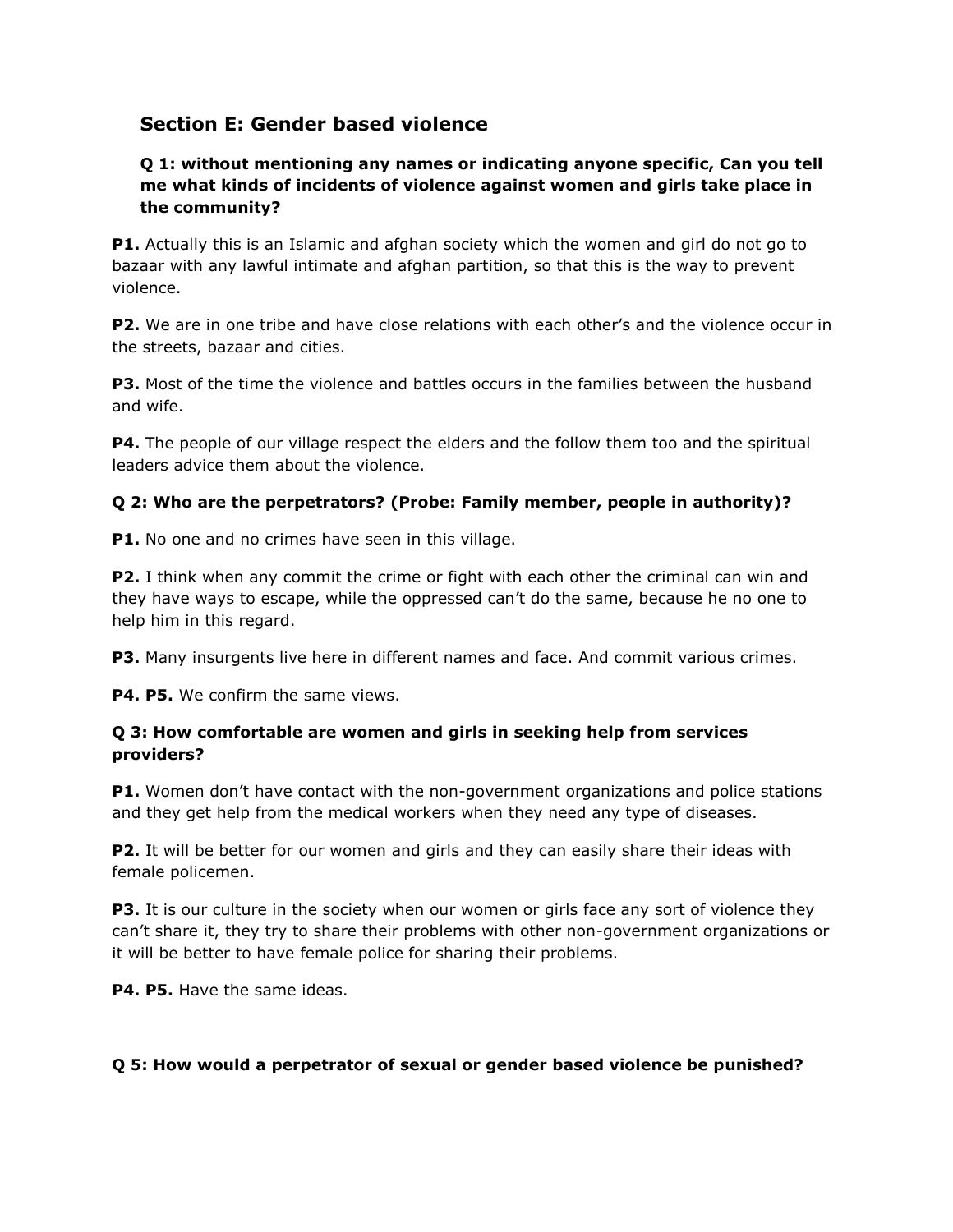## Section E: Gender based violence

### Q 1: without mentioning any names or indicating anyone specific, Can you tell me what kinds of incidents of violence against women and girls take place in the community?

**P1.** Actually this is an Islamic and afghan society which the women and girl do not go to bazaar with any lawful intimate and afghan partition, so that this is the way to prevent violence.

**P2.** We are in one tribe and have close relations with each other's and the violence occur in the streets, bazaar and cities.

**P3.** Most of the time the violence and battles occurs in the families between the husband and wife.

**P4.** The people of our village respect the elders and the follow them too and the spiritual leaders advice them about the violence.

### Q 2: Who are the perpetrators? (Probe: Family member, people in authority)?

**P1.** No one and no crimes have seen in this village.

**P2.** I think when any commit the crime or fight with each other the criminal can win and they have ways to escape, while the oppressed can't do the same, because he no one to help him in this regard.

**P3.** Many insurgents live here in different names and face. And commit various crimes.

**P4. P5.** We confirm the same views.

### Q 3: How comfortable are women and girls in seeking help from services providers?

**P1.** Women don't have contact with the non-government organizations and police stations and they get help from the medical workers when they need any type of diseases.

**P2.** It will be better for our women and girls and they can easily share their ideas with female policemen.

**P3.** It is our culture in the society when our women or girls face any sort of violence they can't share it, they try to share their problems with other non-government organizations or it will be better to have female police for sharing their problems.

**P4. P5.** Have the same ideas.

### Q 5: How would a perpetrator of sexual or gender based violence be punished?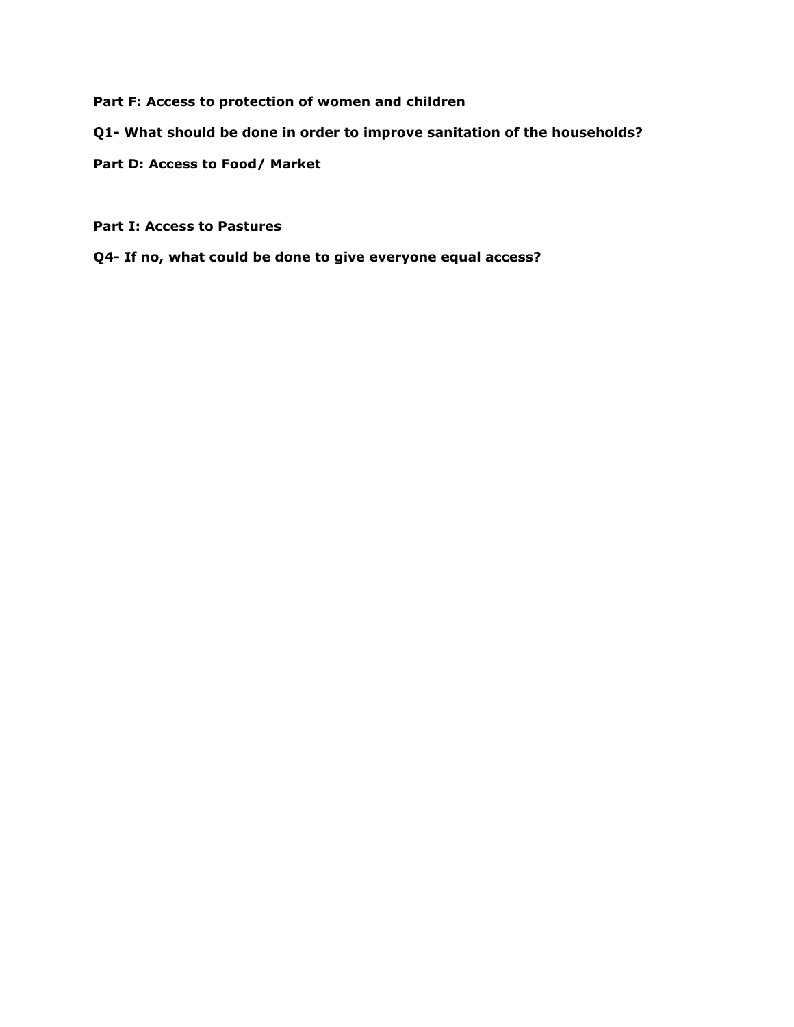**Part F: Access to protection of women and children**

**Q1- What should be done in order to improve sanitation of the households?**

**Part D: Access to Food/ Market**

**Part I: Access to Pastures**

**Q4- If no, what could be done to give everyone equal access?**